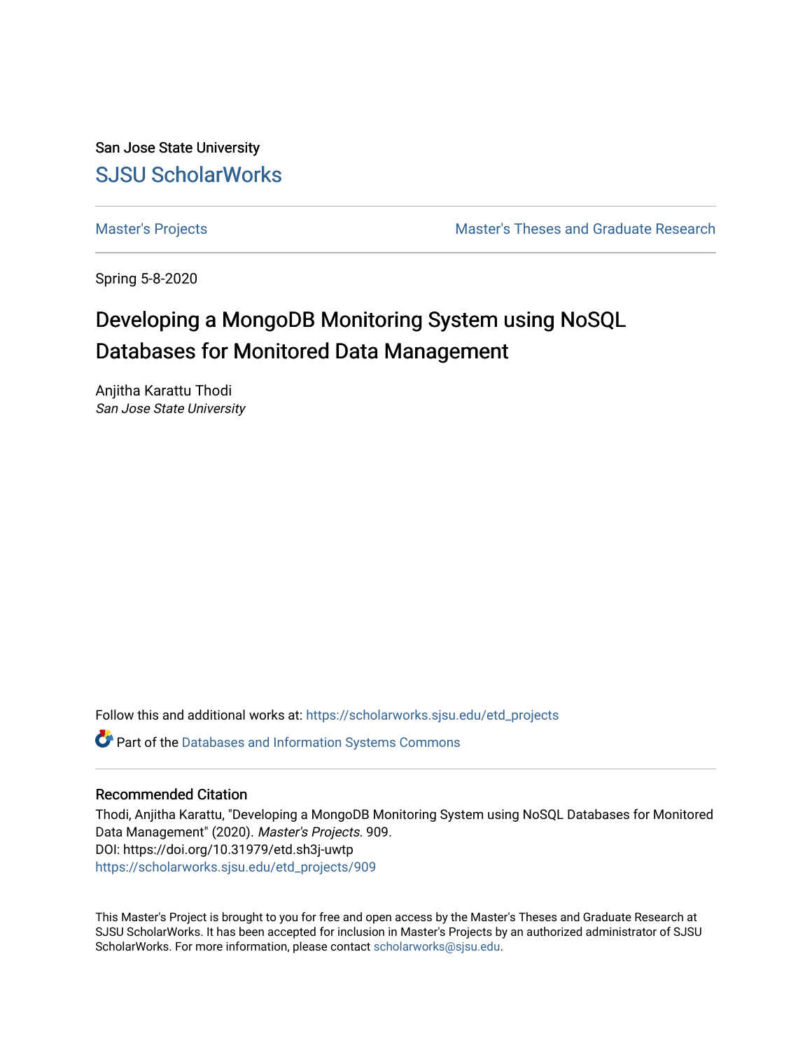San Jose State University

# SJSU ScholarWorks

Master's Projects

Master's Theses and Graduate Research

Spring 5-8-2020

# Developing a MongoDB Monitoring System using NoSQL Databases for Monitored Data Management

Anjitha Karattu Thodi
*San Jose State University*

Follow this and additional works at: https://scholarworks.sjsu.edu/etd_projects

Part of the Databases and Information Systems Commons

## Recommended Citation

Thodi, Anjitha Karattu, "Developing a MongoDB Monitoring System using NoSQL Databases for Monitored Data Management" (2020). *Master's Projects*. 909.
DOI: https://doi.org/10.31979/etd.sh3j-uwtp
https://scholarworks.sjsu.edu/etd_projects/909

This Master's Project is brought to you for free and open access by the Master's Theses and Graduate Research at SJSU ScholarWorks. It has been accepted for inclusion in Master's Projects by an authorized administrator of SJSU ScholarWorks. For more information, please contact scholarworks@sjsu.edu.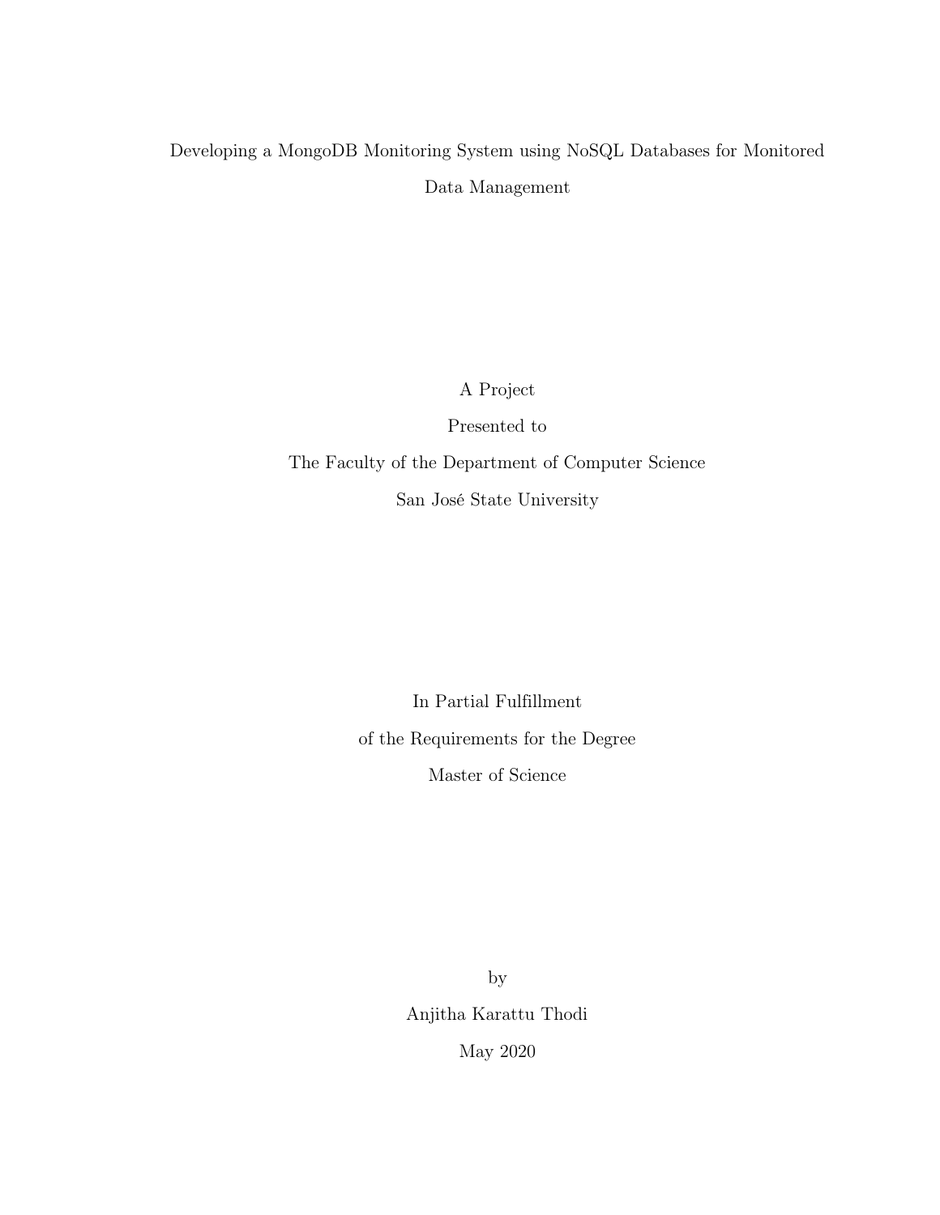Developing a MongoDB Monitoring System using NoSQL Databases for Monitored Data Management

A Project

Presented to

The Faculty of the Department of Computer Science

San José State University

In Partial Fulfillment

of the Requirements for the Degree

Master of Science

by

Anjitha Karattu Thodi

May 2020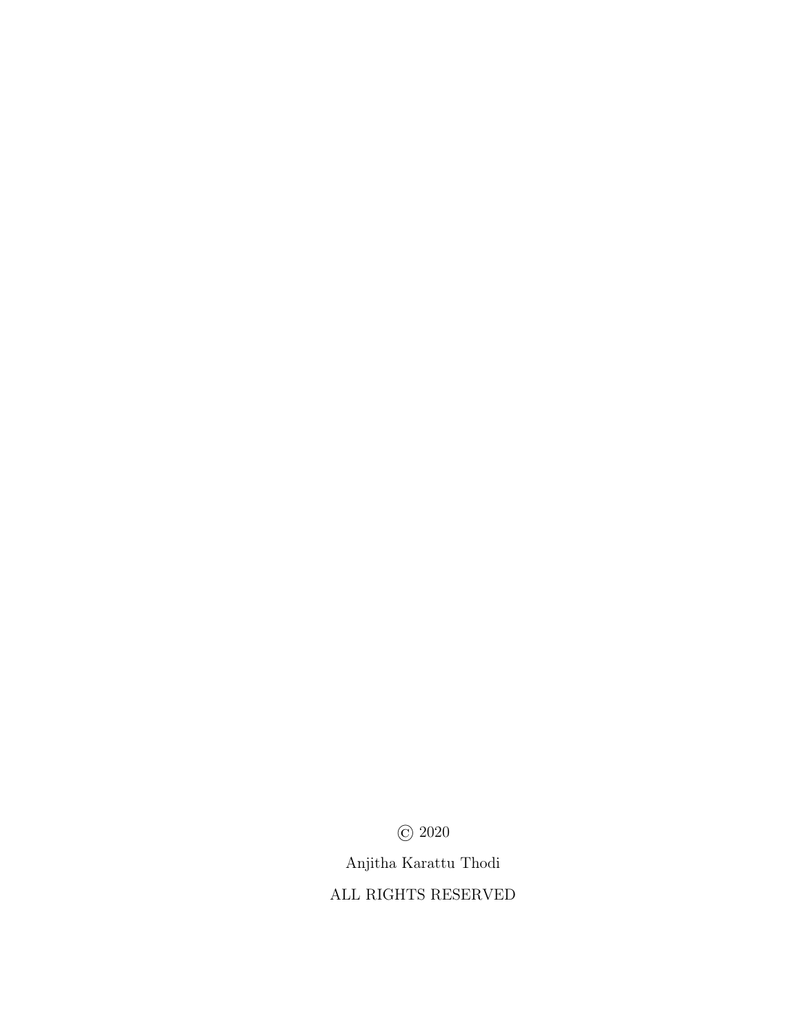© 2020

Anjitha Karattu Thodi

ALL RIGHTS RESERVED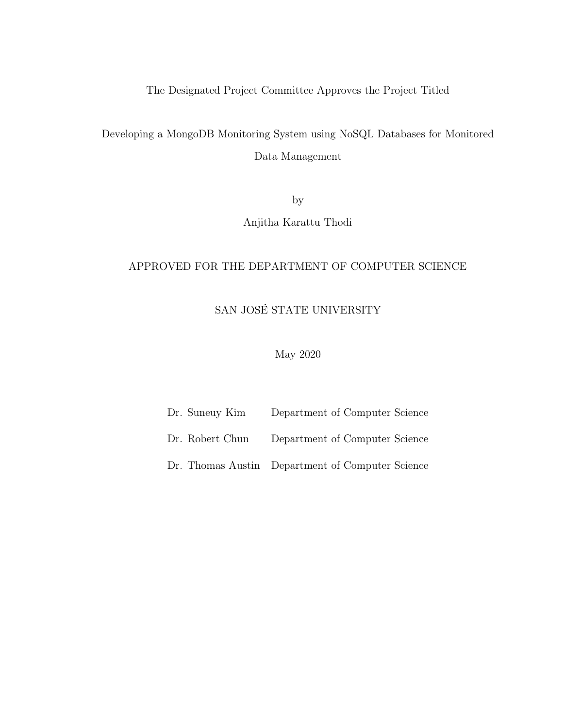The Designated Project Committee Approves the Project Titled

Developing a MongoDB Monitoring System using NoSQL Databases for Monitored Data Management

by

Anjitha Karattu Thodi

APPROVED FOR THE DEPARTMENT OF COMPUTER SCIENCE

SAN JOSÉ STATE UNIVERSITY

May 2020

| | |
|---|---|
| Dr. Suneuy Kim | Department of Computer Science |
| Dr. Robert Chun | Department of Computer Science |
| Dr. Thomas Austin | Department of Computer Science |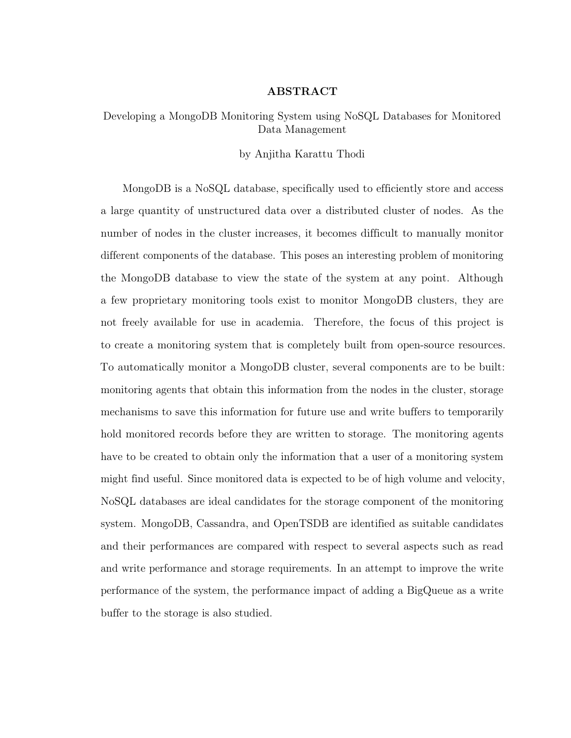# ABSTRACT

Developing a MongoDB Monitoring System using NoSQL Databases for Monitored Data Management

by Anjitha Karattu Thodi

MongoDB is a NoSQL database, specifically used to efficiently store and access a large quantity of unstructured data over a distributed cluster of nodes. As the number of nodes in the cluster increases, it becomes difficult to manually monitor different components of the database. This poses an interesting problem of monitoring the MongoDB database to view the state of the system at any point. Although a few proprietary monitoring tools exist to monitor MongoDB clusters, they are not freely available for use in academia. Therefore, the focus of this project is to create a monitoring system that is completely built from open-source resources. To automatically monitor a MongoDB cluster, several components are to be built: monitoring agents that obtain this information from the nodes in the cluster, storage mechanisms to save this information for future use and write buffers to temporarily hold monitored records before they are written to storage. The monitoring agents have to be created to obtain only the information that a user of a monitoring system might find useful. Since monitored data is expected to be of high volume and velocity, NoSQL databases are ideal candidates for the storage component of the monitoring system. MongoDB, Cassandra, and OpenTSDB are identified as suitable candidates and their performances are compared with respect to several aspects such as read and write performance and storage requirements. In an attempt to improve the write performance of the system, the performance impact of adding a BigQueue as a write buffer to the storage is also studied.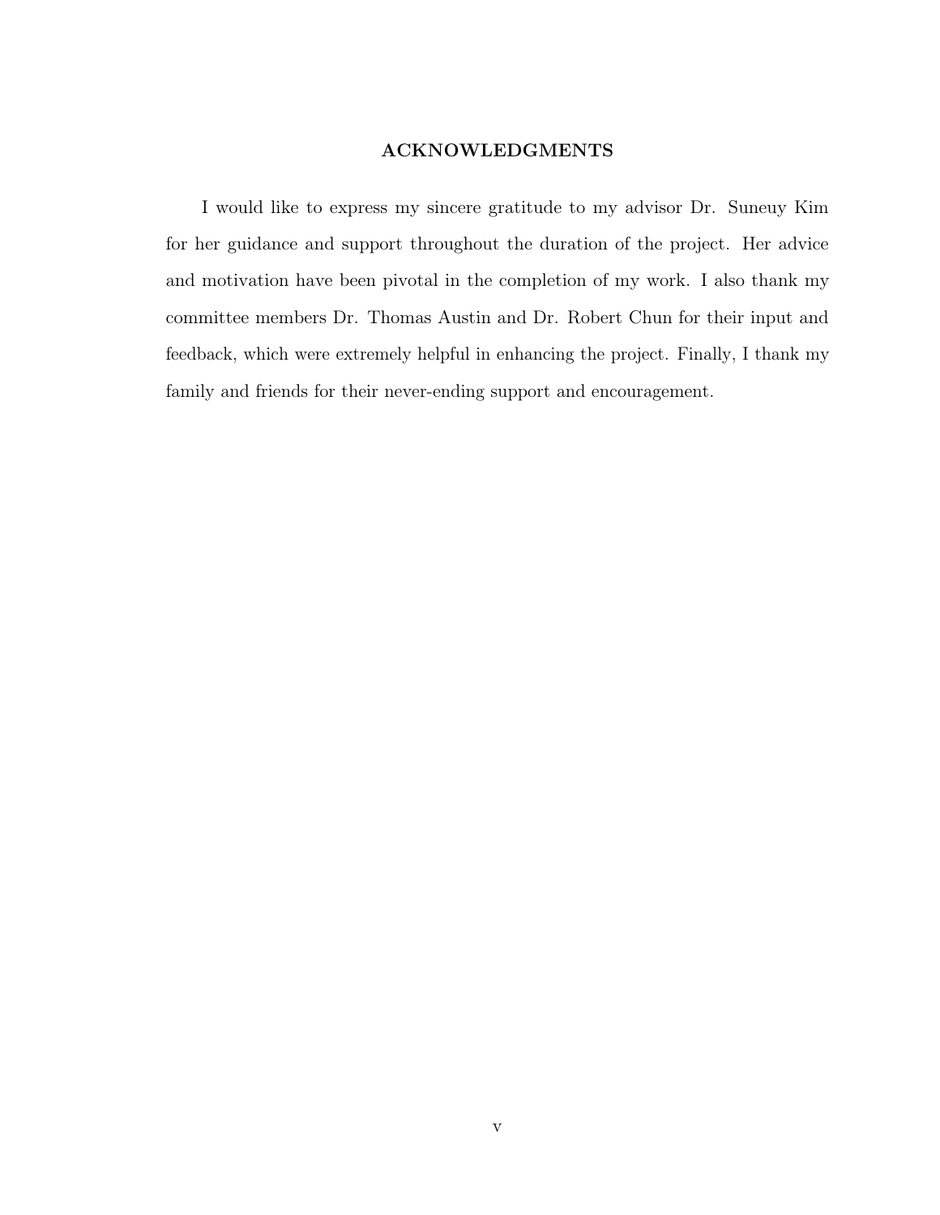## ACKNOWLEDGMENTS

I would like to express my sincere gratitude to my advisor Dr. Suneuy Kim for her guidance and support throughout the duration of the project. Her advice and motivation have been pivotal in the completion of my work. I also thank my committee members Dr. Thomas Austin and Dr. Robert Chun for their input and feedback, which were extremely helpful in enhancing the project. Finally, I thank my family and friends for their never-ending support and encouragement.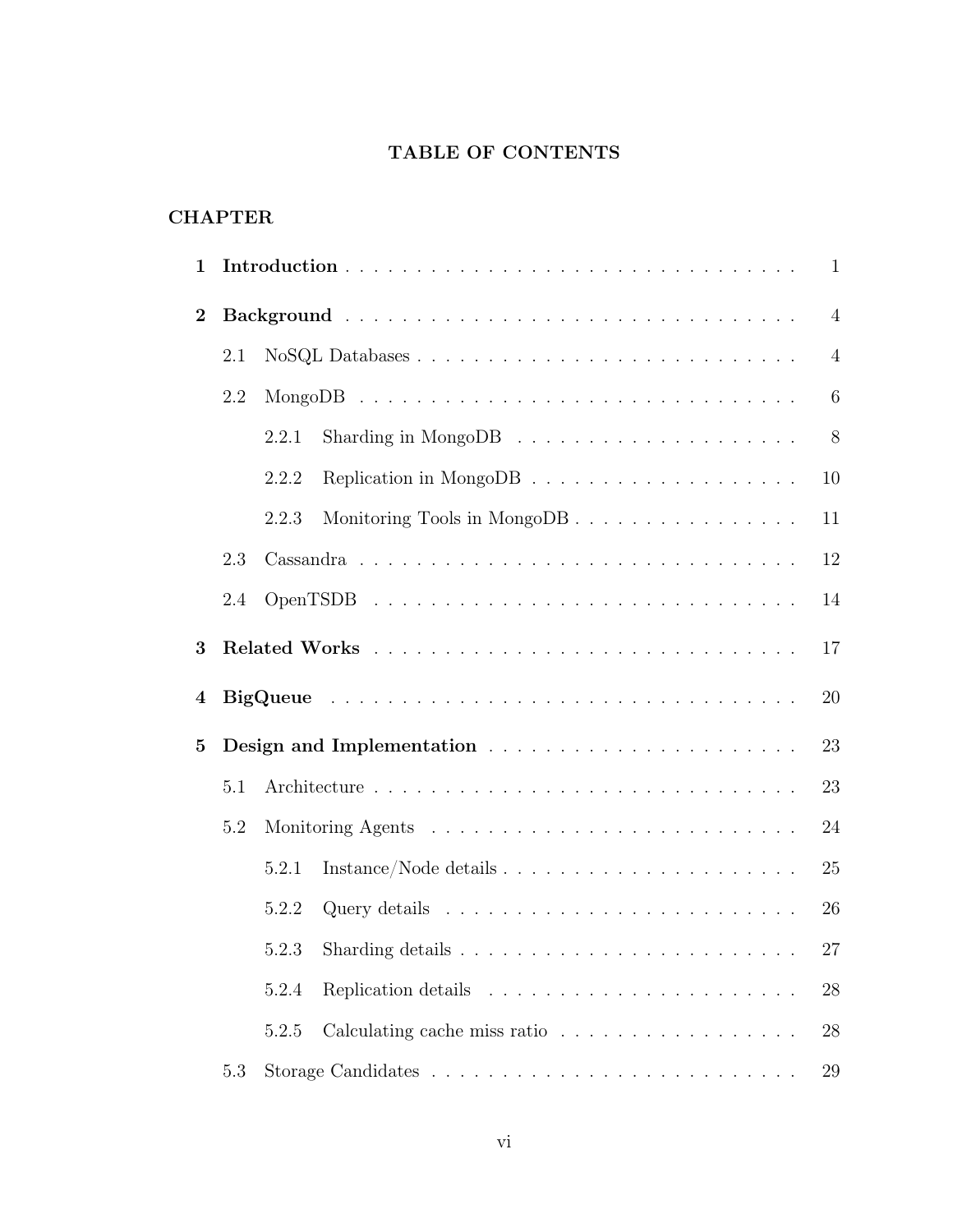## TABLE OF CONTENTS

**CHAPTER**

**1 Introduction** . . . . . . . . . . . . . . . . . . . . . . . . . . . . . . . . . 1

**2 Background** . . . . . . . . . . . . . . . . . . . . . . . . . . . . . . . . . 4

- 2.1 NoSQL Databases . . . . . . . . . . . . . . . . . . . . . . . . . . . . 4
- 2.2 MongoDB . . . . . . . . . . . . . . . . . . . . . . . . . . . . . . . . 6
  - 2.2.1 Sharding in MongoDB . . . . . . . . . . . . . . . . . . . . 8
  - 2.2.2 Replication in MongoDB . . . . . . . . . . . . . . . . . . . 10
  - 2.2.3 Monitoring Tools in MongoDB . . . . . . . . . . . . . . . . 11
- 2.3 Cassandra . . . . . . . . . . . . . . . . . . . . . . . . . . . . . . . 12
- 2.4 OpenTSDB . . . . . . . . . . . . . . . . . . . . . . . . . . . . . . . 14

**3 Related Works** . . . . . . . . . . . . . . . . . . . . . . . . . . . . . . . 17

**4 BigQueue** . . . . . . . . . . . . . . . . . . . . . . . . . . . . . . . . . 20

**5 Design and Implementation** . . . . . . . . . . . . . . . . . . . . . . . 23

- 5.1 Architecture . . . . . . . . . . . . . . . . . . . . . . . . . . . . . . . 23
- 5.2 Monitoring Agents . . . . . . . . . . . . . . . . . . . . . . . . . . . 24
  - 5.2.1 Instance/Node details . . . . . . . . . . . . . . . . . . . . . 25
  - 5.2.2 Query details . . . . . . . . . . . . . . . . . . . . . . . . . 26
  - 5.2.3 Sharding details . . . . . . . . . . . . . . . . . . . . . . . . 27
  - 5.2.4 Replication details . . . . . . . . . . . . . . . . . . . . . . 28
  - 5.2.5 Calculating cache miss ratio . . . . . . . . . . . . . . . . . 28
- 5.3 Storage Candidates . . . . . . . . . . . . . . . . . . . . . . . . . . . 29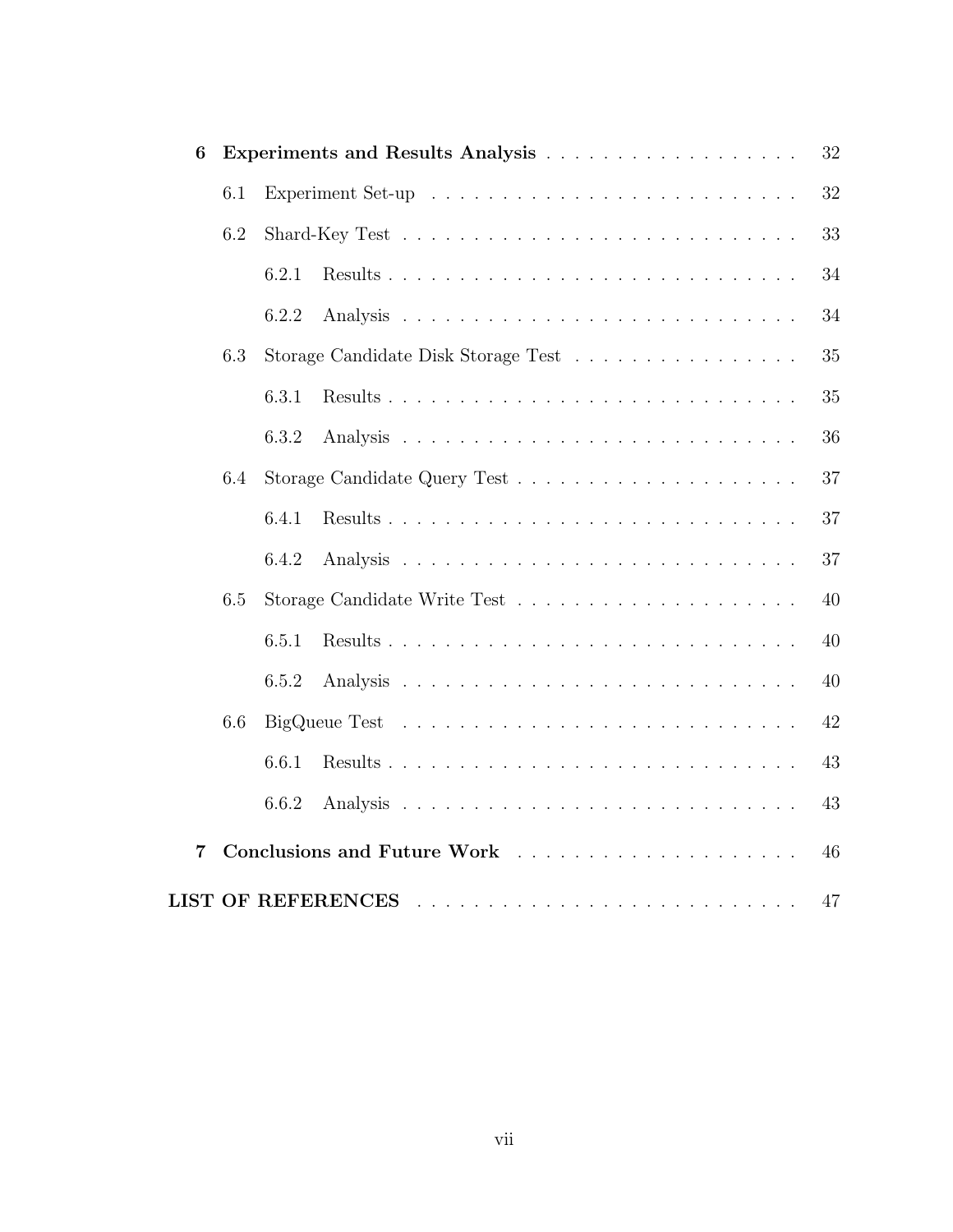**6 Experiments and Results Analysis** . . . . . . . . . . . . . . . . . . 32

6.1 Experiment Set-up . . . . . . . . . . . . . . . . . . . . . . . . . . 32

6.2 Shard-Key Test . . . . . . . . . . . . . . . . . . . . . . . . . . . . 33

6.2.1 Results . . . . . . . . . . . . . . . . . . . . . . . . . . . . . 34

6.2.2 Analysis . . . . . . . . . . . . . . . . . . . . . . . . . . . . 34

6.3 Storage Candidate Disk Storage Test . . . . . . . . . . . . . . . . 35

6.3.1 Results . . . . . . . . . . . . . . . . . . . . . . . . . . . . . 35

6.3.2 Analysis . . . . . . . . . . . . . . . . . . . . . . . . . . . . 36

6.4 Storage Candidate Query Test . . . . . . . . . . . . . . . . . . . . 37

6.4.1 Results . . . . . . . . . . . . . . . . . . . . . . . . . . . . . 37

6.4.2 Analysis . . . . . . . . . . . . . . . . . . . . . . . . . . . . 37

6.5 Storage Candidate Write Test . . . . . . . . . . . . . . . . . . . . 40

6.5.1 Results . . . . . . . . . . . . . . . . . . . . . . . . . . . . . 40

6.5.2 Analysis . . . . . . . . . . . . . . . . . . . . . . . . . . . . 40

6.6 BigQueue Test . . . . . . . . . . . . . . . . . . . . . . . . . . . . 42

6.6.1 Results . . . . . . . . . . . . . . . . . . . . . . . . . . . . . 43

6.6.2 Analysis . . . . . . . . . . . . . . . . . . . . . . . . . . . . 43

**7 Conclusions and Future Work** . . . . . . . . . . . . . . . . . . . 46

**LIST OF REFERENCES** . . . . . . . . . . . . . . . . . . . . . . . . . . . 47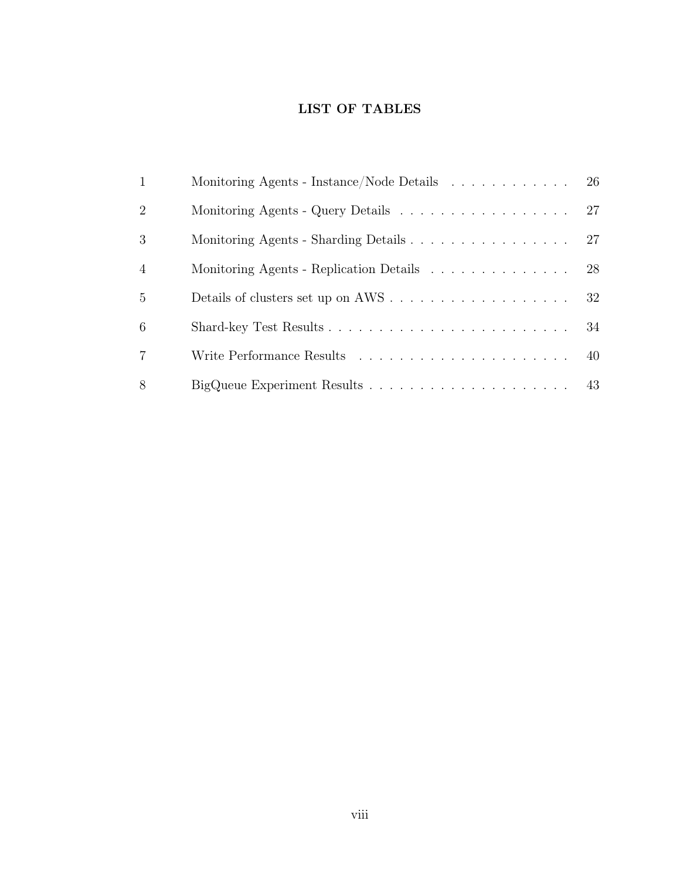# LIST OF TABLES

| | | |
|---|---|---|
| 1 | Monitoring Agents - Instance/Node Details | 26 |
| 2 | Monitoring Agents - Query Details | 27 |
| 3 | Monitoring Agents - Sharding Details | 27 |
| 4 | Monitoring Agents - Replication Details | 28 |
| 5 | Details of clusters set up on AWS | 32 |
| 6 | Shard-key Test Results | 34 |
| 7 | Write Performance Results | 40 |
| 8 | BigQueue Experiment Results | 43 |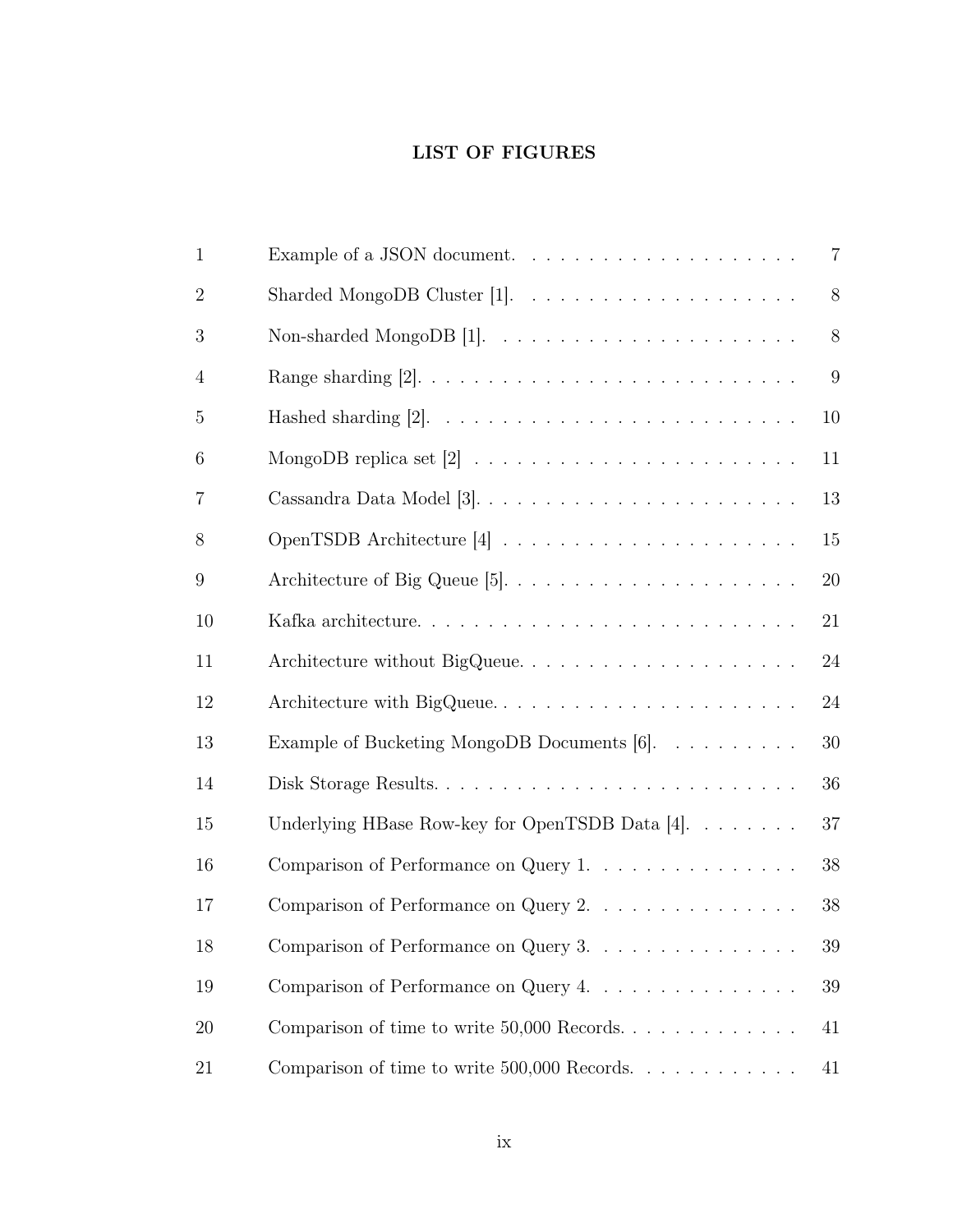# LIST OF FIGURES

| | | |
|---|---|---|
| 1 | Example of a JSON document. | 7 |
| 2 | Sharded MongoDB Cluster [1]. | 8 |
| 3 | Non-sharded MongoDB [1]. | 8 |
| 4 | Range sharding [2]. | 9 |
| 5 | Hashed sharding [2]. | 10 |
| 6 | MongoDB replica set [2] | 11 |
| 7 | Cassandra Data Model [3]. | 13 |
| 8 | OpenTSDB Architecture [4] | 15 |
| 9 | Architecture of Big Queue [5]. | 20 |
| 10 | Kafka architecture. | 21 |
| 11 | Architecture without BigQueue. | 24 |
| 12 | Architecture with BigQueue. | 24 |
| 13 | Example of Bucketing MongoDB Documents [6]. | 30 |
| 14 | Disk Storage Results. | 36 |
| 15 | Underlying HBase Row-key for OpenTSDB Data [4]. | 37 |
| 16 | Comparison of Performance on Query 1. | 38 |
| 17 | Comparison of Performance on Query 2. | 38 |
| 18 | Comparison of Performance on Query 3. | 39 |
| 19 | Comparison of Performance on Query 4. | 39 |
| 20 | Comparison of time to write 50,000 Records. | 41 |
| 21 | Comparison of time to write 500,000 Records. | 41 |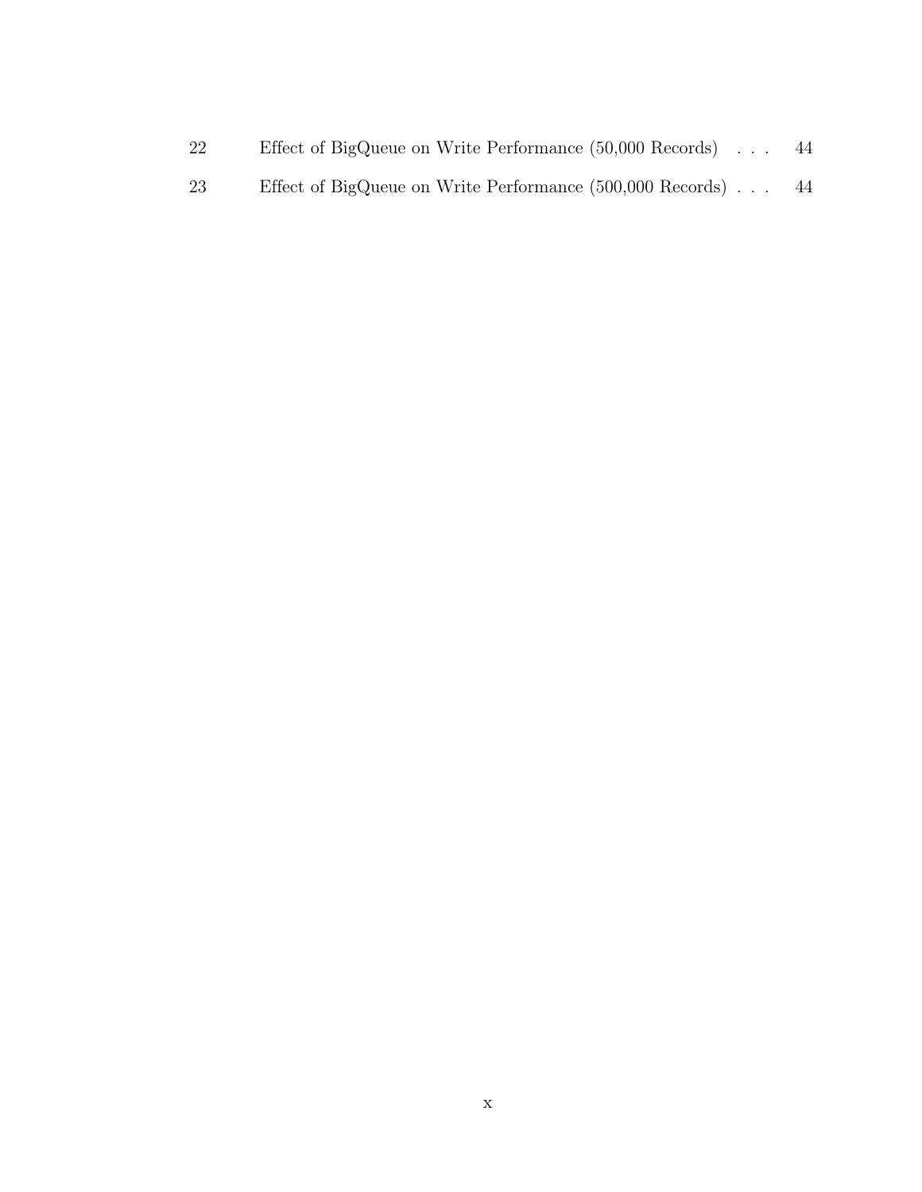| | | |
|---|---|---|
| 22 | Effect of BigQueue on Write Performance (50,000 Records) | 44 |
| 23 | Effect of BigQueue on Write Performance (500,000 Records) | 44 |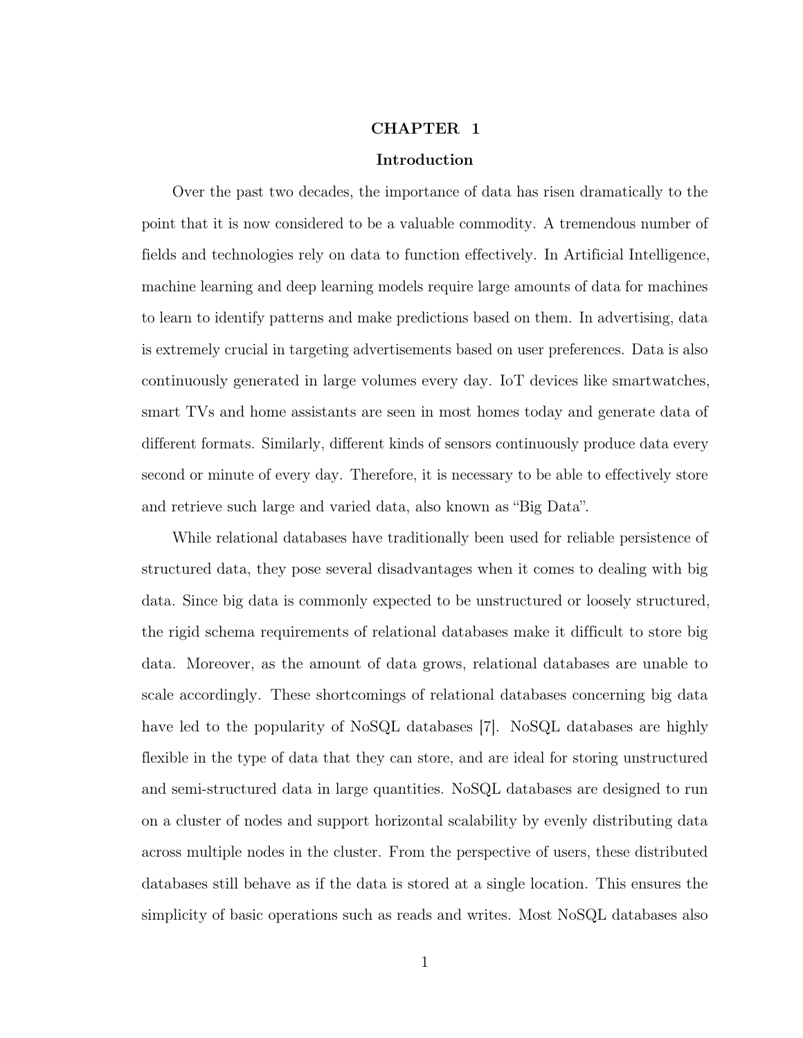# CHAPTER 1

## Introduction

Over the past two decades, the importance of data has risen dramatically to the point that it is now considered to be a valuable commodity. A tremendous number of fields and technologies rely on data to function effectively. In Artificial Intelligence, machine learning and deep learning models require large amounts of data for machines to learn to identify patterns and make predictions based on them. In advertising, data is extremely crucial in targeting advertisements based on user preferences. Data is also continuously generated in large volumes every day. IoT devices like smartwatches, smart TVs and home assistants are seen in most homes today and generate data of different formats. Similarly, different kinds of sensors continuously produce data every second or minute of every day. Therefore, it is necessary to be able to effectively store and retrieve such large and varied data, also known as "Big Data".

While relational databases have traditionally been used for reliable persistence of structured data, they pose several disadvantages when it comes to dealing with big data. Since big data is commonly expected to be unstructured or loosely structured, the rigid schema requirements of relational databases make it difficult to store big data. Moreover, as the amount of data grows, relational databases are unable to scale accordingly. These shortcomings of relational databases concerning big data have led to the popularity of NoSQL databases [7]. NoSQL databases are highly flexible in the type of data that they can store, and are ideal for storing unstructured and semi-structured data in large quantities. NoSQL databases are designed to run on a cluster of nodes and support horizontal scalability by evenly distributing data across multiple nodes in the cluster. From the perspective of users, these distributed databases still behave as if the data is stored at a single location. This ensures the simplicity of basic operations such as reads and writes. Most NoSQL databases also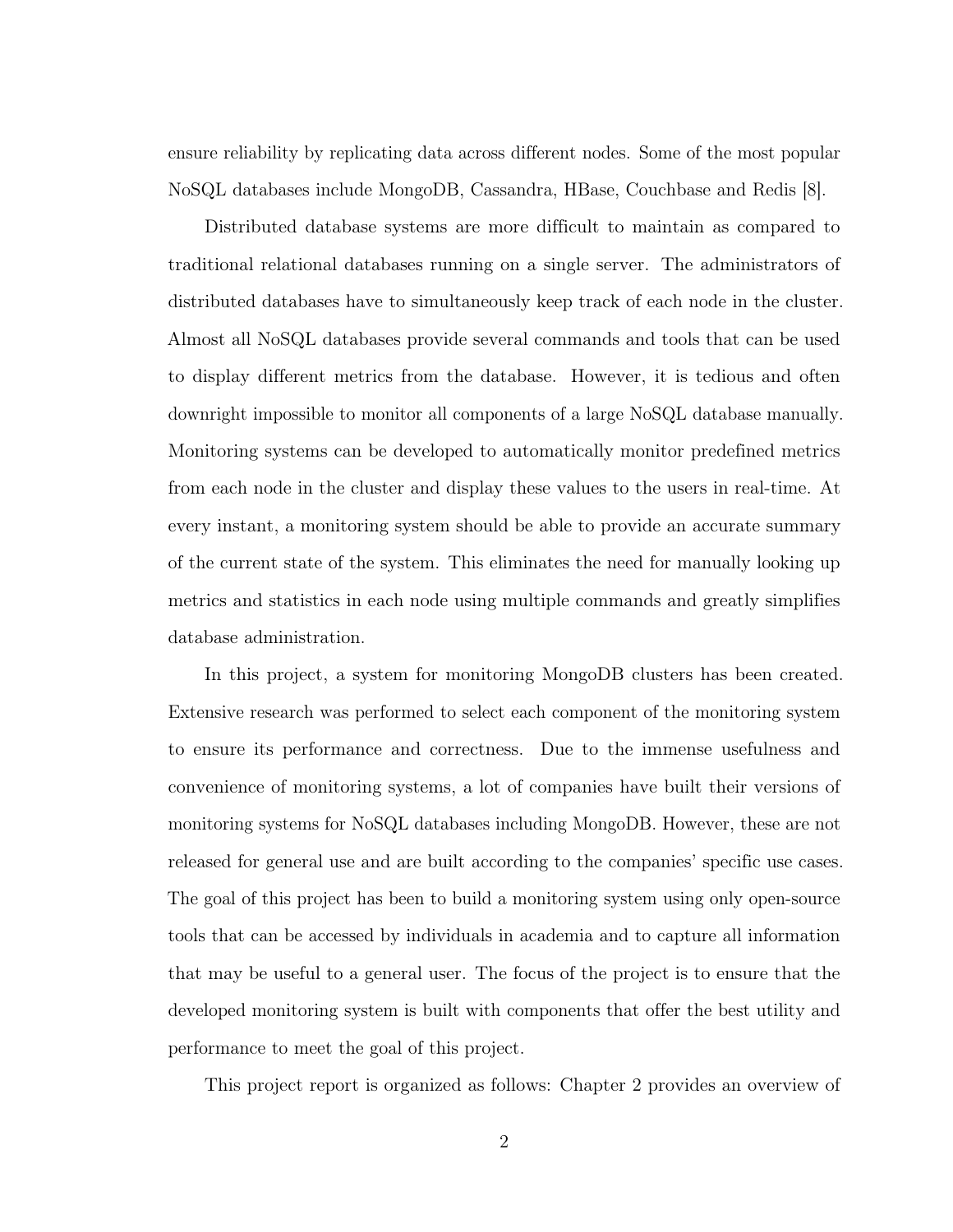ensure reliability by replicating data across different nodes. Some of the most popular NoSQL databases include MongoDB, Cassandra, HBase, Couchbase and Redis [8].

Distributed database systems are more difficult to maintain as compared to traditional relational databases running on a single server. The administrators of distributed databases have to simultaneously keep track of each node in the cluster. Almost all NoSQL databases provide several commands and tools that can be used to display different metrics from the database. However, it is tedious and often downright impossible to monitor all components of a large NoSQL database manually. Monitoring systems can be developed to automatically monitor predefined metrics from each node in the cluster and display these values to the users in real-time. At every instant, a monitoring system should be able to provide an accurate summary of the current state of the system. This eliminates the need for manually looking up metrics and statistics in each node using multiple commands and greatly simplifies database administration.

In this project, a system for monitoring MongoDB clusters has been created. Extensive research was performed to select each component of the monitoring system to ensure its performance and correctness. Due to the immense usefulness and convenience of monitoring systems, a lot of companies have built their versions of monitoring systems for NoSQL databases including MongoDB. However, these are not released for general use and are built according to the companies' specific use cases. The goal of this project has been to build a monitoring system using only open-source tools that can be accessed by individuals in academia and to capture all information that may be useful to a general user. The focus of the project is to ensure that the developed monitoring system is built with components that offer the best utility and performance to meet the goal of this project.

This project report is organized as follows: Chapter 2 provides an overview of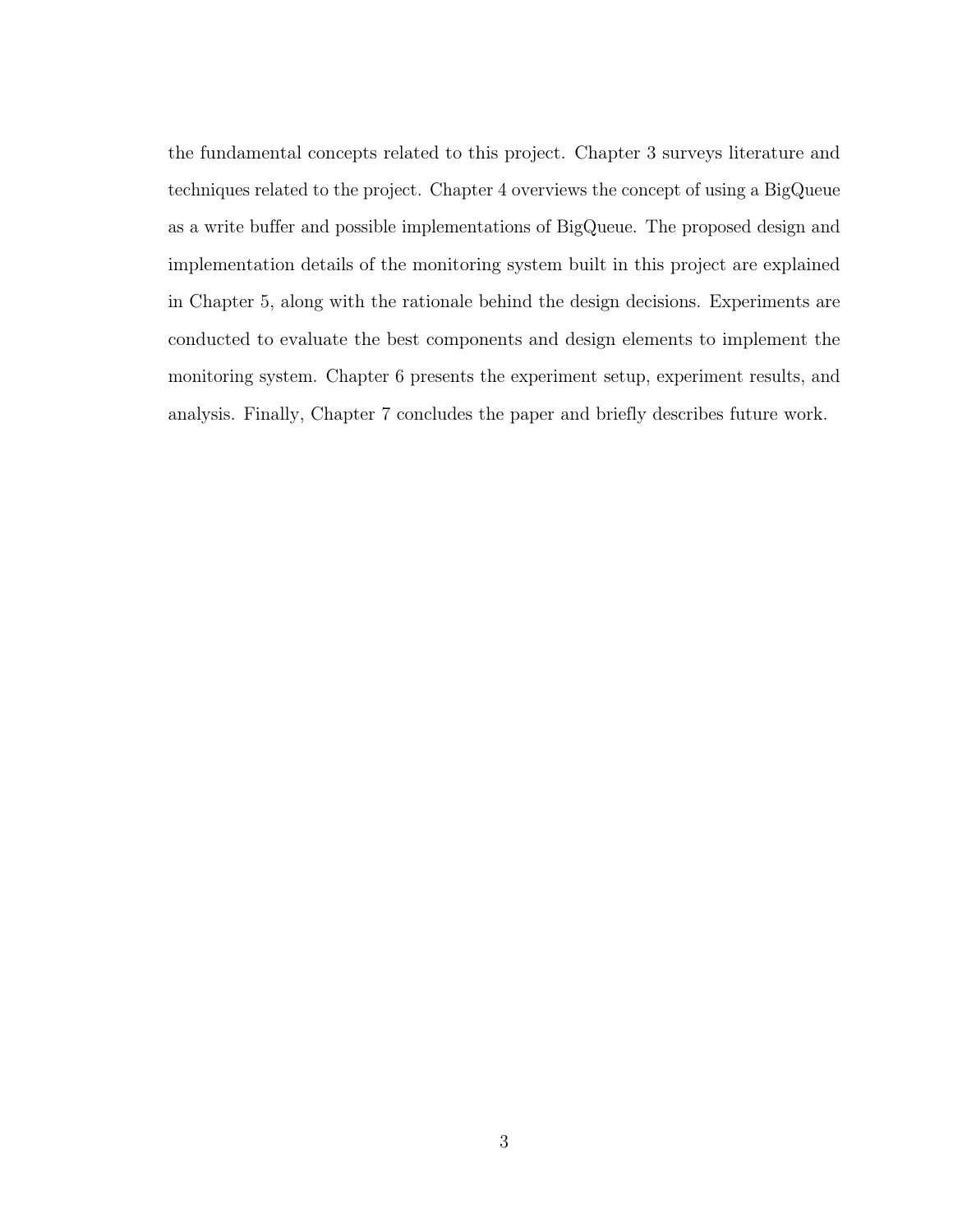the fundamental concepts related to this project. Chapter 3 surveys literature and techniques related to the project. Chapter 4 overviews the concept of using a BigQueue as a write buffer and possible implementations of BigQueue. The proposed design and implementation details of the monitoring system built in this project are explained in Chapter 5, along with the rationale behind the design decisions. Experiments are conducted to evaluate the best components and design elements to implement the monitoring system. Chapter 6 presents the experiment setup, experiment results, and analysis. Finally, Chapter 7 concludes the paper and briefly describes future work.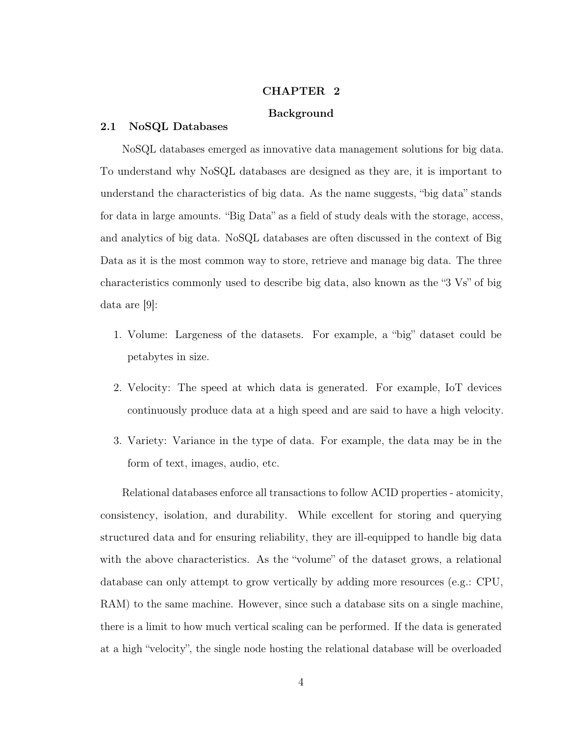# CHAPTER 2

# Background

## 2.1 NoSQL Databases

NoSQL databases emerged as innovative data management solutions for big data. To understand why NoSQL databases are designed as they are, it is important to understand the characteristics of big data. As the name suggests, "big data" stands for data in large amounts. "Big Data" as a field of study deals with the storage, access, and analytics of big data. NoSQL databases are often discussed in the context of Big Data as it is the most common way to store, retrieve and manage big data. The three characteristics commonly used to describe big data, also known as the "3 Vs" of big data are [9]:

1. Volume: Largeness of the datasets. For example, a "big" dataset could be petabytes in size.
2. Velocity: The speed at which data is generated. For example, IoT devices continuously produce data at a high speed and are said to have a high velocity.
3. Variety: Variance in the type of data. For example, the data may be in the form of text, images, audio, etc.

Relational databases enforce all transactions to follow ACID properties - atomicity, consistency, isolation, and durability. While excellent for storing and querying structured data and for ensuring reliability, they are ill-equipped to handle big data with the above characteristics. As the "volume" of the dataset grows, a relational database can only attempt to grow vertically by adding more resources (e.g.: CPU, RAM) to the same machine. However, since such a database sits on a single machine, there is a limit to how much vertical scaling can be performed. If the data is generated at a high "velocity", the single node hosting the relational database will be overloaded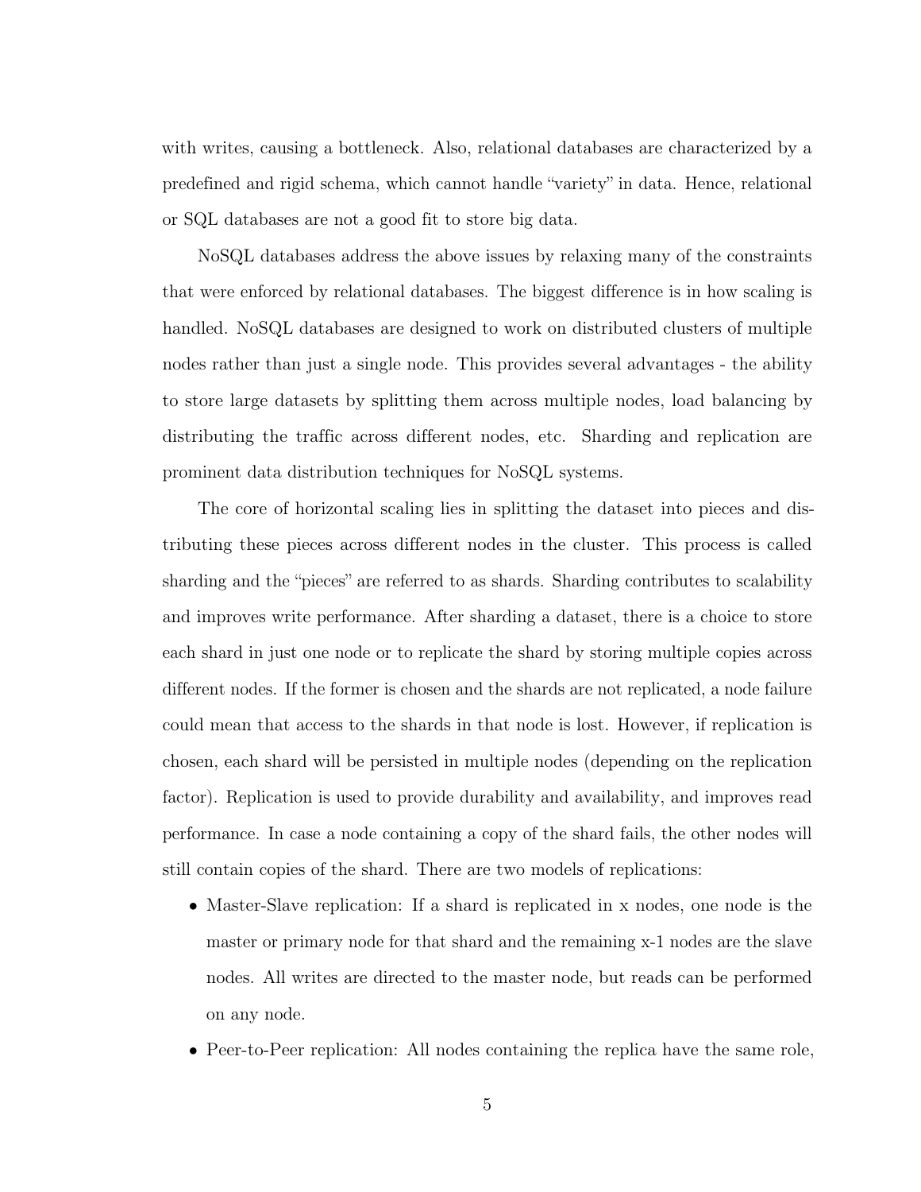with writes, causing a bottleneck. Also, relational databases are characterized by a predefined and rigid schema, which cannot handle "variety" in data. Hence, relational or SQL databases are not a good fit to store big data.

NoSQL databases address the above issues by relaxing many of the constraints that were enforced by relational databases. The biggest difference is in how scaling is handled. NoSQL databases are designed to work on distributed clusters of multiple nodes rather than just a single node. This provides several advantages - the ability to store large datasets by splitting them across multiple nodes, load balancing by distributing the traffic across different nodes, etc. Sharding and replication are prominent data distribution techniques for NoSQL systems.

The core of horizontal scaling lies in splitting the dataset into pieces and distributing these pieces across different nodes in the cluster. This process is called sharding and the "pieces" are referred to as shards. Sharding contributes to scalability and improves write performance. After sharding a dataset, there is a choice to store each shard in just one node or to replicate the shard by storing multiple copies across different nodes. If the former is chosen and the shards are not replicated, a node failure could mean that access to the shards in that node is lost. However, if replication is chosen, each shard will be persisted in multiple nodes (depending on the replication factor). Replication is used to provide durability and availability, and improves read performance. In case a node containing a copy of the shard fails, the other nodes will still contain copies of the shard. There are two models of replications:

- Master-Slave replication: If a shard is replicated in x nodes, one node is the master or primary node for that shard and the remaining x-1 nodes are the slave nodes. All writes are directed to the master node, but reads can be performed on any node.
- Peer-to-Peer replication: All nodes containing the replica have the same role,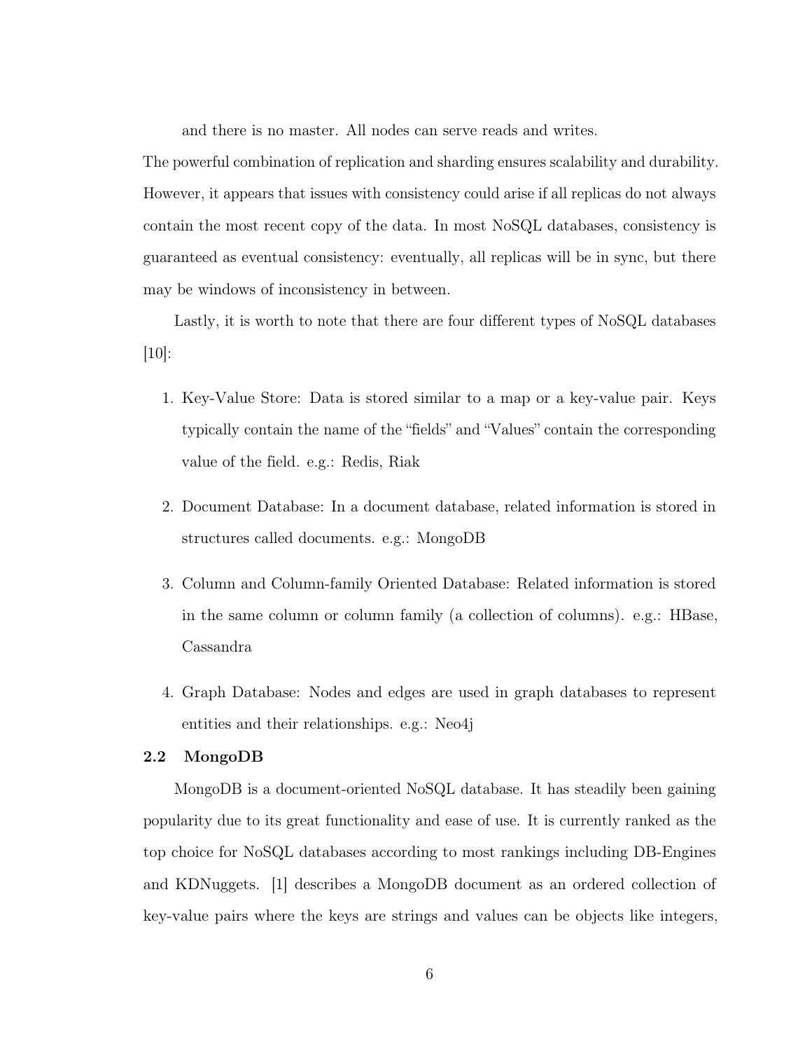and there is no master. All nodes can serve reads and writes.

The powerful combination of replication and sharding ensures scalability and durability. However, it appears that issues with consistency could arise if all replicas do not always contain the most recent copy of the data. In most NoSQL databases, consistency is guaranteed as eventual consistency: eventually, all replicas will be in sync, but there may be windows of inconsistency in between.

Lastly, it is worth to note that there are four different types of NoSQL databases [10]:

1. Key-Value Store: Data is stored similar to a map or a key-value pair. Keys typically contain the name of the "fields" and "Values" contain the corresponding value of the field. e.g.: Redis, Riak

2. Document Database: In a document database, related information is stored in structures called documents. e.g.: MongoDB

3. Column and Column-family Oriented Database: Related information is stored in the same column or column family (a collection of columns). e.g.: HBase, Cassandra

4. Graph Database: Nodes and edges are used in graph databases to represent entities and their relationships. e.g.: Neo4j

### 2.2 MongoDB

MongoDB is a document-oriented NoSQL database. It has steadily been gaining popularity due to its great functionality and ease of use. It is currently ranked as the top choice for NoSQL databases according to most rankings including DB-Engines and KDNuggets. [1] describes a MongoDB document as an ordered collection of key-value pairs where the keys are strings and values can be objects like integers,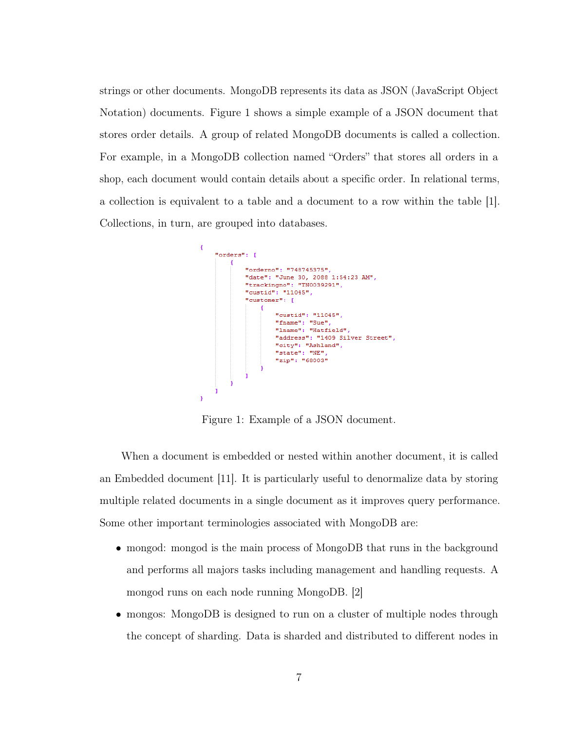strings or other documents. MongoDB represents its data as JSON (JavaScript Object Notation) documents. Figure 1 shows a simple example of a JSON document that stores order details. A group of related MongoDB documents is called a collection. For example, in a MongoDB collection named "Orders" that stores all orders in a shop, each document would contain details about a specific order. In relational terms, a collection is equivalent to a table and a document to a row within the table [1]. Collections, in turn, are grouped into databases.

```
{
    "orders": [
        {
            "orderno": "748745375",
            "date": "June 30, 2088 1:54:23 AM",
            "trackingno": "TN0039291",
            "custid": "11045",
            "customer": [
                {
                    "custid": "11045",
                    "fname": "Sue",
                    "lname": "Hatfield",
                    "address": "1409 Silver Street",
                    "city": "Ashland",
                    "state": "NE",
                    "zip": "68003"
                }
            ]
        }
    ]
}
```

Figure 1: Example of a JSON document.

When a document is embedded or nested within another document, it is called an Embedded document [11]. It is particularly useful to denormalize data by storing multiple related documents in a single document as it improves query performance. Some other important terminologies associated with MongoDB are:

- mongod: mongod is the main process of MongoDB that runs in the background and performs all majors tasks including management and handling requests. A mongod runs on each node running MongoDB. [2]
- mongos: MongoDB is designed to run on a cluster of multiple nodes through the concept of sharding. Data is sharded and distributed to different nodes in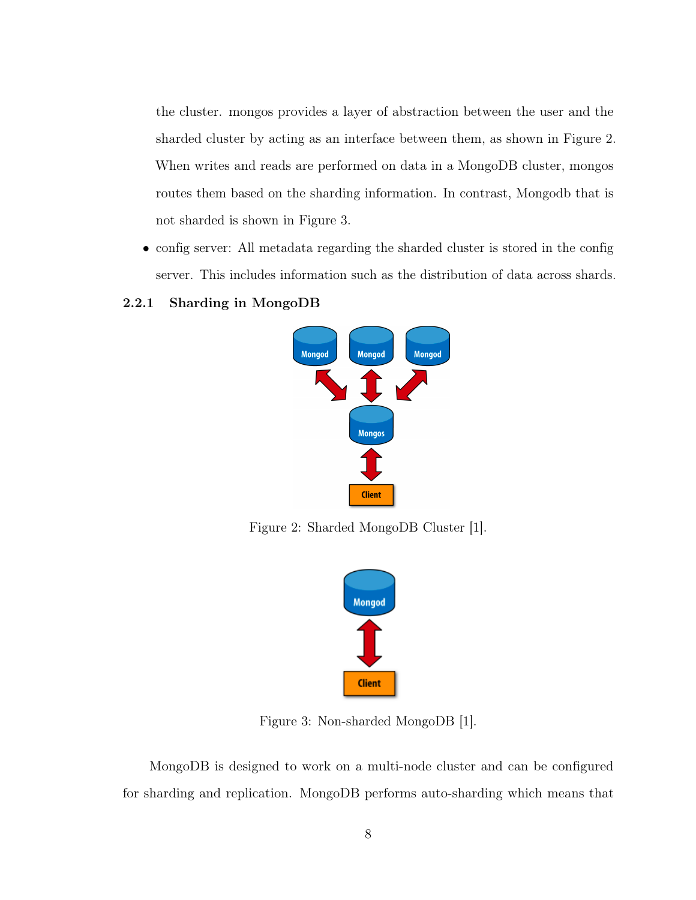the cluster. mongos provides a layer of abstraction between the user and the sharded cluster by acting as an interface between them, as shown in Figure 2. When writes and reads are performed on data in a MongoDB cluster, mongos routes them based on the sharding information. In contrast, Mongodb that is not sharded is shown in Figure 3.

- config server: All metadata regarding the sharded cluster is stored in the config server. This includes information such as the distribution of data across shards.

### 2.2.1 Sharding in MongoDB

Figure 2: Sharded MongoDB Cluster [1].

Figure 3: Non-sharded MongoDB [1].

MongoDB is designed to work on a multi-node cluster and can be configured for sharding and replication. MongoDB performs auto-sharding which means that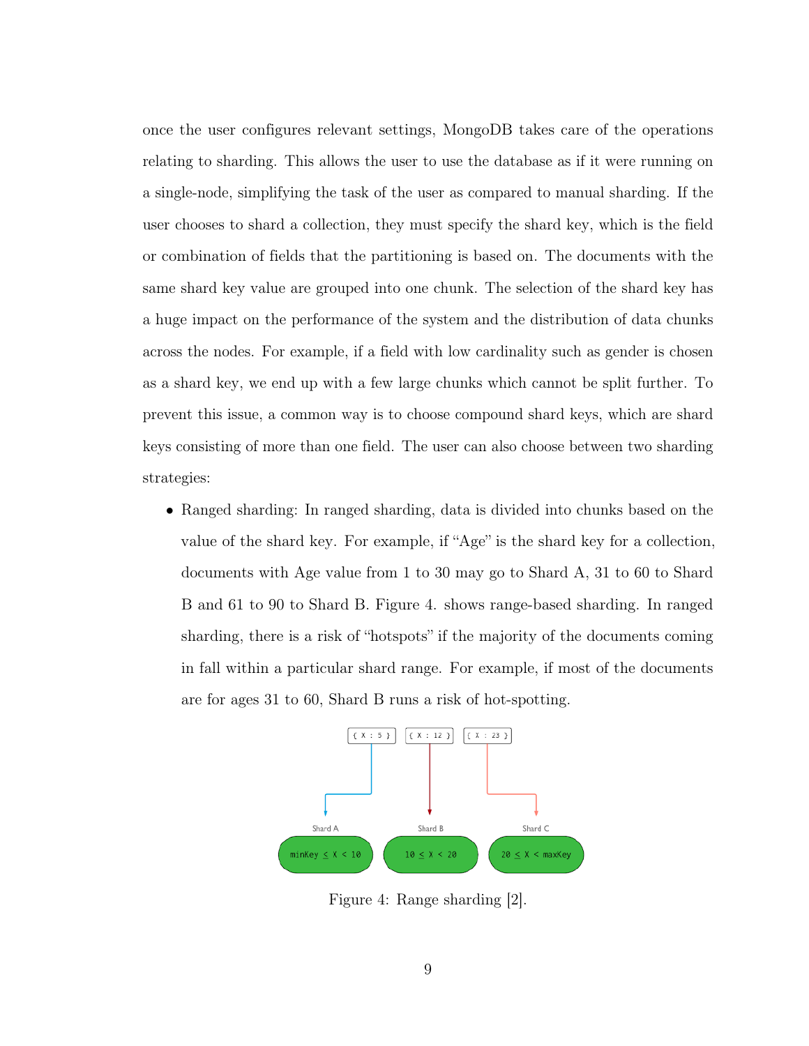once the user configures relevant settings, MongoDB takes care of the operations relating to sharding. This allows the user to use the database as if it were running on a single-node, simplifying the task of the user as compared to manual sharding. If the user chooses to shard a collection, they must specify the shard key, which is the field or combination of fields that the partitioning is based on. The documents with the same shard key value are grouped into one chunk. The selection of the shard key has a huge impact on the performance of the system and the distribution of data chunks across the nodes. For example, if a field with low cardinality such as gender is chosen as a shard key, we end up with a few large chunks which cannot be split further. To prevent this issue, a common way is to choose compound shard keys, which are shard keys consisting of more than one field. The user can also choose between two sharding strategies:

- Ranged sharding: In ranged sharding, data is divided into chunks based on the value of the shard key. For example, if "Age" is the shard key for a collection, documents with Age value from 1 to 30 may go to Shard A, 31 to 60 to Shard B and 61 to 90 to Shard B. Figure 4. shows range-based sharding. In ranged sharding, there is a risk of "hotspots" if the majority of the documents coming in fall within a particular shard range. For example, if most of the documents are for ages 31 to 60, Shard B runs a risk of hot-spotting.

Figure 4: Range sharding [2].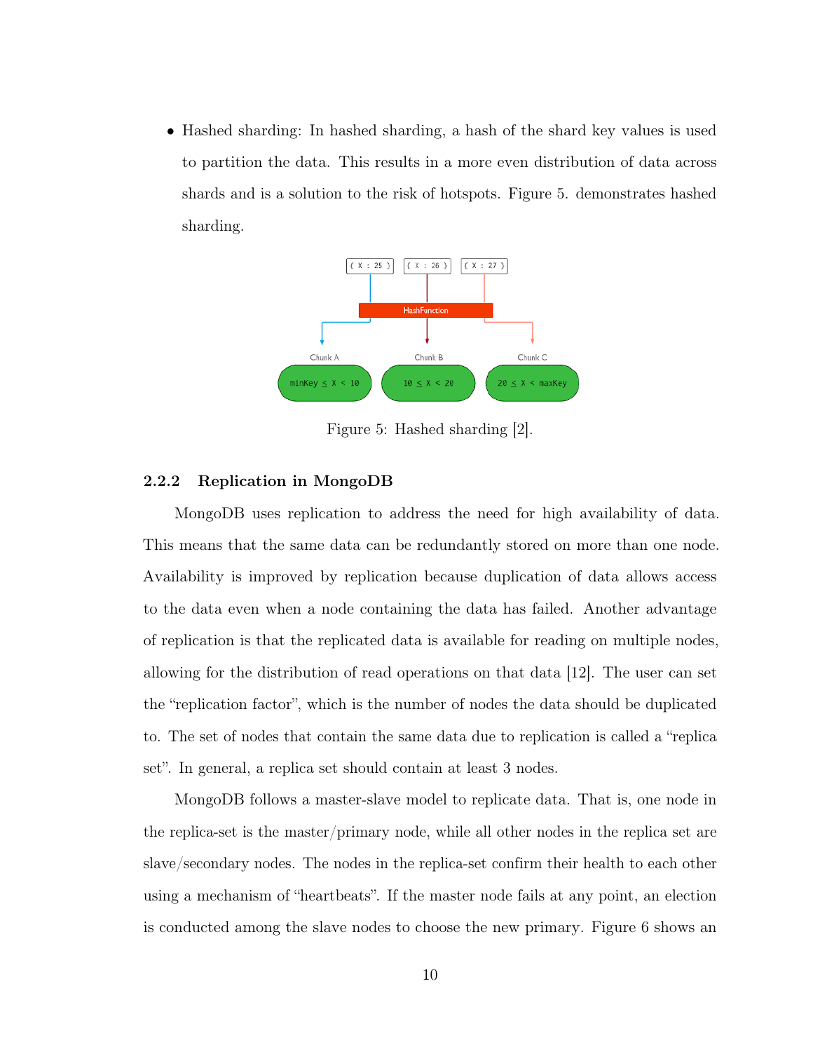- Hashed sharding: In hashed sharding, a hash of the shard key values is used to partition the data. This results in a more even distribution of data across shards and is a solution to the risk of hotspots. Figure 5. demonstrates hashed sharding.

Figure 5: Hashed sharding [2].

### 2.2.2 Replication in MongoDB

MongoDB uses replication to address the need for high availability of data. This means that the same data can be redundantly stored on more than one node. Availability is improved by replication because duplication of data allows access to the data even when a node containing the data has failed. Another advantage of replication is that the replicated data is available for reading on multiple nodes, allowing for the distribution of read operations on that data [12]. The user can set the "replication factor", which is the number of nodes the data should be duplicated to. The set of nodes that contain the same data due to replication is called a "replica set". In general, a replica set should contain at least 3 nodes.

MongoDB follows a master-slave model to replicate data. That is, one node in the replica-set is the master/primary node, while all other nodes in the replica set are slave/secondary nodes. The nodes in the replica-set confirm their health to each other using a mechanism of "heartbeats". If the master node fails at any point, an election is conducted among the slave nodes to choose the new primary. Figure 6 shows an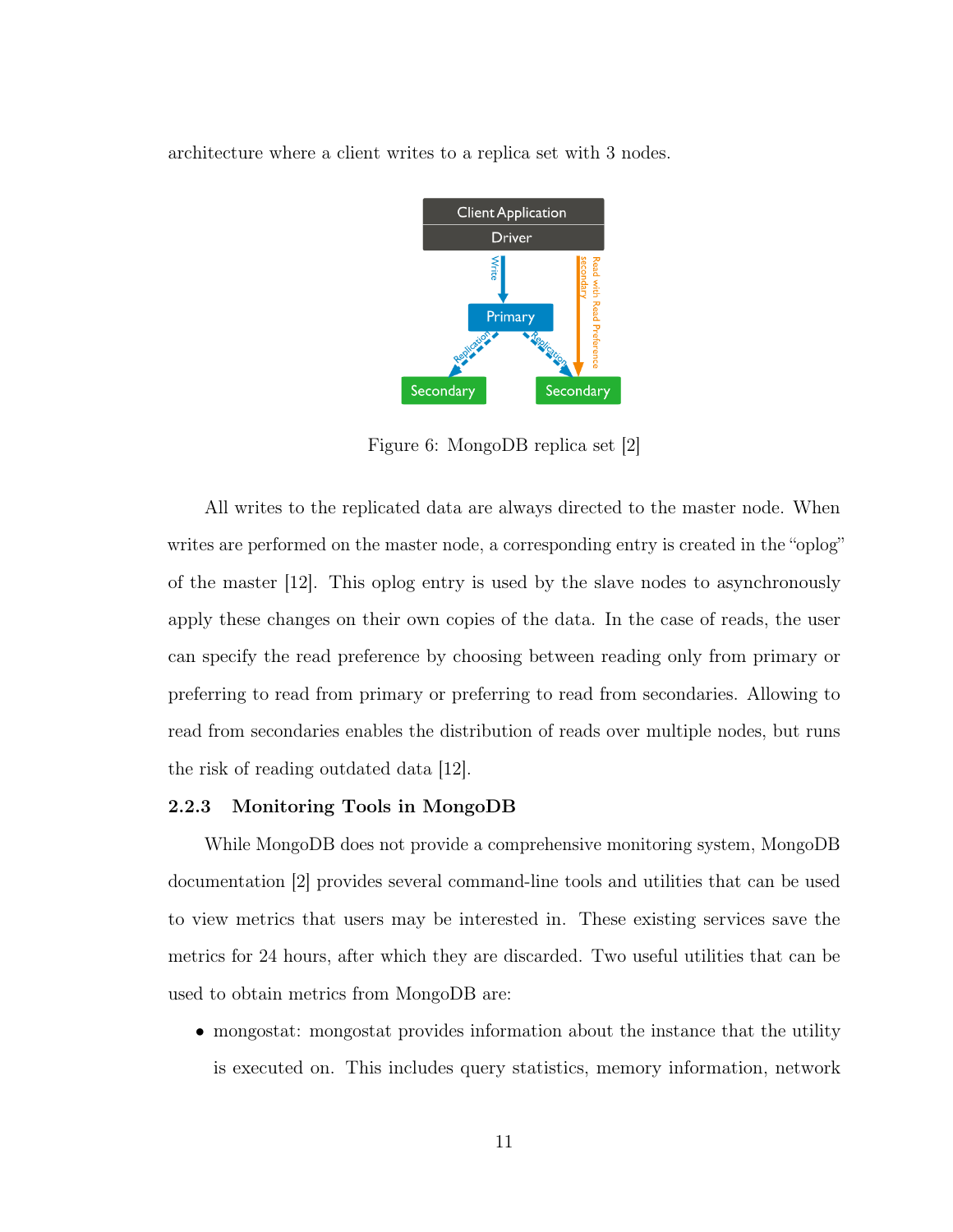architecture where a client writes to a replica set with 3 nodes.

Figure 6: MongoDB replica set [2]

All writes to the replicated data are always directed to the master node. When writes are performed on the master node, a corresponding entry is created in the "oplog" of the master [12]. This oplog entry is used by the slave nodes to asynchronously apply these changes on their own copies of the data. In the case of reads, the user can specify the read preference by choosing between reading only from primary or preferring to read from primary or preferring to read from secondaries. Allowing to read from secondaries enables the distribution of reads over multiple nodes, but runs the risk of reading outdated data [12].

### 2.2.3 Monitoring Tools in MongoDB

While MongoDB does not provide a comprehensive monitoring system, MongoDB documentation [2] provides several command-line tools and utilities that can be used to view metrics that users may be interested in. These existing services save the metrics for 24 hours, after which they are discarded. Two useful utilities that can be used to obtain metrics from MongoDB are:

- mongostat: mongostat provides information about the instance that the utility is executed on. This includes query statistics, memory information, network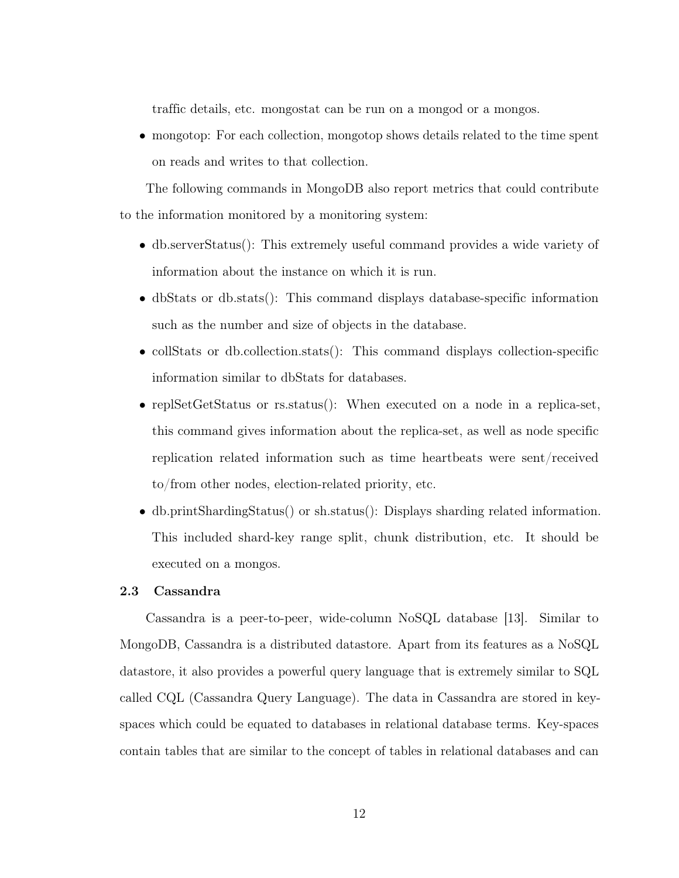traffic details, etc. mongostat can be run on a mongod or a mongos.

- mongotop: For each collection, mongotop shows details related to the time spent on reads and writes to that collection.

The following commands in MongoDB also report metrics that could contribute to the information monitored by a monitoring system:

- db.serverStatus(): This extremely useful command provides a wide variety of information about the instance on which it is run.
- dbStats or db.stats(): This command displays database-specific information such as the number and size of objects in the database.
- collStats or db.collection.stats(): This command displays collection-specific information similar to dbStats for databases.
- replSetGetStatus or rs.status(): When executed on a node in a replica-set, this command gives information about the replica-set, as well as node specific replication related information such as time heartbeats were sent/received to/from other nodes, election-related priority, etc.
- db.printShardingStatus() or sh.status(): Displays sharding related information. This included shard-key range split, chunk distribution, etc. It should be executed on a mongos.

### 2.3 Cassandra

Cassandra is a peer-to-peer, wide-column NoSQL database [13]. Similar to MongoDB, Cassandra is a distributed datastore. Apart from its features as a NoSQL datastore, it also provides a powerful query language that is extremely similar to SQL called CQL (Cassandra Query Language). The data in Cassandra are stored in key-spaces which could be equated to databases in relational database terms. Key-spaces contain tables that are similar to the concept of tables in relational databases and can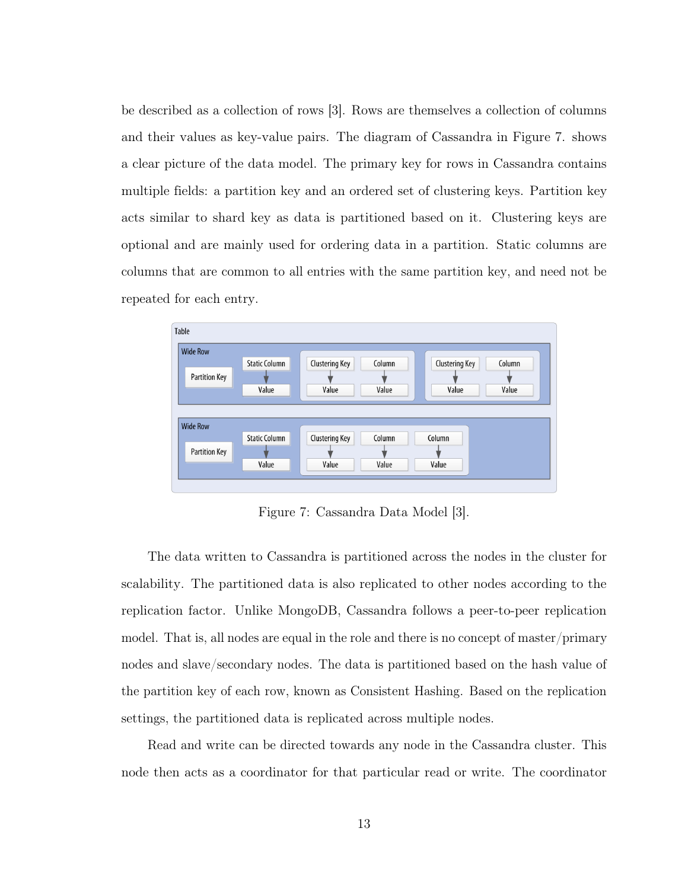be described as a collection of rows [3]. Rows are themselves a collection of columns and their values as key-value pairs. The diagram of Cassandra in Figure 7. shows a clear picture of the data model. The primary key for rows in Cassandra contains multiple fields: a partition key and an ordered set of clustering keys. Partition key acts similar to shard key as data is partitioned based on it. Clustering keys are optional and are mainly used for ordering data in a partition. Static columns are columns that are common to all entries with the same partition key, and need not be repeated for each entry.

Figure 7: Cassandra Data Model [3].

The data written to Cassandra is partitioned across the nodes in the cluster for scalability. The partitioned data is also replicated to other nodes according to the replication factor. Unlike MongoDB, Cassandra follows a peer-to-peer replication model. That is, all nodes are equal in the role and there is no concept of master/primary nodes and slave/secondary nodes. The data is partitioned based on the hash value of the partition key of each row, known as Consistent Hashing. Based on the replication settings, the partitioned data is replicated across multiple nodes.

Read and write can be directed towards any node in the Cassandra cluster. This node then acts as a coordinator for that particular read or write. The coordinator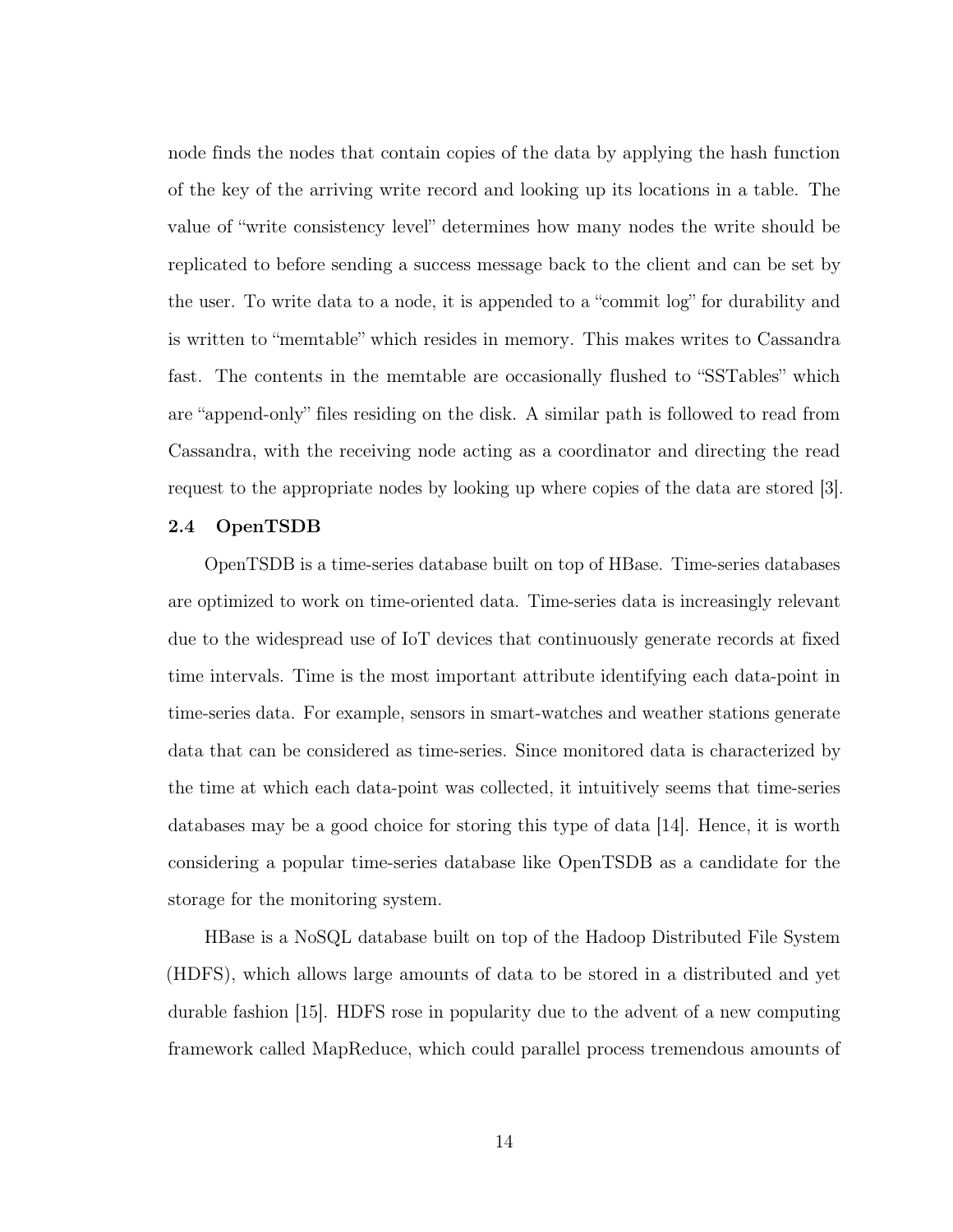node finds the nodes that contain copies of the data by applying the hash function of the key of the arriving write record and looking up its locations in a table. The value of "write consistency level" determines how many nodes the write should be replicated to before sending a success message back to the client and can be set by the user. To write data to a node, it is appended to a "commit log" for durability and is written to "memtable" which resides in memory. This makes writes to Cassandra fast. The contents in the memtable are occasionally flushed to "SSTables" which are "append-only" files residing on the disk. A similar path is followed to read from Cassandra, with the receiving node acting as a coordinator and directing the read request to the appropriate nodes by looking up where copies of the data are stored [3].

### 2.4 OpenTSDB

OpenTSDB is a time-series database built on top of HBase. Time-series databases are optimized to work on time-oriented data. Time-series data is increasingly relevant due to the widespread use of IoT devices that continuously generate records at fixed time intervals. Time is the most important attribute identifying each data-point in time-series data. For example, sensors in smart-watches and weather stations generate data that can be considered as time-series. Since monitored data is characterized by the time at which each data-point was collected, it intuitively seems that time-series databases may be a good choice for storing this type of data [14]. Hence, it is worth considering a popular time-series database like OpenTSDB as a candidate for the storage for the monitoring system.

HBase is a NoSQL database built on top of the Hadoop Distributed File System (HDFS), which allows large amounts of data to be stored in a distributed and yet durable fashion [15]. HDFS rose in popularity due to the advent of a new computing framework called MapReduce, which could parallel process tremendous amounts of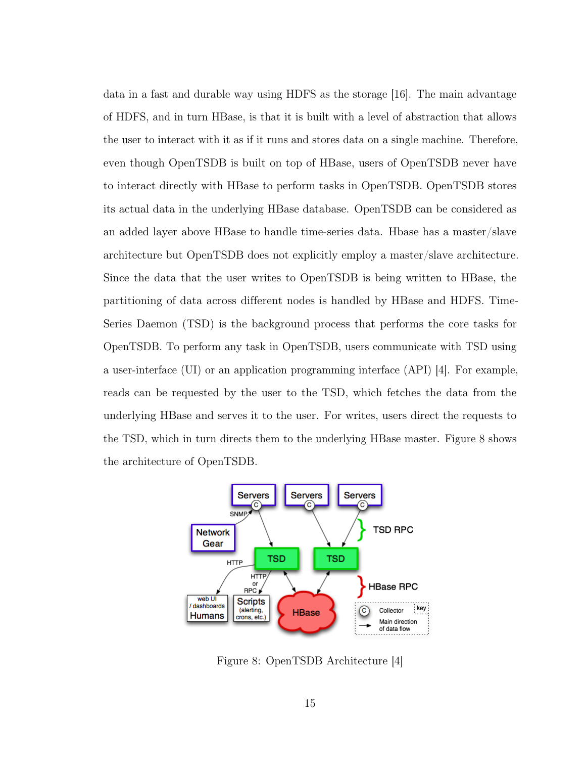data in a fast and durable way using HDFS as the storage [16]. The main advantage of HDFS, and in turn HBase, is that it is built with a level of abstraction that allows the user to interact with it as if it runs and stores data on a single machine. Therefore, even though OpenTSDB is built on top of HBase, users of OpenTSDB never have to interact directly with HBase to perform tasks in OpenTSDB. OpenTSDB stores its actual data in the underlying HBase database. OpenTSDB can be considered as an added layer above HBase to handle time-series data. Hbase has a master/slave architecture but OpenTSDB does not explicitly employ a master/slave architecture. Since the data that the user writes to OpenTSDB is being written to HBase, the partitioning of data across different nodes is handled by HBase and HDFS. Time-Series Daemon (TSD) is the background process that performs the core tasks for OpenTSDB. To perform any task in OpenTSDB, users communicate with TSD using a user-interface (UI) or an application programming interface (API) [4]. For example, reads can be requested by the user to the TSD, which fetches the data from the underlying HBase and serves it to the user. For writes, users direct the requests to the TSD, which in turn directs them to the underlying HBase master. Figure 8 shows the architecture of OpenTSDB.

Figure 8: OpenTSDB Architecture [4]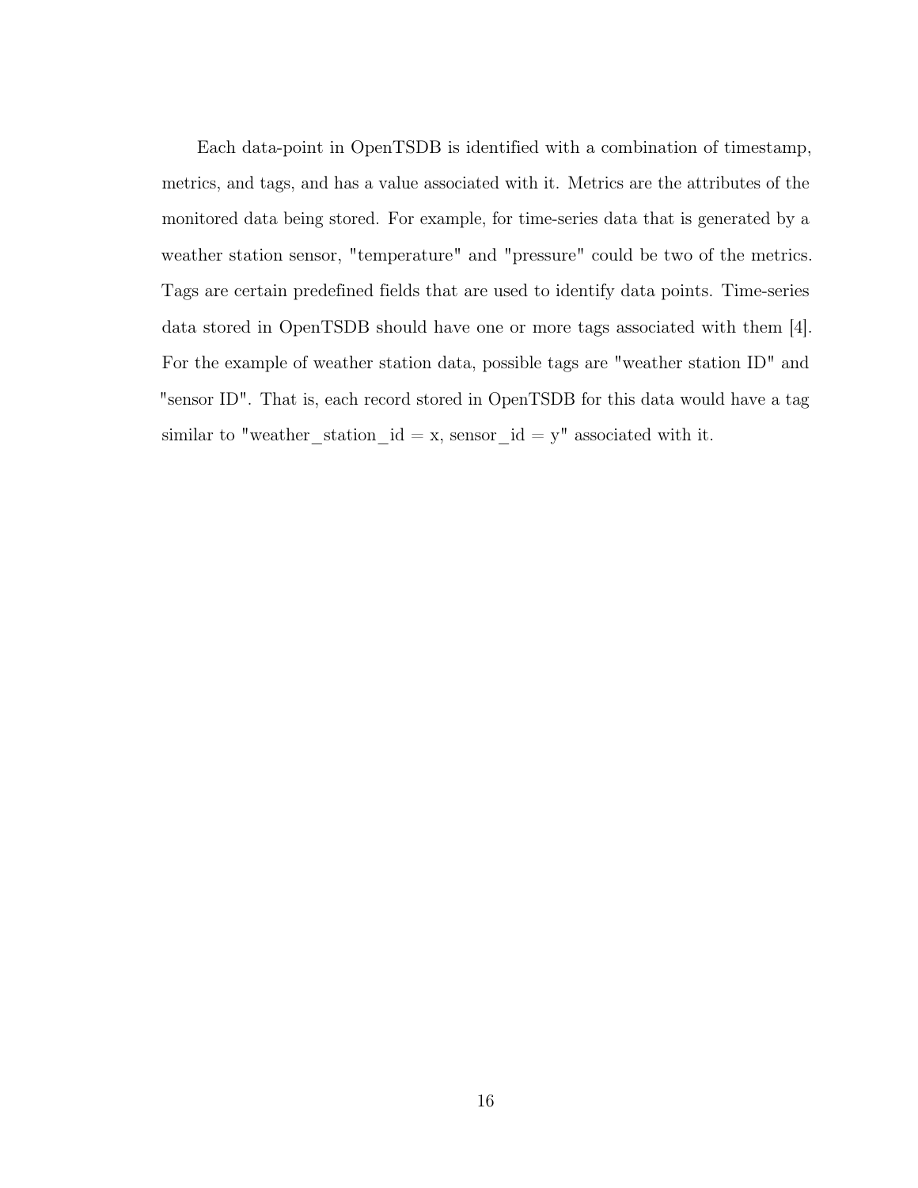Each data-point in OpenTSDB is identified with a combination of timestamp, metrics, and tags, and has a value associated with it. Metrics are the attributes of the monitored data being stored. For example, for time-series data that is generated by a weather station sensor, "temperature" and "pressure" could be two of the metrics. Tags are certain predefined fields that are used to identify data points. Time-series data stored in OpenTSDB should have one or more tags associated with them [4]. For the example of weather station data, possible tags are "weather station ID" and "sensor ID". That is, each record stored in OpenTSDB for this data would have a tag similar to "weather_station_id = x, sensor_id = y" associated with it.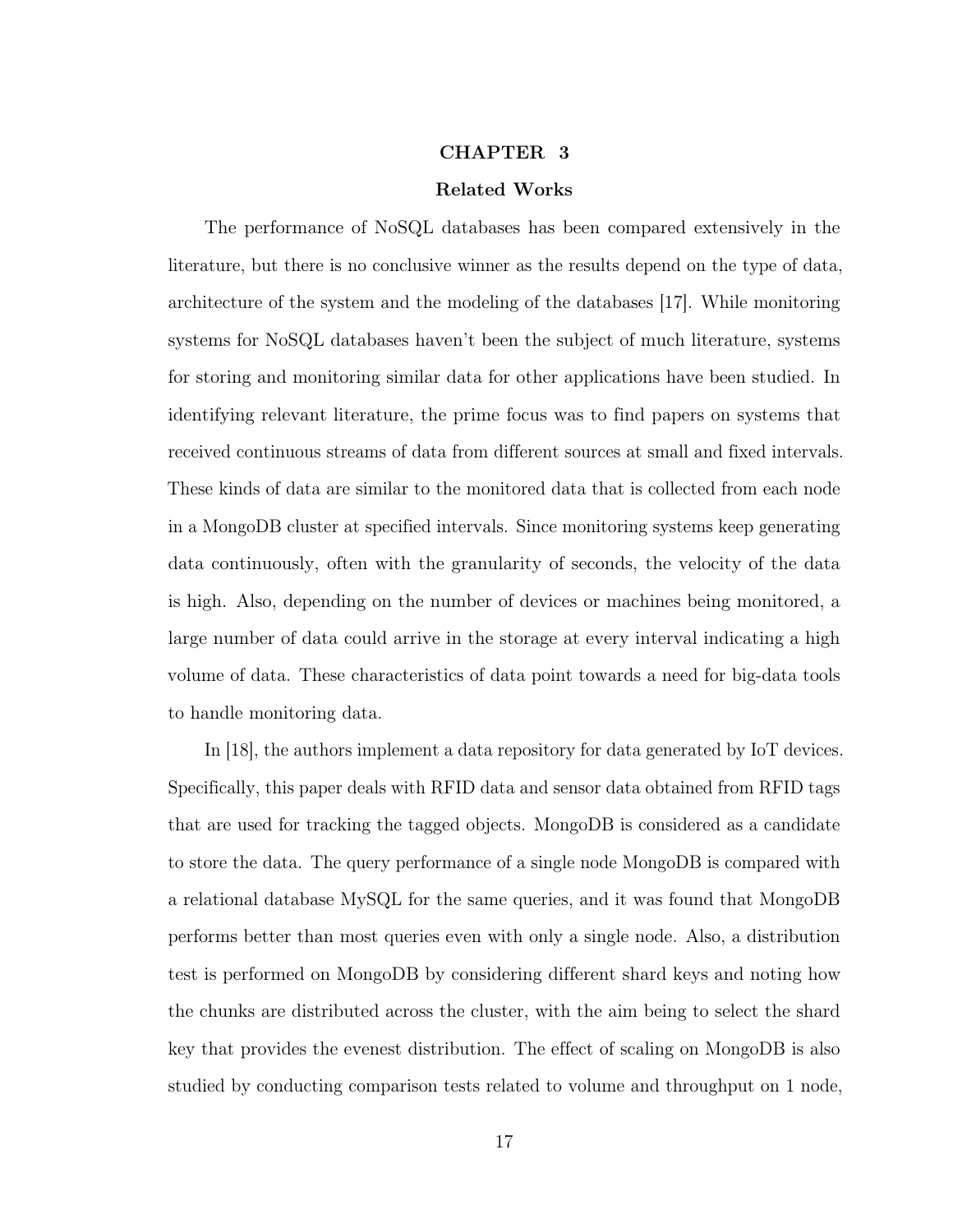# CHAPTER 3

## Related Works

The performance of NoSQL databases has been compared extensively in the literature, but there is no conclusive winner as the results depend on the type of data, architecture of the system and the modeling of the databases [17]. While monitoring systems for NoSQL databases haven't been the subject of much literature, systems for storing and monitoring similar data for other applications have been studied. In identifying relevant literature, the prime focus was to find papers on systems that received continuous streams of data from different sources at small and fixed intervals. These kinds of data are similar to the monitored data that is collected from each node in a MongoDB cluster at specified intervals. Since monitoring systems keep generating data continuously, often with the granularity of seconds, the velocity of the data is high. Also, depending on the number of devices or machines being monitored, a large number of data could arrive in the storage at every interval indicating a high volume of data. These characteristics of data point towards a need for big-data tools to handle monitoring data.

In [18], the authors implement a data repository for data generated by IoT devices. Specifically, this paper deals with RFID data and sensor data obtained from RFID tags that are used for tracking the tagged objects. MongoDB is considered as a candidate to store the data. The query performance of a single node MongoDB is compared with a relational database MySQL for the same queries, and it was found that MongoDB performs better than most queries even with only a single node. Also, a distribution test is performed on MongoDB by considering different shard keys and noting how the chunks are distributed across the cluster, with the aim being to select the shard key that provides the evenest distribution. The effect of scaling on MongoDB is also studied by conducting comparison tests related to volume and throughput on 1 node,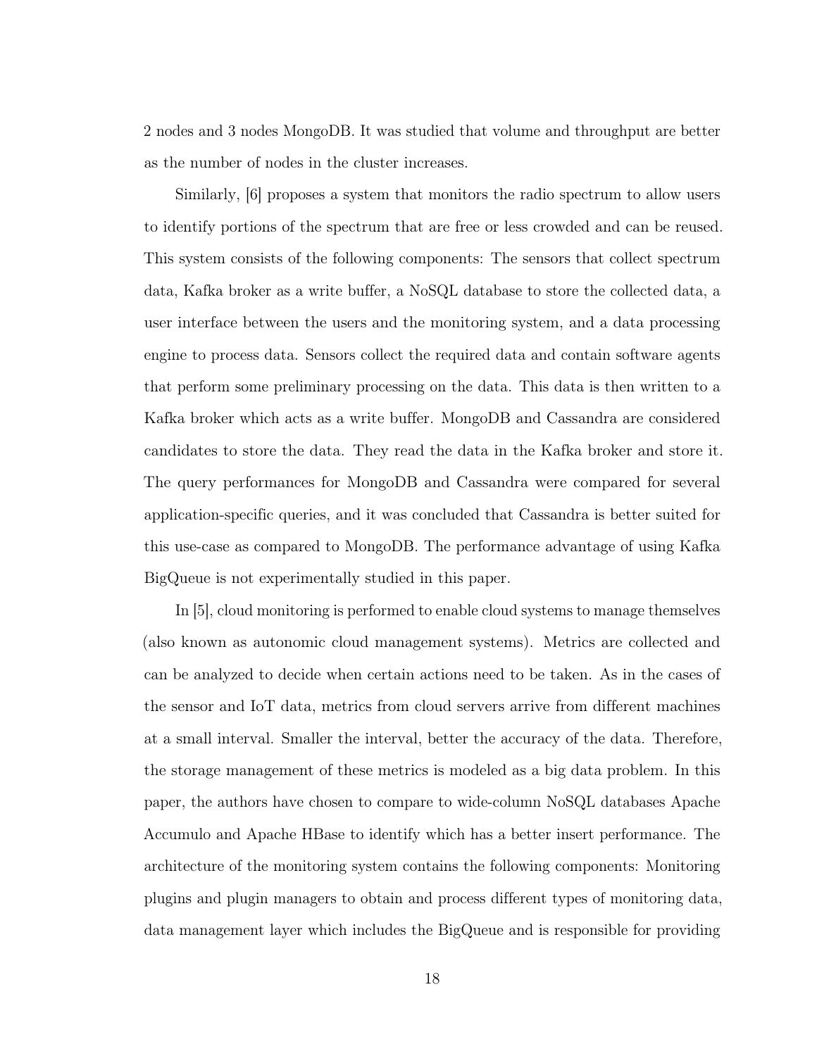2 nodes and 3 nodes MongoDB. It was studied that volume and throughput are better as the number of nodes in the cluster increases.

Similarly, [6] proposes a system that monitors the radio spectrum to allow users to identify portions of the spectrum that are free or less crowded and can be reused. This system consists of the following components: The sensors that collect spectrum data, Kafka broker as a write buffer, a NoSQL database to store the collected data, a user interface between the users and the monitoring system, and a data processing engine to process data. Sensors collect the required data and contain software agents that perform some preliminary processing on the data. This data is then written to a Kafka broker which acts as a write buffer. MongoDB and Cassandra are considered candidates to store the data. They read the data in the Kafka broker and store it. The query performances for MongoDB and Cassandra were compared for several application-specific queries, and it was concluded that Cassandra is better suited for this use-case as compared to MongoDB. The performance advantage of using Kafka BigQueue is not experimentally studied in this paper.

In [5], cloud monitoring is performed to enable cloud systems to manage themselves (also known as autonomic cloud management systems). Metrics are collected and can be analyzed to decide when certain actions need to be taken. As in the cases of the sensor and IoT data, metrics from cloud servers arrive from different machines at a small interval. Smaller the interval, better the accuracy of the data. Therefore, the storage management of these metrics is modeled as a big data problem. In this paper, the authors have chosen to compare to wide-column NoSQL databases Apache Accumulo and Apache HBase to identify which has a better insert performance. The architecture of the monitoring system contains the following components: Monitoring plugins and plugin managers to obtain and process different types of monitoring data, data management layer which includes the BigQueue and is responsible for providing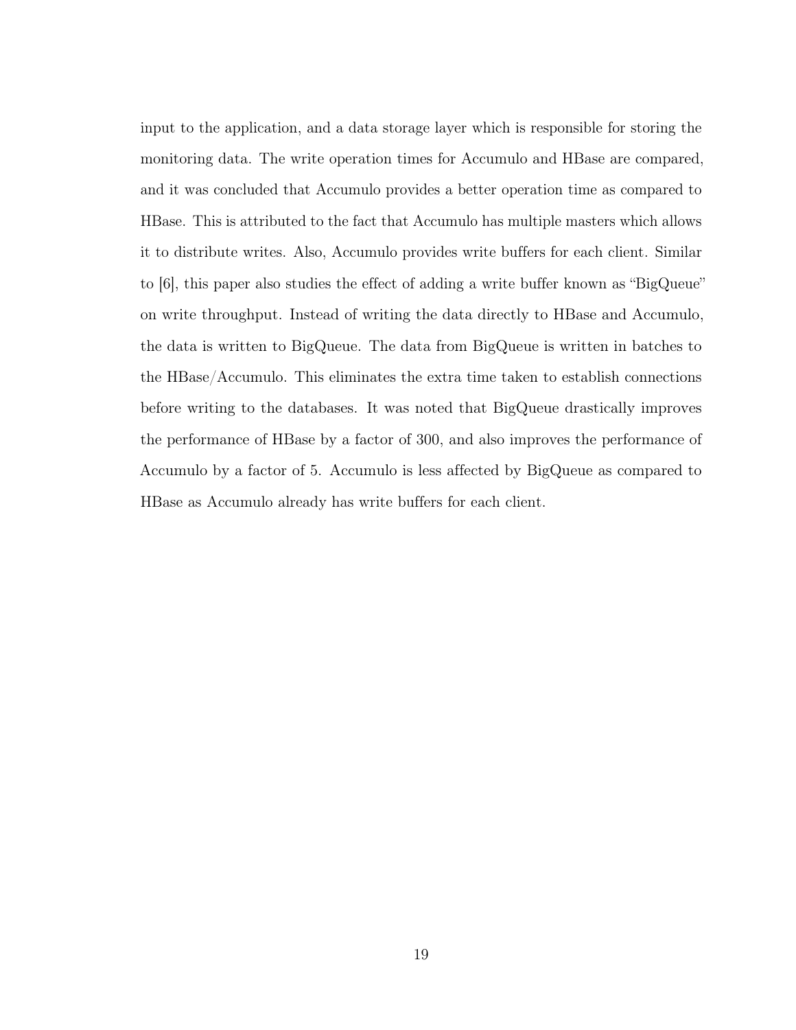input to the application, and a data storage layer which is responsible for storing the monitoring data. The write operation times for Accumulo and HBase are compared, and it was concluded that Accumulo provides a better operation time as compared to HBase. This is attributed to the fact that Accumulo has multiple masters which allows it to distribute writes. Also, Accumulo provides write buffers for each client. Similar to [6], this paper also studies the effect of adding a write buffer known as "BigQueue" on write throughput. Instead of writing the data directly to HBase and Accumulo, the data is written to BigQueue. The data from BigQueue is written in batches to the HBase/Accumulo. This eliminates the extra time taken to establish connections before writing to the databases. It was noted that BigQueue drastically improves the performance of HBase by a factor of 300, and also improves the performance of Accumulo by a factor of 5. Accumulo is less affected by BigQueue as compared to HBase as Accumulo already has write buffers for each client.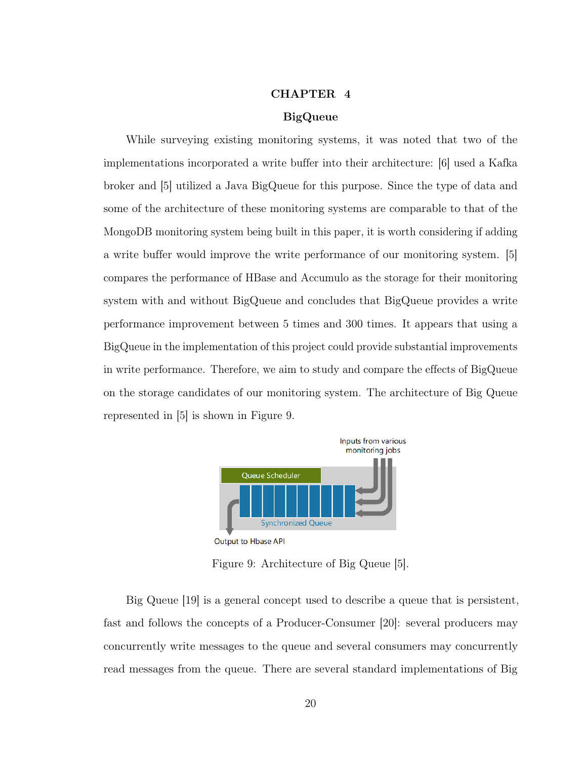# CHAPTER 4

## BigQueue

While surveying existing monitoring systems, it was noted that two of the implementations incorporated a write buffer into their architecture: [6] used a Kafka broker and [5] utilized a Java BigQueue for this purpose. Since the type of data and some of the architecture of these monitoring systems are comparable to that of the MongoDB monitoring system being built in this paper, it is worth considering if adding a write buffer would improve the write performance of our monitoring system. [5] compares the performance of HBase and Accumulo as the storage for their monitoring system with and without BigQueue and concludes that BigQueue provides a write performance improvement between 5 times and 300 times. It appears that using a BigQueue in the implementation of this project could provide substantial improvements in write performance. Therefore, we aim to study and compare the effects of BigQueue on the storage candidates of our monitoring system. The architecture of Big Queue represented in [5] is shown in Figure 9.

Figure 9: Architecture of Big Queue [5].

Big Queue [19] is a general concept used to describe a queue that is persistent, fast and follows the concepts of a Producer-Consumer [20]: several producers may concurrently write messages to the queue and several consumers may concurrently read messages from the queue. There are several standard implementations of Big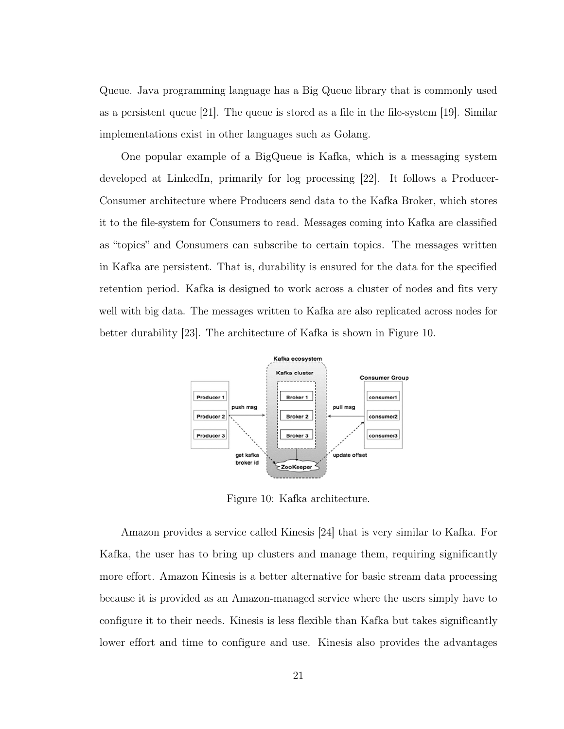Queue. Java programming language has a Big Queue library that is commonly used as a persistent queue [21]. The queue is stored as a file in the file-system [19]. Similar implementations exist in other languages such as Golang.

One popular example of a BigQueue is Kafka, which is a messaging system developed at LinkedIn, primarily for log processing [22]. It follows a Producer-Consumer architecture where Producers send data to the Kafka Broker, which stores it to the file-system for Consumers to read. Messages coming into Kafka are classified as "topics" and Consumers can subscribe to certain topics. The messages written in Kafka are persistent. That is, durability is ensured for the data for the specified retention period. Kafka is designed to work across a cluster of nodes and fits very well with big data. The messages written to Kafka are also replicated across nodes for better durability [23]. The architecture of Kafka is shown in Figure 10.

Figure 10: Kafka architecture.

Amazon provides a service called Kinesis [24] that is very similar to Kafka. For Kafka, the user has to bring up clusters and manage them, requiring significantly more effort. Amazon Kinesis is a better alternative for basic stream data processing because it is provided as an Amazon-managed service where the users simply have to configure it to their needs. Kinesis is less flexible than Kafka but takes significantly lower effort and time to configure and use. Kinesis also provides the advantages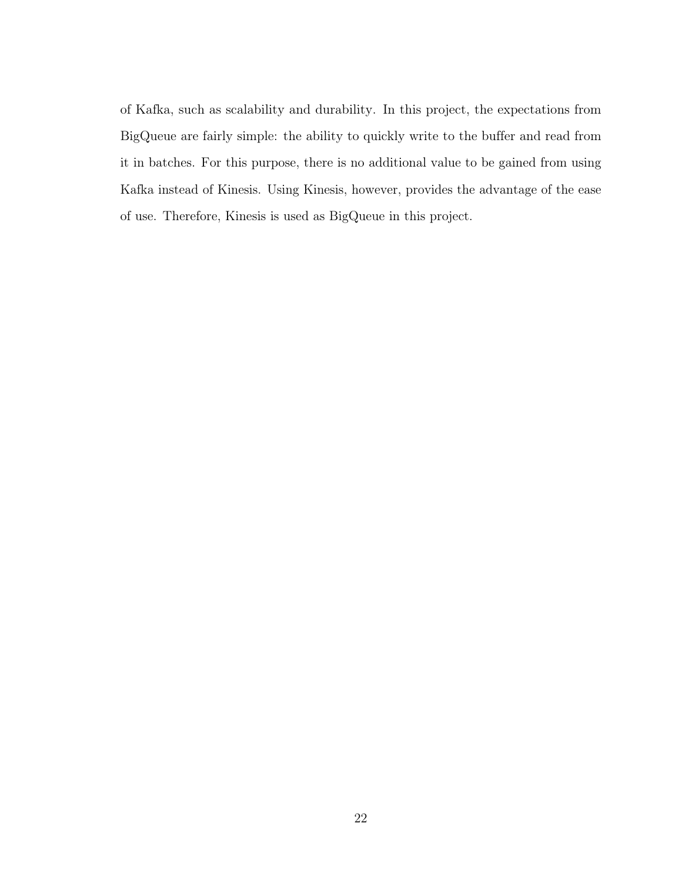of Kafka, such as scalability and durability. In this project, the expectations from BigQueue are fairly simple: the ability to quickly write to the buffer and read from it in batches. For this purpose, there is no additional value to be gained from using Kafka instead of Kinesis. Using Kinesis, however, provides the advantage of the ease of use. Therefore, Kinesis is used as BigQueue in this project.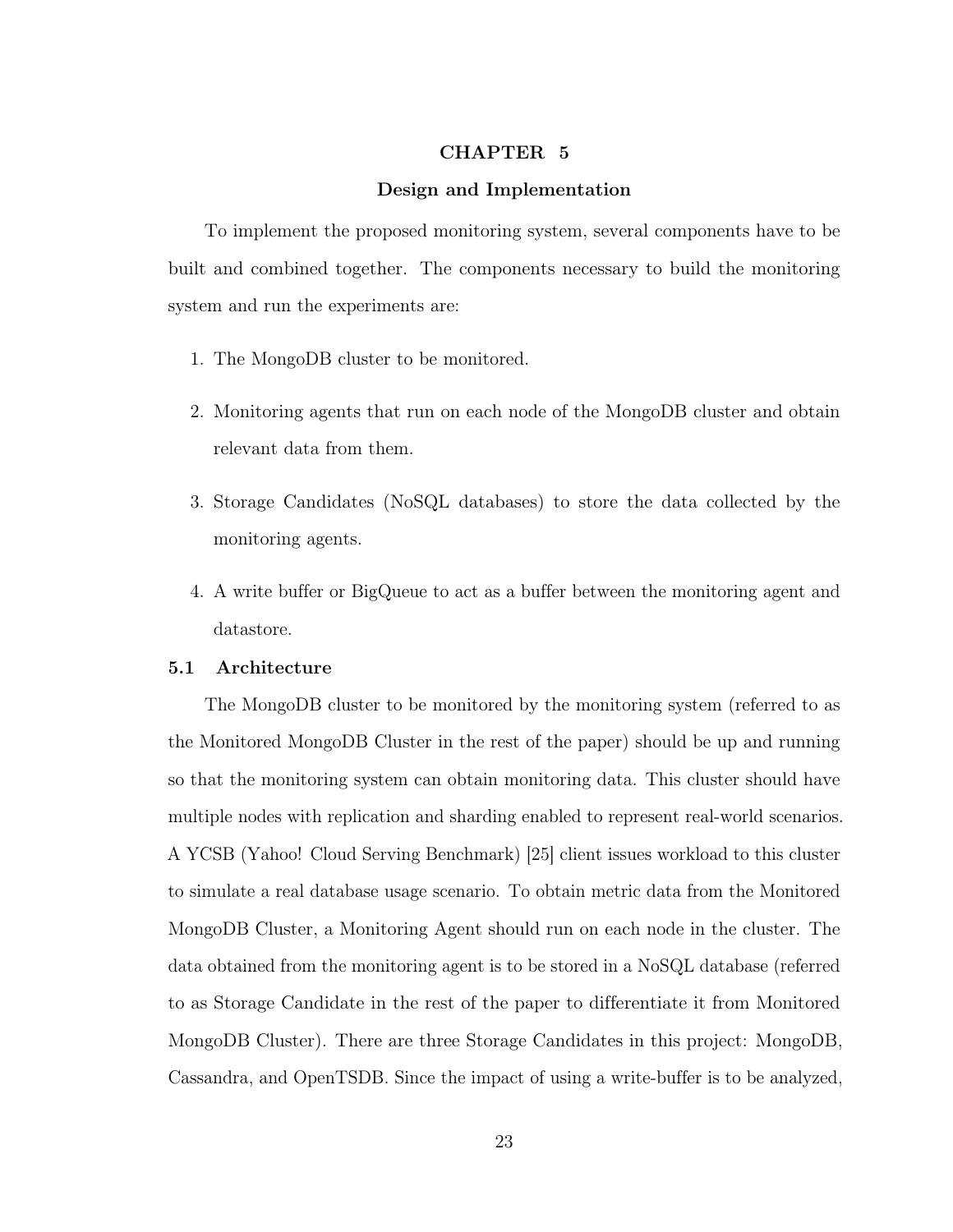# CHAPTER 5

## Design and Implementation

To implement the proposed monitoring system, several components have to be built and combined together. The components necessary to build the monitoring system and run the experiments are:

1. The MongoDB cluster to be monitored.
2. Monitoring agents that run on each node of the MongoDB cluster and obtain relevant data from them.
3. Storage Candidates (NoSQL databases) to store the data collected by the monitoring agents.
4. A write buffer or BigQueue to act as a buffer between the monitoring agent and datastore.

### 5.1 Architecture

The MongoDB cluster to be monitored by the monitoring system (referred to as the Monitored MongoDB Cluster in the rest of the paper) should be up and running so that the monitoring system can obtain monitoring data. This cluster should have multiple nodes with replication and sharding enabled to represent real-world scenarios. A YCSB (Yahoo! Cloud Serving Benchmark) [25] client issues workload to this cluster to simulate a real database usage scenario. To obtain metric data from the Monitored MongoDB Cluster, a Monitoring Agent should run on each node in the cluster. The data obtained from the monitoring agent is to be stored in a NoSQL database (referred to as Storage Candidate in the rest of the paper to differentiate it from Monitored MongoDB Cluster). There are three Storage Candidates in this project: MongoDB, Cassandra, and OpenTSDB. Since the impact of using a write-buffer is to be analyzed,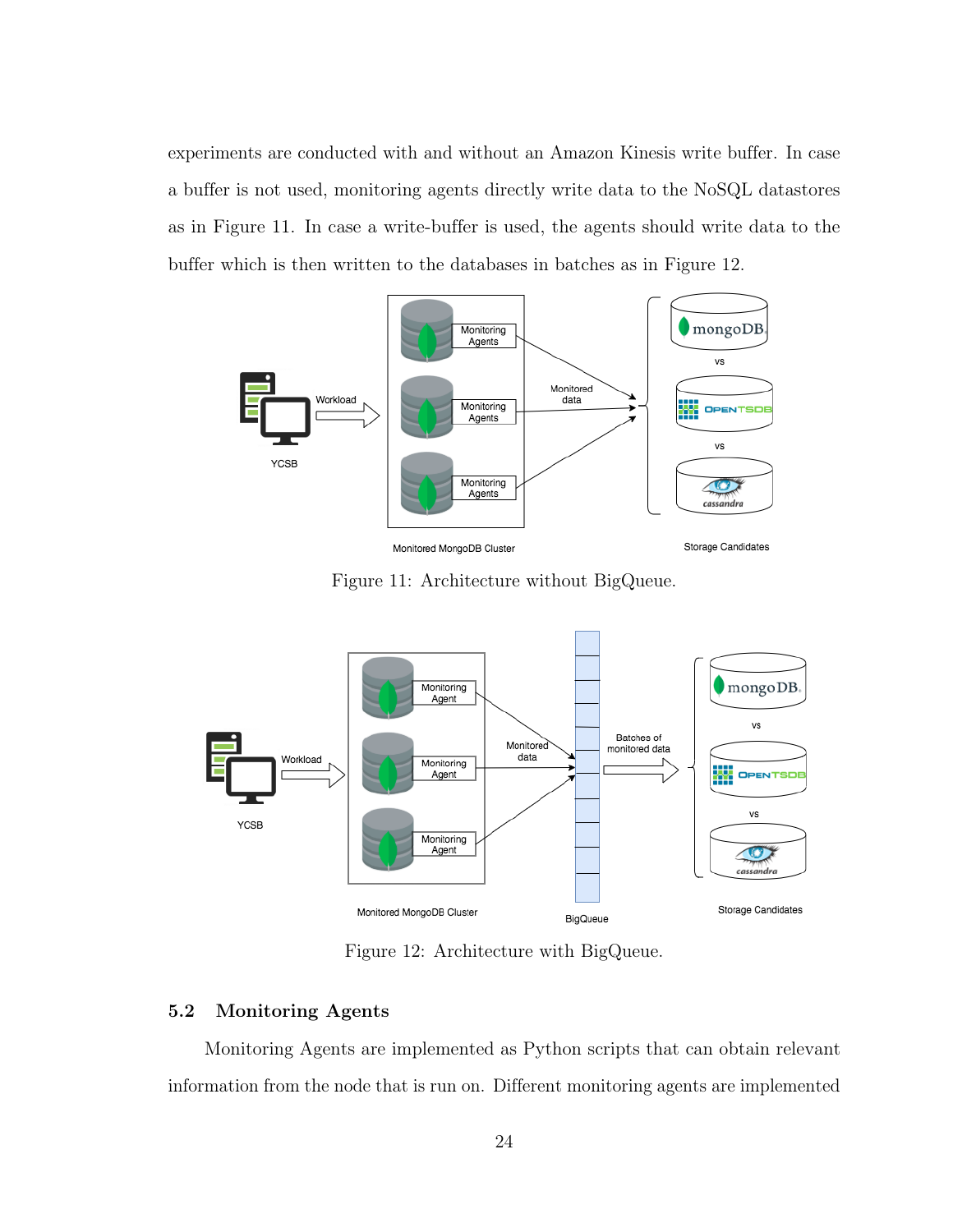experiments are conducted with and without an Amazon Kinesis write buffer. In case a buffer is not used, monitoring agents directly write data to the NoSQL datastores as in Figure 11. In case a write-buffer is used, the agents should write data to the buffer which is then written to the databases in batches as in Figure 12.

Figure 11: Architecture without BigQueue.

Figure 12: Architecture with BigQueue.

## 5.2 Monitoring Agents

Monitoring Agents are implemented as Python scripts that can obtain relevant information from the node that is run on. Different monitoring agents are implemented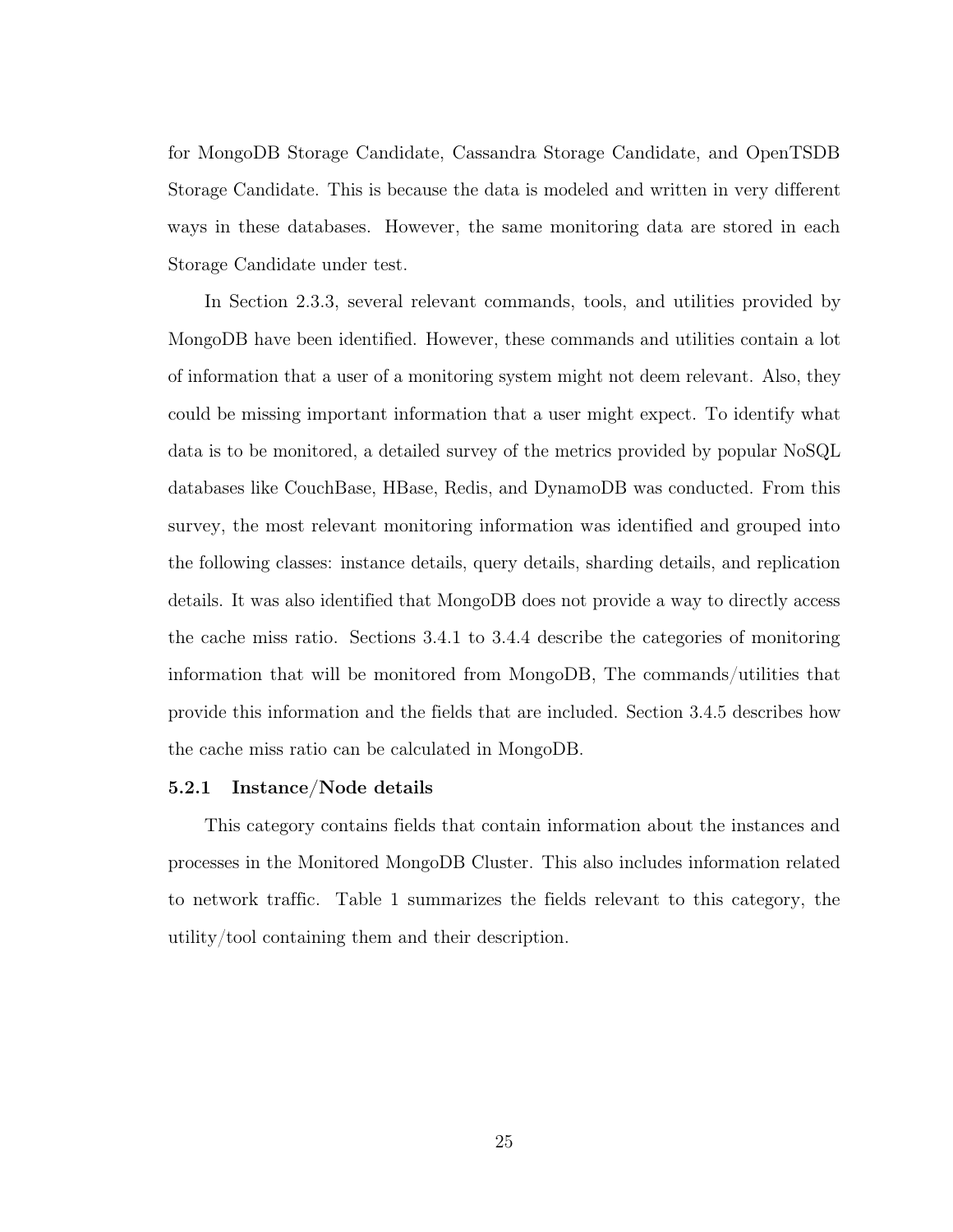for MongoDB Storage Candidate, Cassandra Storage Candidate, and OpenTSDB Storage Candidate. This is because the data is modeled and written in very different ways in these databases. However, the same monitoring data are stored in each Storage Candidate under test.

In Section 2.3.3, several relevant commands, tools, and utilities provided by MongoDB have been identified. However, these commands and utilities contain a lot of information that a user of a monitoring system might not deem relevant. Also, they could be missing important information that a user might expect. To identify what data is to be monitored, a detailed survey of the metrics provided by popular NoSQL databases like CouchBase, HBase, Redis, and DynamoDB was conducted. From this survey, the most relevant monitoring information was identified and grouped into the following classes: instance details, query details, sharding details, and replication details. It was also identified that MongoDB does not provide a way to directly access the cache miss ratio. Sections 3.4.1 to 3.4.4 describe the categories of monitoring information that will be monitored from MongoDB, The commands/utilities that provide this information and the fields that are included. Section 3.4.5 describes how the cache miss ratio can be calculated in MongoDB.

### 5.2.1 Instance/Node details

This category contains fields that contain information about the instances and processes in the Monitored MongoDB Cluster. This also includes information related to network traffic. Table 1 summarizes the fields relevant to this category, the utility/tool containing them and their description.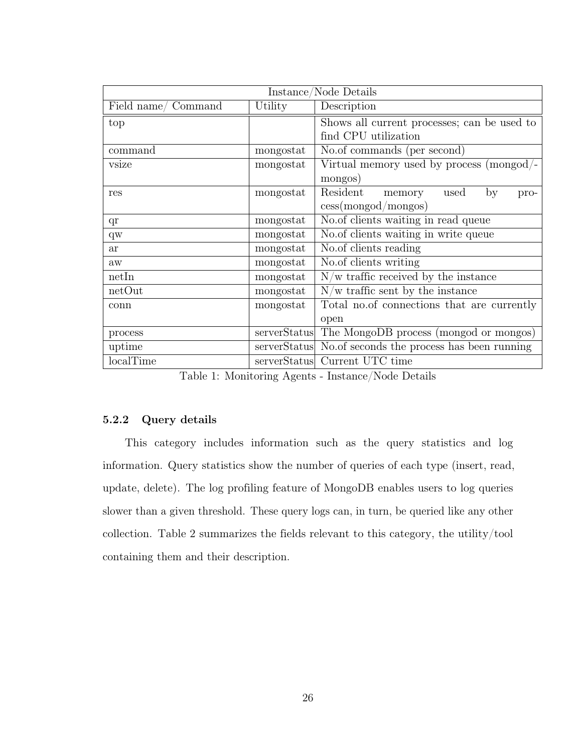| Instance/Node Details | | |
|---|---|---|
| Field name/ Command | Utility | Description |
| top | | Shows all current processes; can be used to find CPU utilization |
| command | mongostat | No.of commands (per second) |
| vsize | mongostat | Virtual memory used by process (mongod/-mongos) |
| res | mongostat | Resident memory used by process(mongod/mongos) |
| qr | mongostat | No.of clients waiting in read queue |
| qw | mongostat | No.of clients waiting in write queue |
| ar | mongostat | No.of clients reading |
| aw | mongostat | No.of clients writing |
| netIn | mongostat | N/w traffic received by the instance |
| netOut | mongostat | N/w traffic sent by the instance |
| conn | mongostat | Total no.of connections that are currently open |
| process | serverStatus | The MongoDB process (mongod or mongos) |
| uptime | serverStatus | No.of seconds the process has been running |
| localTime | serverStatus | Current UTC time |

Table 1: Monitoring Agents - Instance/Node Details

#### 5.2.2 Query details

This category includes information such as the query statistics and log information. Query statistics show the number of queries of each type (insert, read, update, delete). The log profiling feature of MongoDB enables users to log queries slower than a given threshold. These query logs can, in turn, be queried like any other collection. Table 2 summarizes the fields relevant to this category, the utility/tool containing them and their description.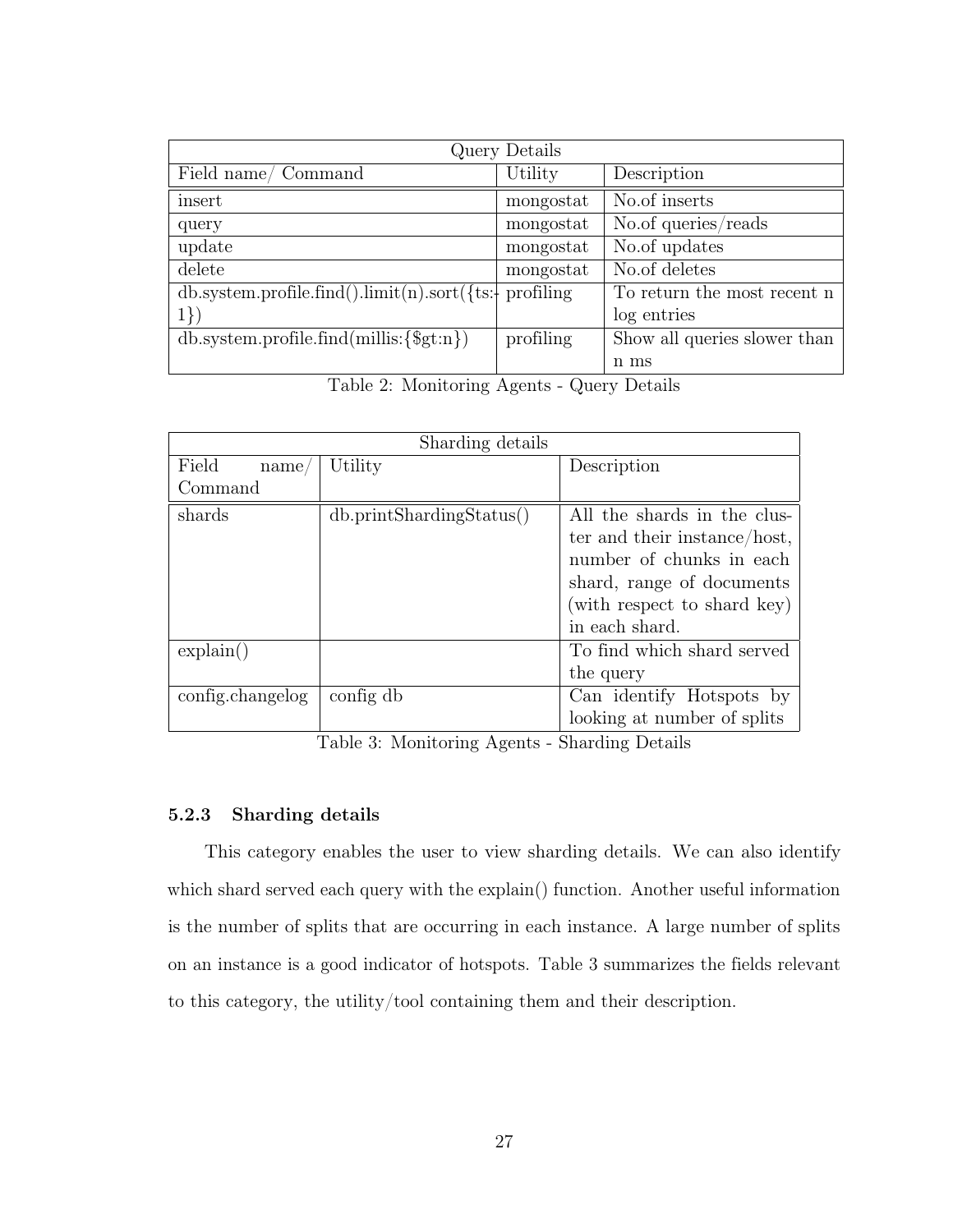| Query Details | | |
|---|---|---|
| Field name/ Command | Utility | Description |
| insert | mongostat | No.of inserts |
| query | mongostat | No.of queries/reads |
| update | mongostat | No.of updates |
| delete | mongostat | No.of deletes |
| db.system.profile.find().limit(n).sort({ts:-1}) | profiling | To return the most recent n log entries |
| db.system.profile.find(millis:{$gt:n}) | profiling | Show all queries slower than n ms |

Table 2: Monitoring Agents - Query Details

| Sharding details | | |
|---|---|---|
| Field name/ Command | Utility | Description |
| shards | db.printShardingStatus() | All the shards in the cluster and their instance/host, number of chunks in each shard, range of documents (with respect to shard key) in each shard. |
| explain() | | To find which shard served the query |
| config.changelog | config db | Can identify Hotspots by looking at number of splits |

Table 3: Monitoring Agents - Sharding Details

#### 5.2.3 Sharding details

This category enables the user to view sharding details. We can also identify which shard served each query with the explain() function. Another useful information is the number of splits that are occurring in each instance. A large number of splits on an instance is a good indicator of hotspots. Table 3 summarizes the fields relevant to this category, the utility/tool containing them and their description.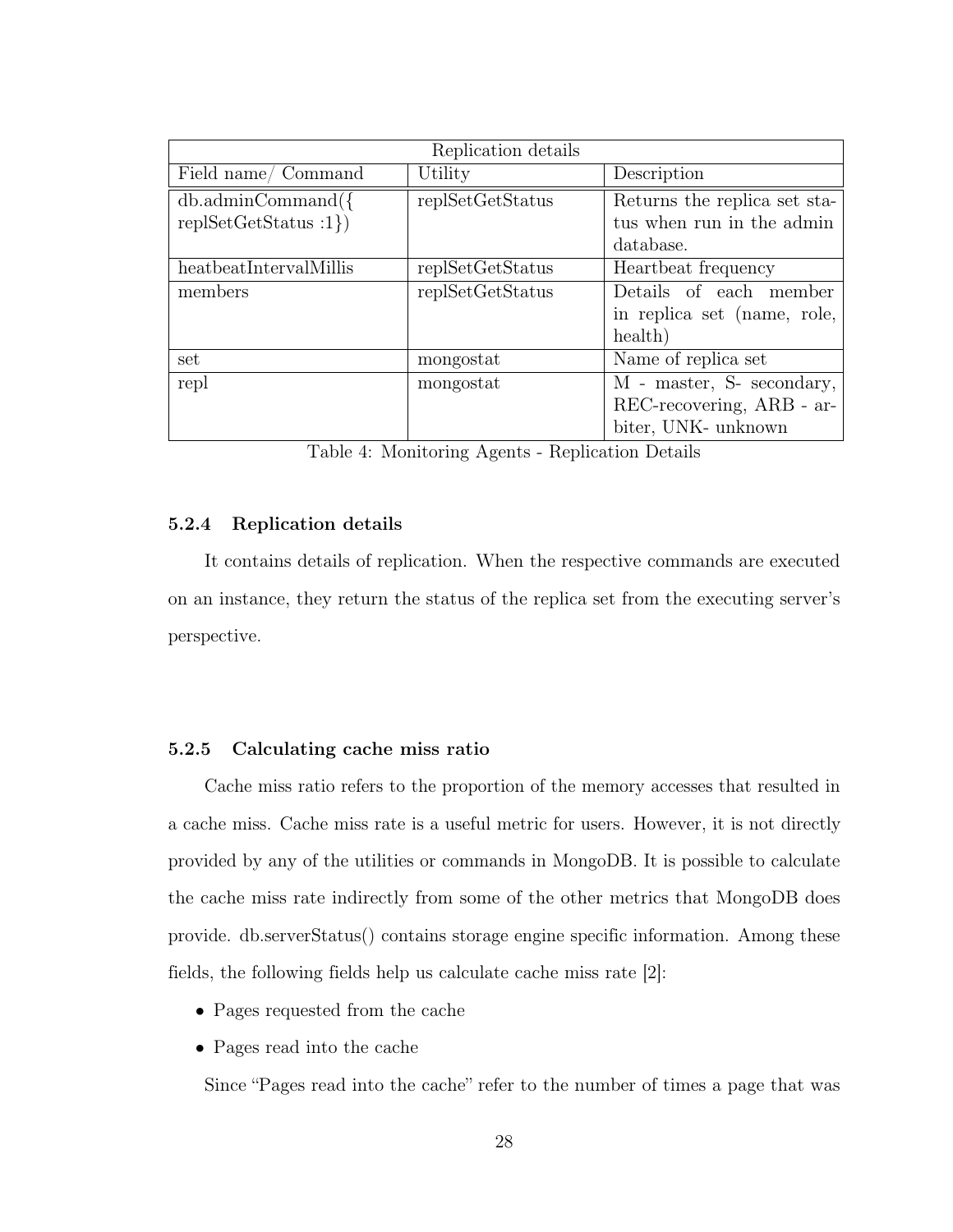| Replication details | | |
|---|---|---|
| Field name/ Command | Utility | Description |
| db.adminCommand({ replSetGetStatus :1}) | replSetGetStatus | Returns the replica set status when run in the admin database. |
| heatbeatIntervalMillis | replSetGetStatus | Heartbeat frequency |
| members | replSetGetStatus | Details of each member in replica set (name, role, health) |
| set | mongostat | Name of replica set |
| repl | mongostat | M - master, S- secondary, REC-recovering, ARB - arbiter, UNK- unknown |

Table 4: Monitoring Agents - Replication Details

#### 5.2.4 Replication details

It contains details of replication. When the respective commands are executed on an instance, they return the status of the replica set from the executing server's perspective.

#### 5.2.5 Calculating cache miss ratio

Cache miss ratio refers to the proportion of the memory accesses that resulted in a cache miss. Cache miss rate is a useful metric for users. However, it is not directly provided by any of the utilities or commands in MongoDB. It is possible to calculate the cache miss rate indirectly from some of the other metrics that MongoDB does provide. db.serverStatus() contains storage engine specific information. Among these fields, the following fields help us calculate cache miss rate [2]:

- Pages requested from the cache
- Pages read into the cache

Since "Pages read into the cache" refer to the number of times a page that was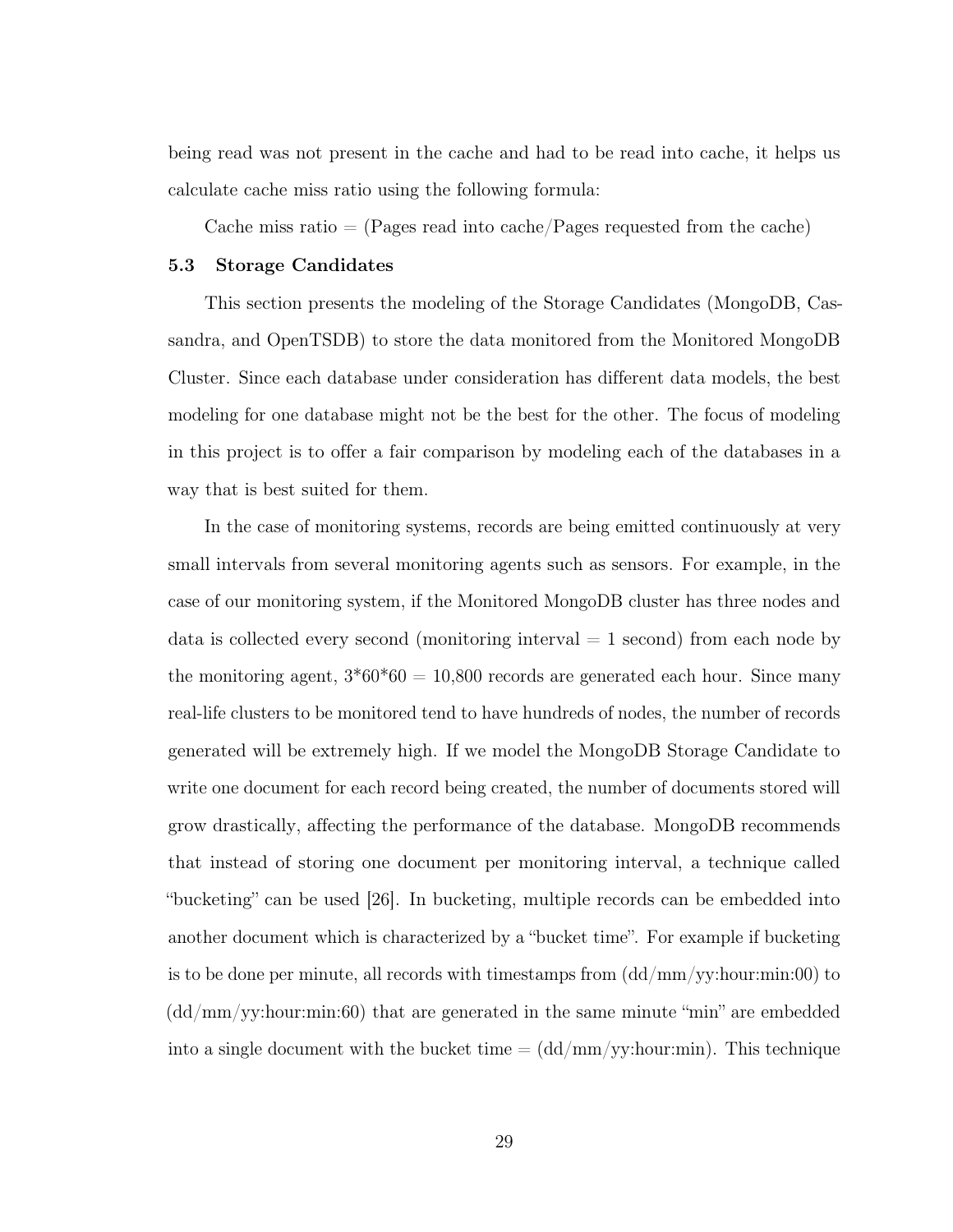being read was not present in the cache and had to be read into cache, it helps us calculate cache miss ratio using the following formula:

Cache miss ratio = (Pages read into cache/Pages requested from the cache)

### 5.3 Storage Candidates

This section presents the modeling of the Storage Candidates (MongoDB, Cassandra, and OpenTSDB) to store the data monitored from the Monitored MongoDB Cluster. Since each database under consideration has different data models, the best modeling for one database might not be the best for the other. The focus of modeling in this project is to offer a fair comparison by modeling each of the databases in a way that is best suited for them.

In the case of monitoring systems, records are being emitted continuously at very small intervals from several monitoring agents such as sensors. For example, in the case of our monitoring system, if the Monitored MongoDB cluster has three nodes and data is collected every second (monitoring interval = 1 second) from each node by the monitoring agent, 3*60*60 = 10,800 records are generated each hour. Since many real-life clusters to be monitored tend to have hundreds of nodes, the number of records generated will be extremely high. If we model the MongoDB Storage Candidate to write one document for each record being created, the number of documents stored will grow drastically, affecting the performance of the database. MongoDB recommends that instead of storing one document per monitoring interval, a technique called "bucketing" can be used [26]. In bucketing, multiple records can be embedded into another document which is characterized by a "bucket time". For example if bucketing is to be done per minute, all records with timestamps from (dd/mm/yy:hour:min:00) to (dd/mm/yy:hour:min:60) that are generated in the same minute "min" are embedded into a single document with the bucket time = (dd/mm/yy:hour:min). This technique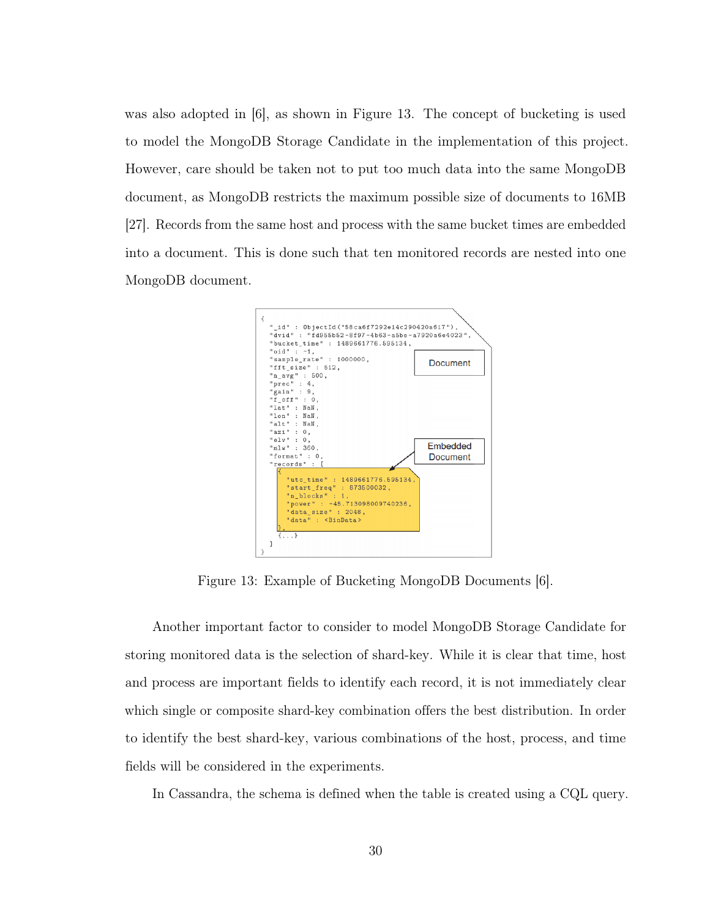was also adopted in [6], as shown in Figure 13. The concept of bucketing is used to model the MongoDB Storage Candidate in the implementation of this project. However, care should be taken not to put too much data into the same MongoDB document, as MongoDB restricts the maximum possible size of documents to 16MB [27]. Records from the same host and process with the same bucket times are embedded into a document. This is done such that ten monitored records are nested into one MongoDB document.

```
{
  "_id" : ObjectId("58ca6f7292e14c290420a617"),
  "dvid" : "fd955b52-8f97-4b63-a5be-a7920a6e4023",
  "bucket_time" : 1489661776.595134,
  "oid" : -1,
  "sample_rate" : 1000000,
  "fft_size" : 512,
  "n_avg" : 500,
  "prec" : 4,
  "gain" : 9,
  "f_off" : 0,
  "lat" : NaN,
  "lon" : NaN,
  "alt" : NaN,
  "azi" : 0,
  "elv" : 0,
  "mlw" : 360,
  "format" : 0,
  "records" : [
    {
      "utc_time" : 1489661776.595134,
      "start_freq" : 873500032,
      "n_blocks" : 1,
      "power" : -45.713098009740236,
      "data_size" : 2048,
      "data" : <BinData>
    },
    {...}
  ]
}
```

Document

Embedded Document

Figure 13: Example of Bucketing MongoDB Documents [6].

Another important factor to consider to model MongoDB Storage Candidate for storing monitored data is the selection of shard-key. While it is clear that time, host and process are important fields to identify each record, it is not immediately clear which single or composite shard-key combination offers the best distribution. In order to identify the best shard-key, various combinations of the host, process, and time fields will be considered in the experiments.

In Cassandra, the schema is defined when the table is created using a CQL query.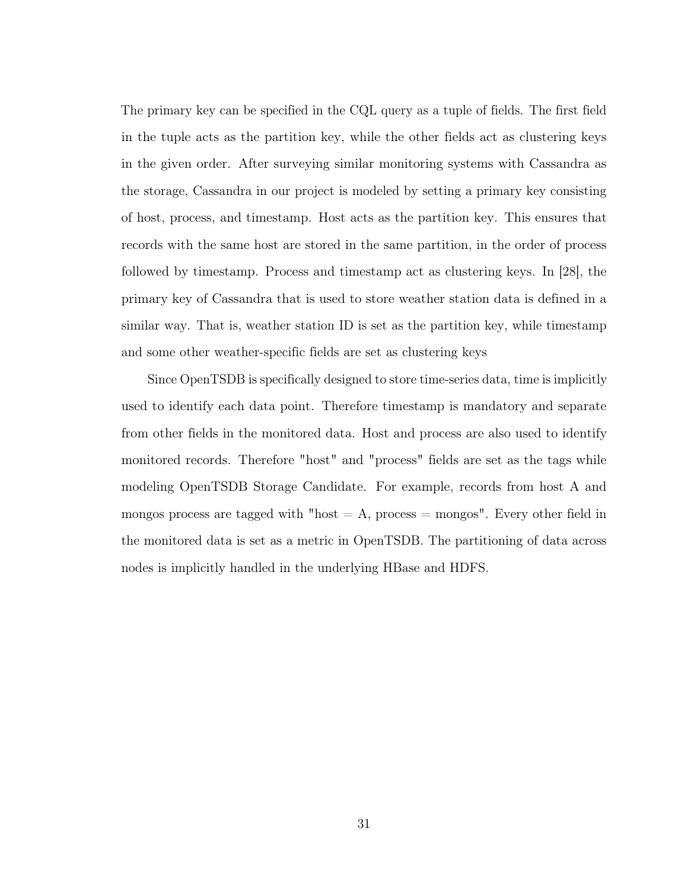The primary key can be specified in the CQL query as a tuple of fields. The first field in the tuple acts as the partition key, while the other fields act as clustering keys in the given order. After surveying similar monitoring systems with Cassandra as the storage, Cassandra in our project is modeled by setting a primary key consisting of host, process, and timestamp. Host acts as the partition key. This ensures that records with the same host are stored in the same partition, in the order of process followed by timestamp. Process and timestamp act as clustering keys. In [28], the primary key of Cassandra that is used to store weather station data is defined in a similar way. That is, weather station ID is set as the partition key, while timestamp and some other weather-specific fields are set as clustering keys

Since OpenTSDB is specifically designed to store time-series data, time is implicitly used to identify each data point. Therefore timestamp is mandatory and separate from other fields in the monitored data. Host and process are also used to identify monitored records. Therefore "host" and "process" fields are set as the tags while modeling OpenTSDB Storage Candidate. For example, records from host A and mongos process are tagged with "host = A, process = mongos". Every other field in the monitored data is set as a metric in OpenTSDB. The partitioning of data across nodes is implicitly handled in the underlying HBase and HDFS.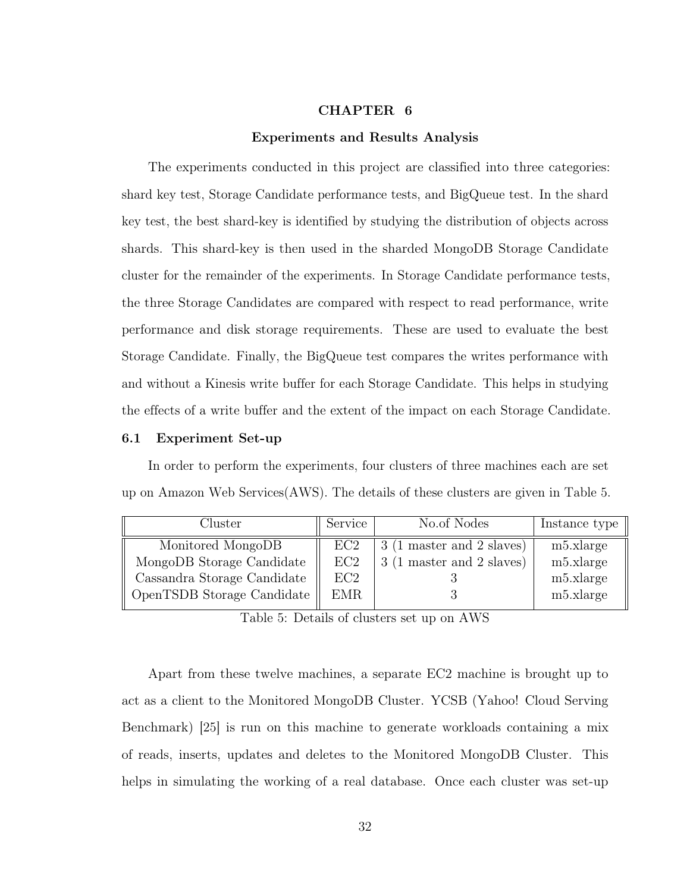# CHAPTER 6

## Experiments and Results Analysis

The experiments conducted in this project are classified into three categories: shard key test, Storage Candidate performance tests, and BigQueue test. In the shard key test, the best shard-key is identified by studying the distribution of objects across shards. This shard-key is then used in the sharded MongoDB Storage Candidate cluster for the remainder of the experiments. In Storage Candidate performance tests, the three Storage Candidates are compared with respect to read performance, write performance and disk storage requirements. These are used to evaluate the best Storage Candidate. Finally, the BigQueue test compares the writes performance with and without a Kinesis write buffer for each Storage Candidate. This helps in studying the effects of a write buffer and the extent of the impact on each Storage Candidate.

### 6.1 Experiment Set-up

In order to perform the experiments, four clusters of three machines each are set up on Amazon Web Services(AWS). The details of these clusters are given in Table 5.

| Cluster | Service | No.of Nodes | Instance type |
| --- | --- | --- | --- |
| Monitored MongoDB | EC2 | 3 (1 master and 2 slaves) | m5.xlarge |
| MongoDB Storage Candidate | EC2 | 3 (1 master and 2 slaves) | m5.xlarge |
| Cassandra Storage Candidate | EC2 | 3 | m5.xlarge |
| OpenTSDB Storage Candidate | EMR | 3 | m5.xlarge |

Table 5: Details of clusters set up on AWS

Apart from these twelve machines, a separate EC2 machine is brought up to act as a client to the Monitored MongoDB Cluster. YCSB (Yahoo! Cloud Serving Benchmark) [25] is run on this machine to generate workloads containing a mix of reads, inserts, updates and deletes to the Monitored MongoDB Cluster. This helps in simulating the working of a real database. Once each cluster was set-up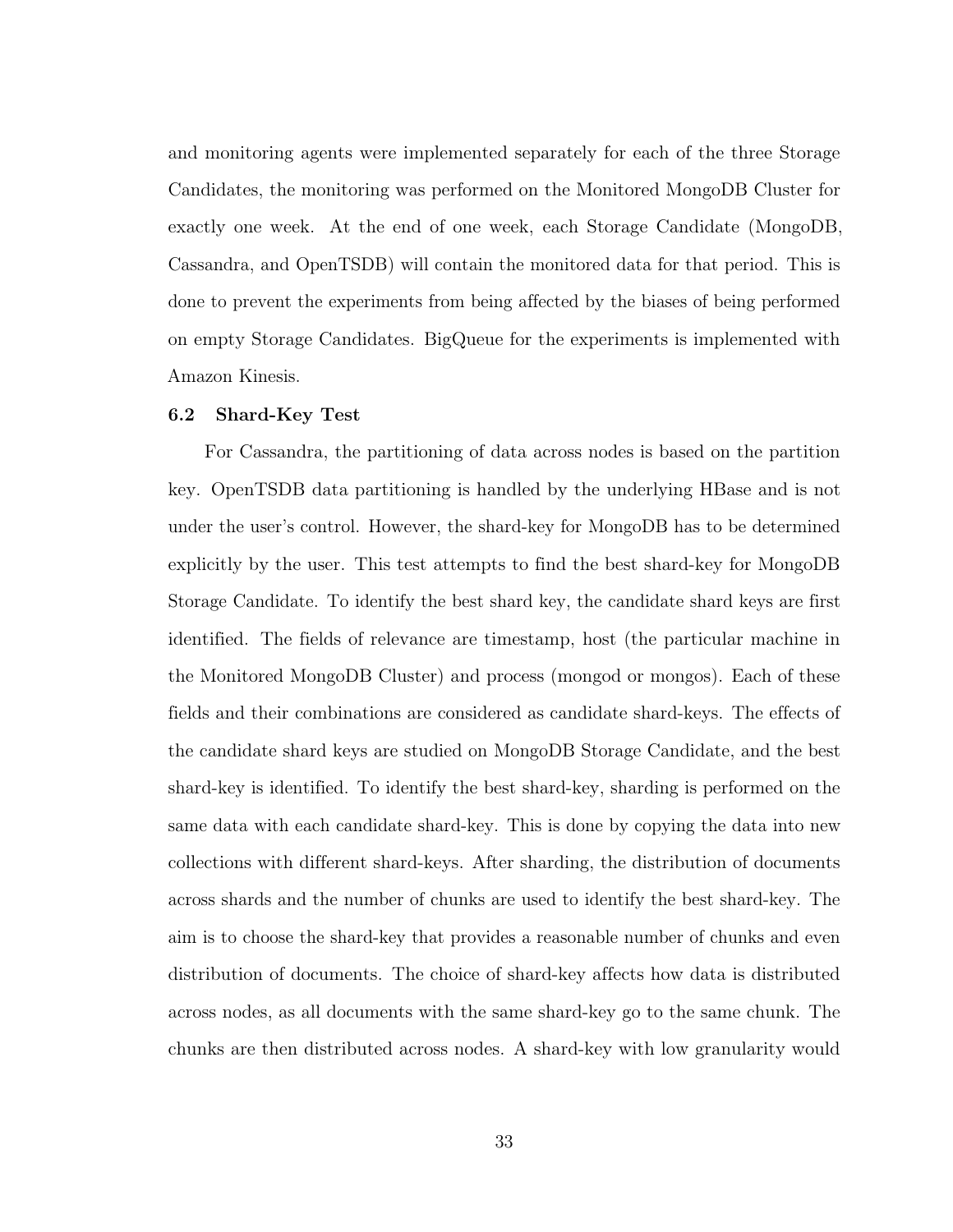and monitoring agents were implemented separately for each of the three Storage Candidates, the monitoring was performed on the Monitored MongoDB Cluster for exactly one week. At the end of one week, each Storage Candidate (MongoDB, Cassandra, and OpenTSDB) will contain the monitored data for that period. This is done to prevent the experiments from being affected by the biases of being performed on empty Storage Candidates. BigQueue for the experiments is implemented with Amazon Kinesis.

### 6.2 Shard-Key Test

For Cassandra, the partitioning of data across nodes is based on the partition key. OpenTSDB data partitioning is handled by the underlying HBase and is not under the user's control. However, the shard-key for MongoDB has to be determined explicitly by the user. This test attempts to find the best shard-key for MongoDB Storage Candidate. To identify the best shard key, the candidate shard keys are first identified. The fields of relevance are timestamp, host (the particular machine in the Monitored MongoDB Cluster) and process (mongod or mongos). Each of these fields and their combinations are considered as candidate shard-keys. The effects of the candidate shard keys are studied on MongoDB Storage Candidate, and the best shard-key is identified. To identify the best shard-key, sharding is performed on the same data with each candidate shard-key. This is done by copying the data into new collections with different shard-keys. After sharding, the distribution of documents across shards and the number of chunks are used to identify the best shard-key. The aim is to choose the shard-key that provides a reasonable number of chunks and even distribution of documents. The choice of shard-key affects how data is distributed across nodes, as all documents with the same shard-key go to the same chunk. The chunks are then distributed across nodes. A shard-key with low granularity would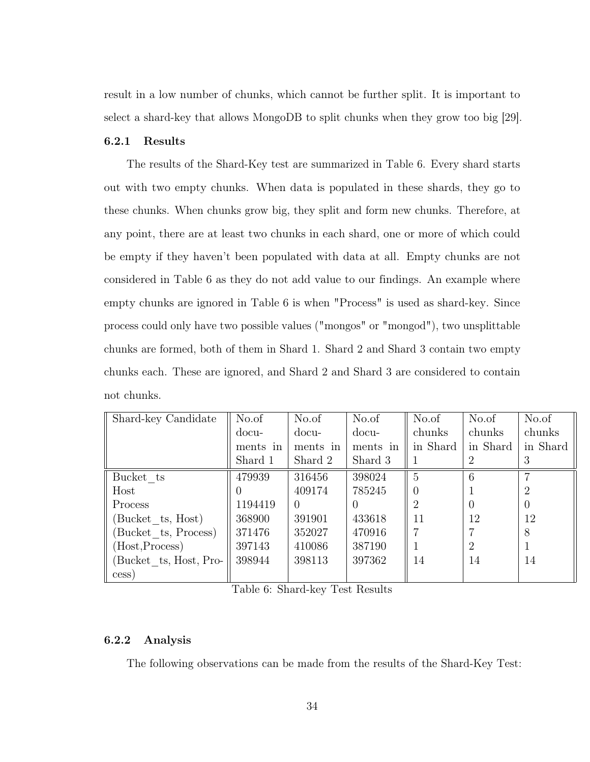result in a low number of chunks, which cannot be further split. It is important to select a shard-key that allows MongoDB to split chunks when they grow too big [29].

### 6.2.1 Results

The results of the Shard-Key test are summarized in Table 6. Every shard starts out with two empty chunks. When data is populated in these shards, they go to these chunks. When chunks grow big, they split and form new chunks. Therefore, at any point, there are at least two chunks in each shard, one or more of which could be empty if they haven't been populated with data at all. Empty chunks are not considered in Table 6 as they do not add value to our findings. An example where empty chunks are ignored in Table 6 is when "Process" is used as shard-key. Since process could only have two possible values ("mongos" or "mongod"), two unsplittable chunks are formed, both of them in Shard 1. Shard 2 and Shard 3 contain two empty chunks each. These are ignored, and Shard 2 and Shard 3 are considered to contain not chunks.

| Shard-key Candidate | No.of documents in Shard 1 | No.of documents in Shard 2 | No.of documents in Shard 3 | No.of chunks in Shard 1 | No.of chunks in Shard 2 | No.of chunks in Shard 3 |
|---|---|---|---|---|---|---|
| Bucket_ts | 479939 | 316456 | 398024 | 5 | 6 | 7 |
| Host | 0 | 409174 | 785245 | 0 | 1 | 2 |
| Process | 1194419 | 0 | 0 | 2 | 0 | 0 |
| (Bucket_ts, Host) | 368900 | 391901 | 433618 | 11 | 12 | 12 |
| (Bucket_ts, Process) | 371476 | 352027 | 470916 | 7 | 7 | 8 |
| (Host,Process) | 397143 | 410086 | 387190 | 1 | 2 | 1 |
| (Bucket_ts, Host, Process) | 398944 | 398113 | 397362 | 14 | 14 | 14 |

Table 6: Shard-key Test Results

### 6.2.2 Analysis

The following observations can be made from the results of the Shard-Key Test: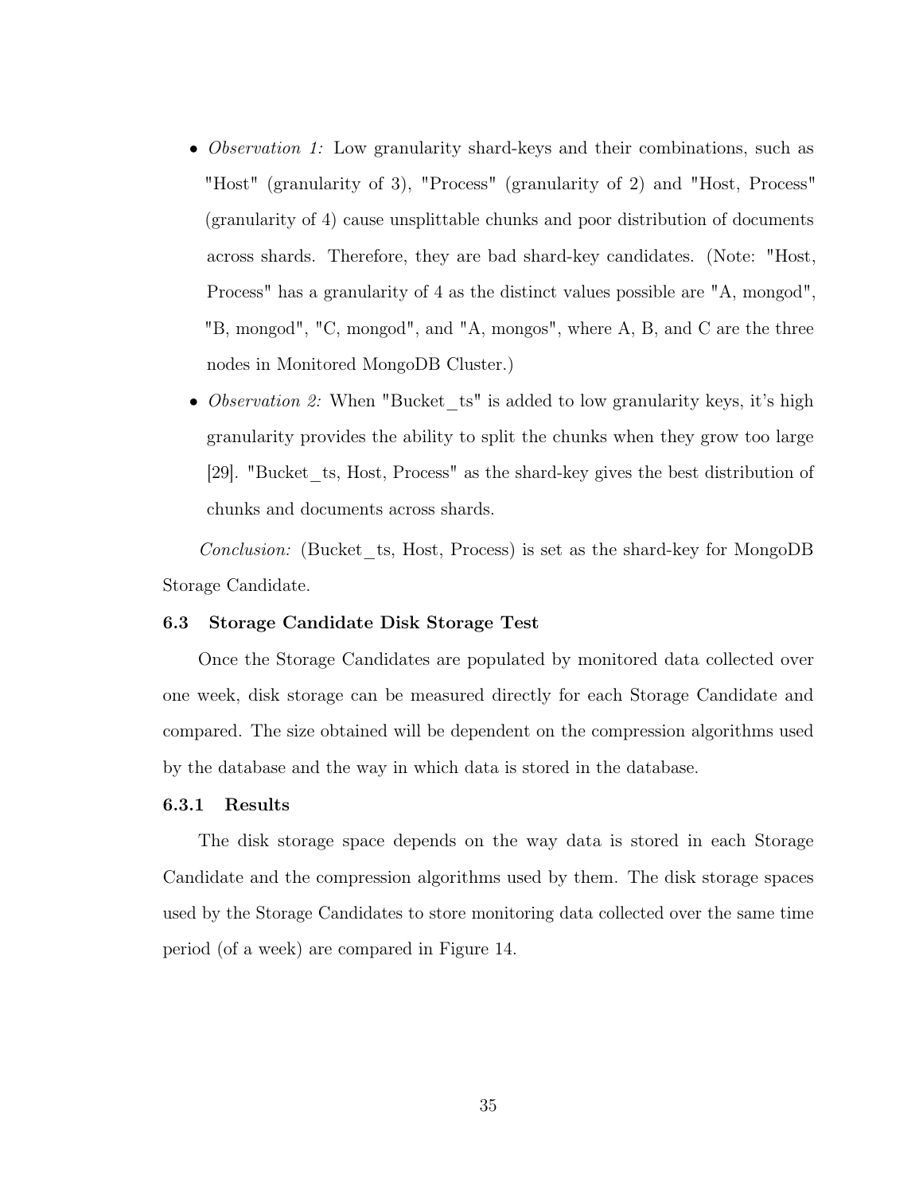- *Observation 1:* Low granularity shard-keys and their combinations, such as "Host" (granularity of 3), "Process" (granularity of 2) and "Host, Process" (granularity of 4) cause unsplittable chunks and poor distribution of documents across shards. Therefore, they are bad shard-key candidates. (Note: "Host, Process" has a granularity of 4 as the distinct values possible are "A, mongod", "B, mongod", "C, mongod", and "A, mongos", where A, B, and C are the three nodes in Monitored MongoDB Cluster.)
- *Observation 2:* When "Bucket_ts" is added to low granularity keys, it's high granularity provides the ability to split the chunks when they grow too large [29]. "Bucket_ts, Host, Process" as the shard-key gives the best distribution of chunks and documents across shards.

*Conclusion:* (Bucket_ts, Host, Process) is set as the shard-key for MongoDB Storage Candidate.

### 6.3 Storage Candidate Disk Storage Test

Once the Storage Candidates are populated by monitored data collected over one week, disk storage can be measured directly for each Storage Candidate and compared. The size obtained will be dependent on the compression algorithms used by the database and the way in which data is stored in the database.

#### 6.3.1 Results

The disk storage space depends on the way data is stored in each Storage Candidate and the compression algorithms used by them. The disk storage spaces used by the Storage Candidates to store monitoring data collected over the same time period (of a week) are compared in Figure 14.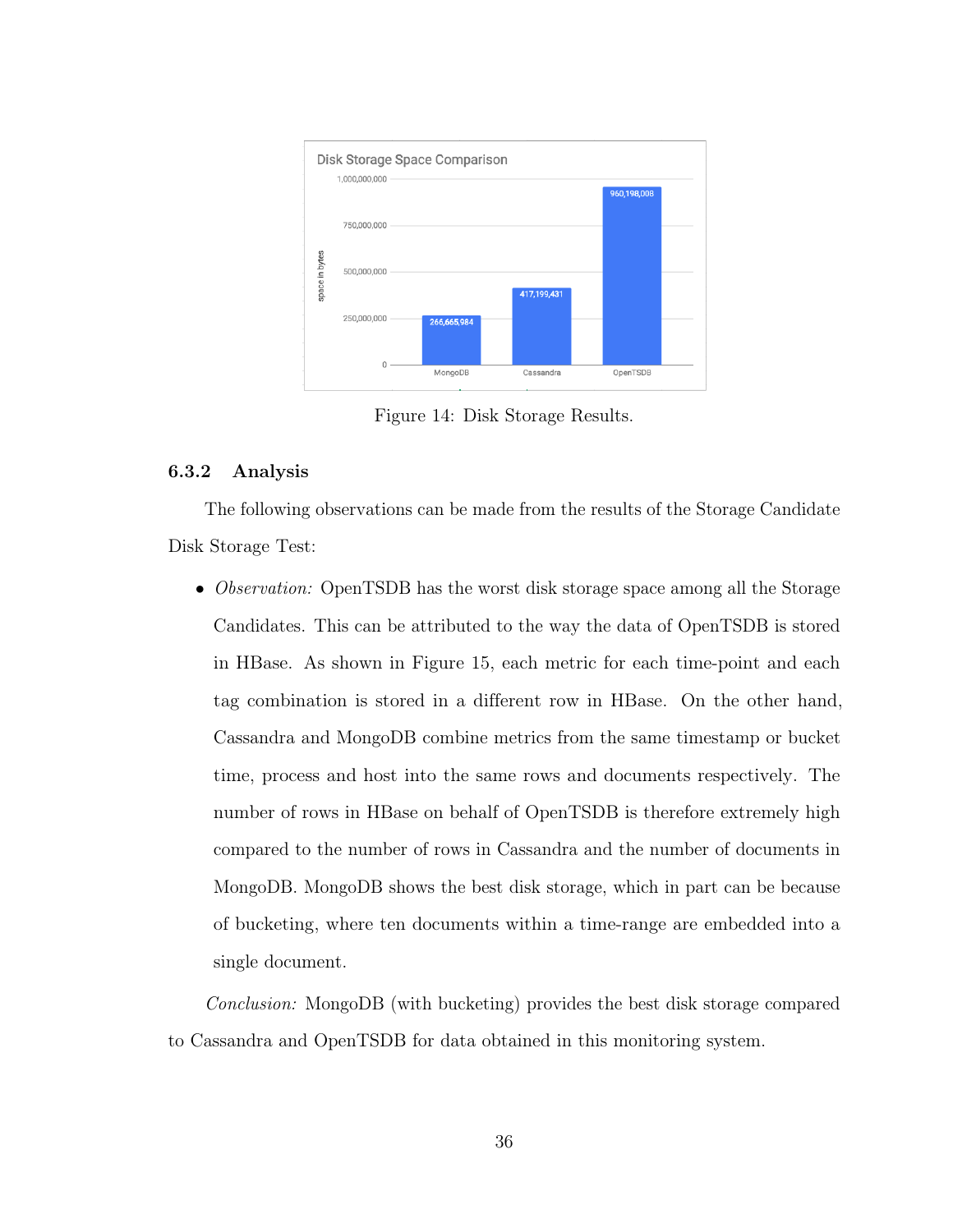Figure 14: Disk Storage Results.

### 6.3.2 Analysis

The following observations can be made from the results of the Storage Candidate Disk Storage Test:

- *Observation:* OpenTSDB has the worst disk storage space among all the Storage Candidates. This can be attributed to the way the data of OpenTSDB is stored in HBase. As shown in Figure 15, each metric for each time-point and each tag combination is stored in a different row in HBase. On the other hand, Cassandra and MongoDB combine metrics from the same timestamp or bucket time, process and host into the same rows and documents respectively. The number of rows in HBase on behalf of OpenTSDB is therefore extremely high compared to the number of rows in Cassandra and the number of documents in MongoDB. MongoDB shows the best disk storage, which in part can be because of bucketing, where ten documents within a time-range are embedded into a single document.

*Conclusion:* MongoDB (with bucketing) provides the best disk storage compared to Cassandra and OpenTSDB for data obtained in this monitoring system.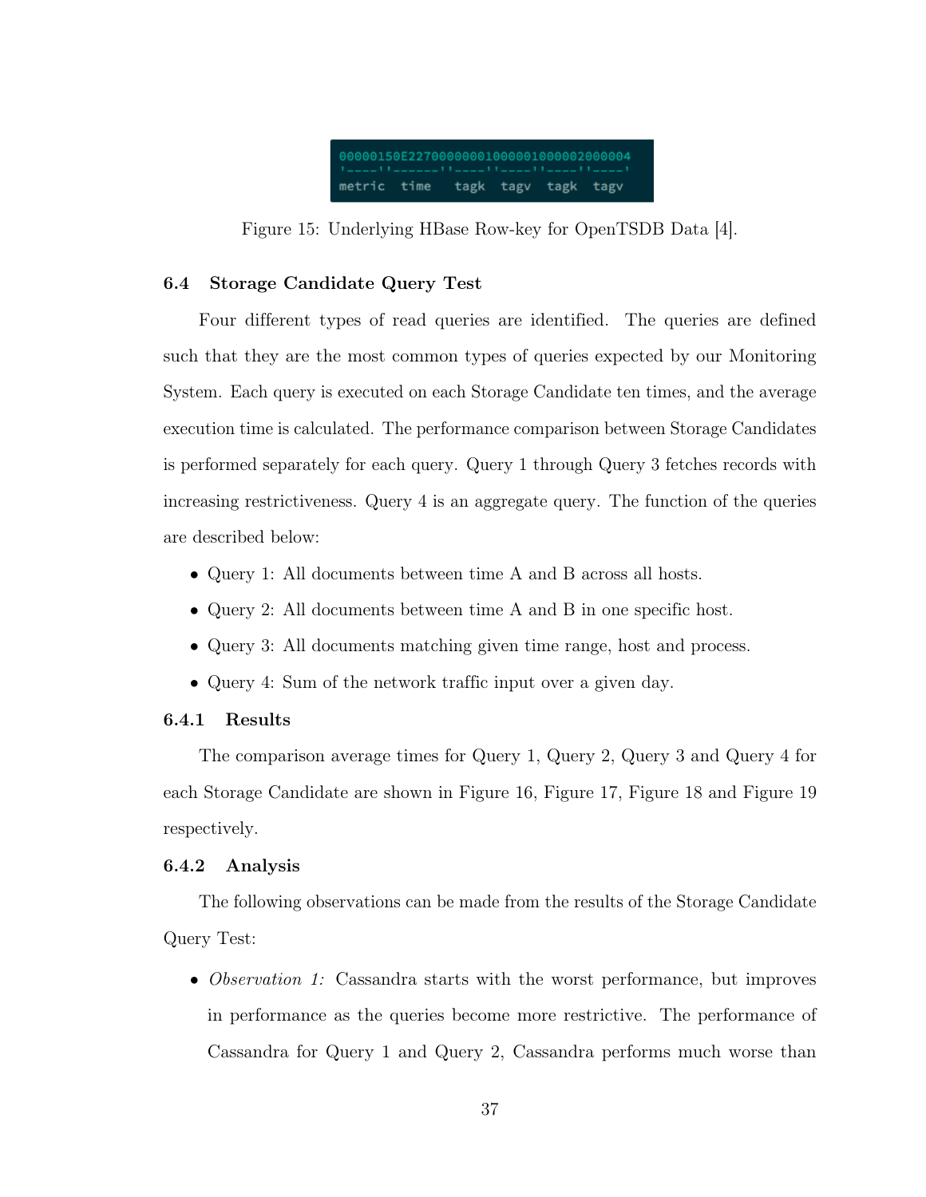```
00000150E22700000001000001000002000004
'----''------''----''----''----''----'
metric  time    tagk  tagv  tagk  tagv
```

Figure 15: Underlying HBase Row-key for OpenTSDB Data [4].

### 6.4 Storage Candidate Query Test

Four different types of read queries are identified. The queries are defined such that they are the most common types of queries expected by our Monitoring System. Each query is executed on each Storage Candidate ten times, and the average execution time is calculated. The performance comparison between Storage Candidates is performed separately for each query. Query 1 through Query 3 fetches records with increasing restrictiveness. Query 4 is an aggregate query. The function of the queries are described below:

- Query 1: All documents between time A and B across all hosts.
- Query 2: All documents between time A and B in one specific host.
- Query 3: All documents matching given time range, host and process.
- Query 4: Sum of the network traffic input over a given day.

#### 6.4.1 Results

The comparison average times for Query 1, Query 2, Query 3 and Query 4 for each Storage Candidate are shown in Figure 16, Figure 17, Figure 18 and Figure 19 respectively.

#### 6.4.2 Analysis

The following observations can be made from the results of the Storage Candidate Query Test:

- *Observation 1:* Cassandra starts with the worst performance, but improves in performance as the queries become more restrictive. The performance of Cassandra for Query 1 and Query 2, Cassandra performs much worse than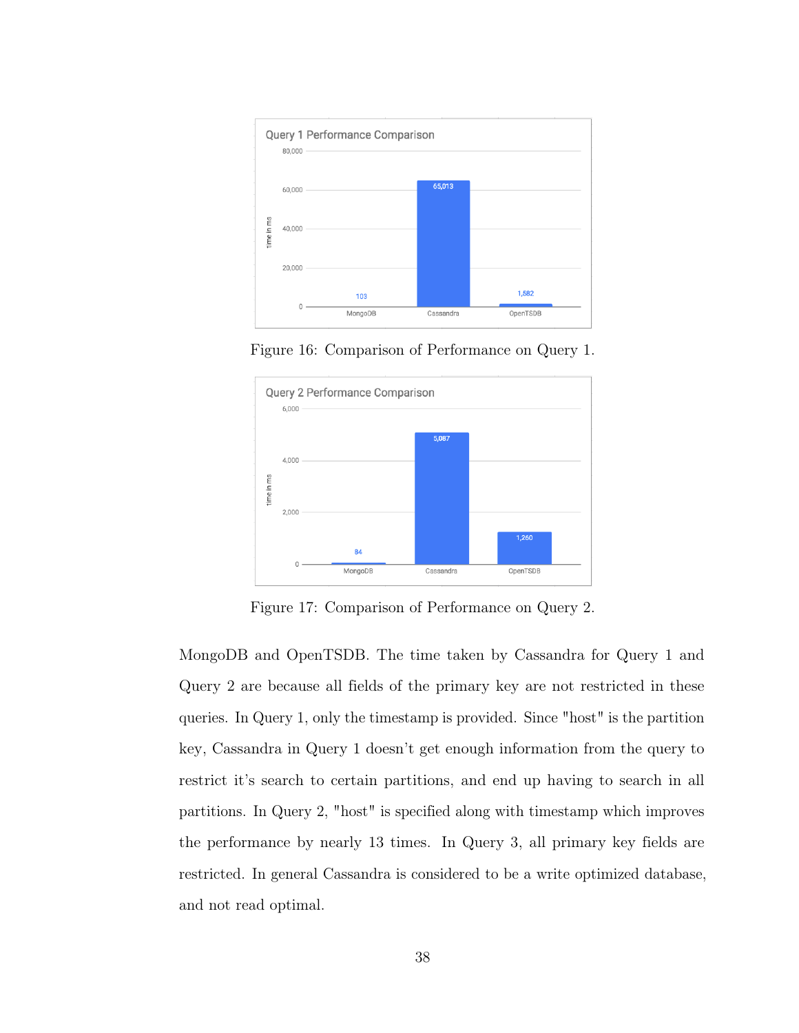Figure 16: Comparison of Performance on Query 1.

Figure 17: Comparison of Performance on Query 2.

MongoDB and OpenTSDB. The time taken by Cassandra for Query 1 and Query 2 are because all fields of the primary key are not restricted in these queries. In Query 1, only the timestamp is provided. Since "host" is the partition key, Cassandra in Query 1 doesn't get enough information from the query to restrict it's search to certain partitions, and end up having to search in all partitions. In Query 2, "host" is specified along with timestamp which improves the performance by nearly 13 times. In Query 3, all primary key fields are restricted. In general Cassandra is considered to be a write optimized database, and not read optimal.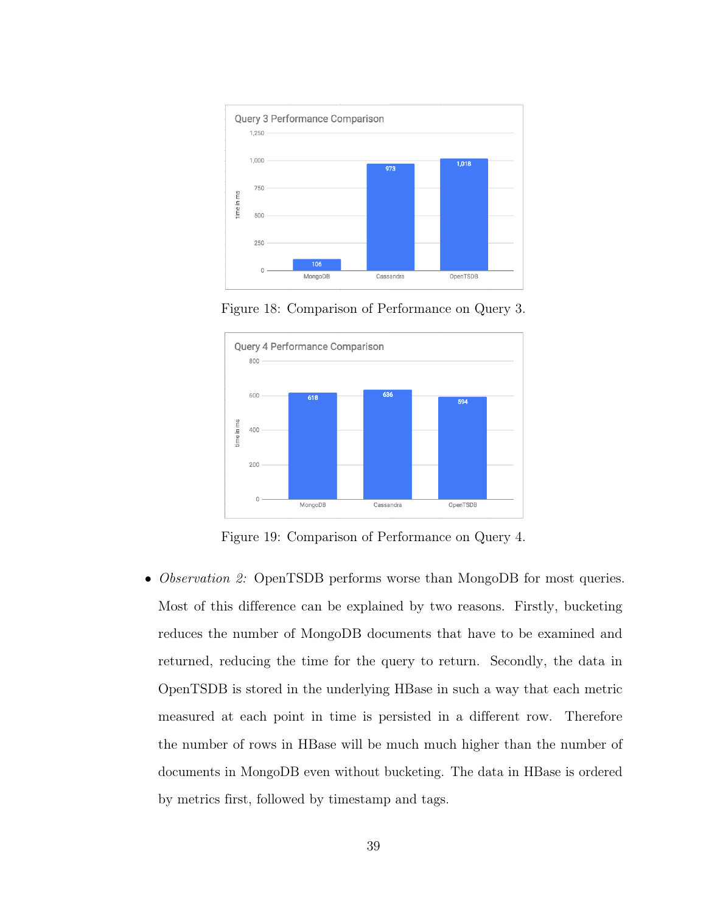Figure 18: Comparison of Performance on Query 3.

Figure 19: Comparison of Performance on Query 4.

- *Observation 2:* OpenTSDB performs worse than MongoDB for most queries. Most of this difference can be explained by two reasons. Firstly, bucketing reduces the number of MongoDB documents that have to be examined and returned, reducing the time for the query to return. Secondly, the data in OpenTSDB is stored in the underlying HBase in such a way that each metric measured at each point in time is persisted in a different row. Therefore the number of rows in HBase will be much much higher than the number of documents in MongoDB even without bucketing. The data in HBase is ordered by metrics first, followed by timestamp and tags.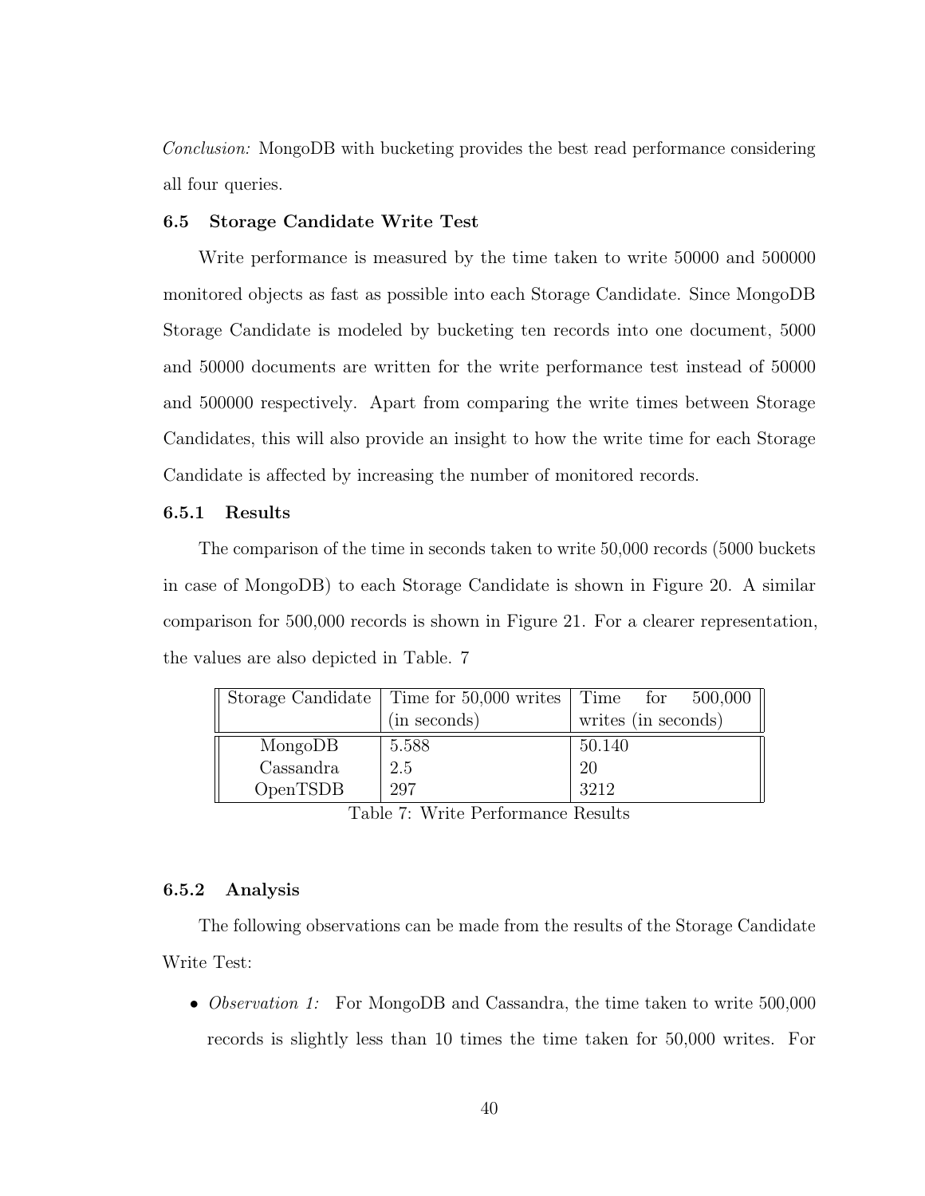*Conclusion:* MongoDB with bucketing provides the best read performance considering all four queries.

### 6.5 Storage Candidate Write Test

Write performance is measured by the time taken to write 50000 and 500000 monitored objects as fast as possible into each Storage Candidate. Since MongoDB Storage Candidate is modeled by bucketing ten records into one document, 5000 and 50000 documents are written for the write performance test instead of 50000 and 500000 respectively. Apart from comparing the write times between Storage Candidates, this will also provide an insight to how the write time for each Storage Candidate is affected by increasing the number of monitored records.

#### 6.5.1 Results

The comparison of the time in seconds taken to write 50,000 records (5000 buckets in case of MongoDB) to each Storage Candidate is shown in Figure 20. A similar comparison for 500,000 records is shown in Figure 21. For a clearer representation, the values are also depicted in Table. 7

| Storage Candidate | Time for 50,000 writes (in seconds) | Time for 500,000 writes (in seconds) |
|---|---|---|
| MongoDB | 5.588 | 50.140 |
| Cassandra | 2.5 | 20 |
| OpenTSDB | 297 | 3212 |

Table 7: Write Performance Results

#### 6.5.2 Analysis

The following observations can be made from the results of the Storage Candidate Write Test:

- *Observation 1:* For MongoDB and Cassandra, the time taken to write 500,000 records is slightly less than 10 times the time taken for 50,000 writes. For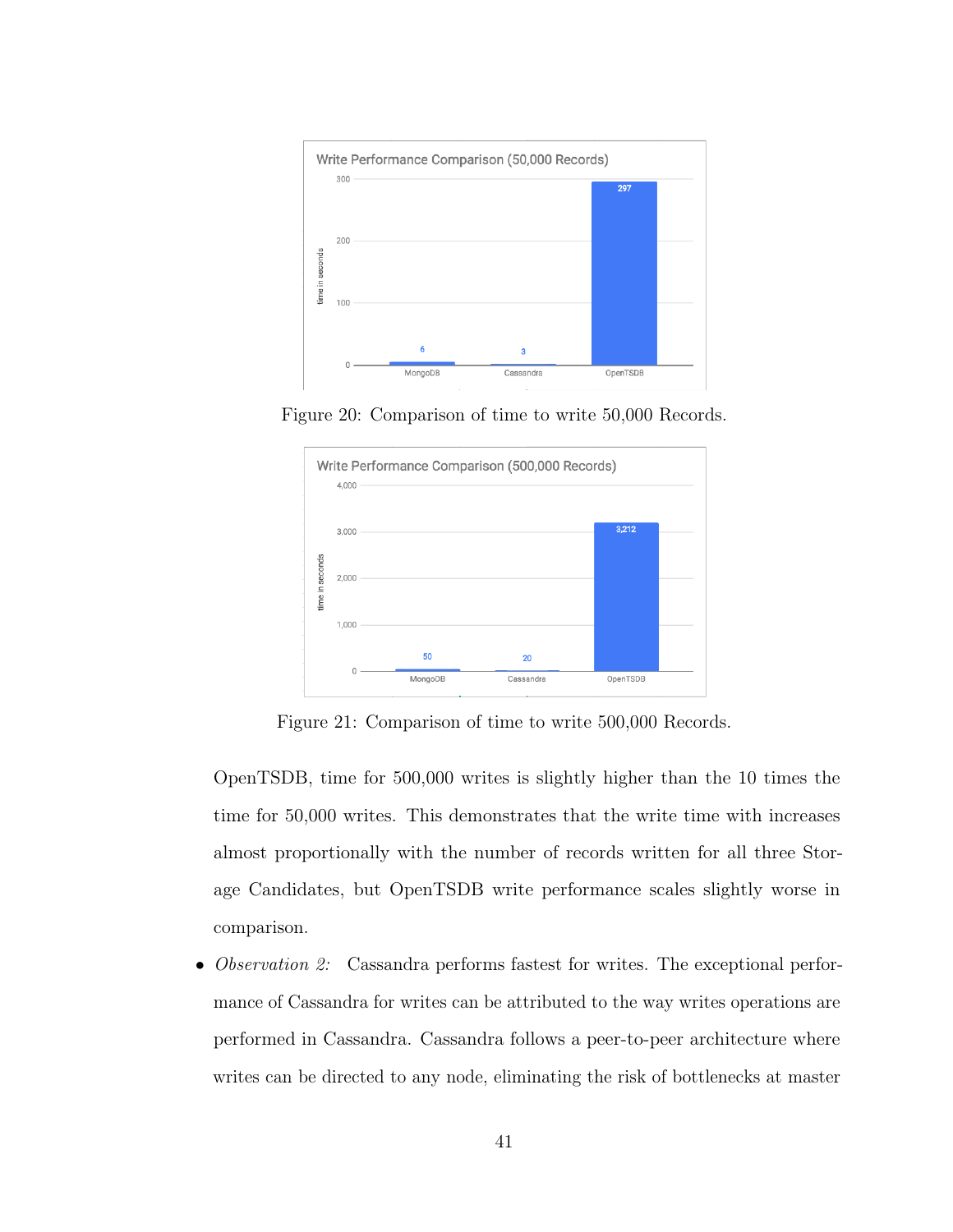Figure 20: Comparison of time to write 50,000 Records.

Figure 21: Comparison of time to write 500,000 Records.

OpenTSDB, time for 500,000 writes is slightly higher than the 10 times the time for 50,000 writes. This demonstrates that the write time with increases almost proportionally with the number of records written for all three Storage Candidates, but OpenTSDB write performance scales slightly worse in comparison.

- *Observation 2:* Cassandra performs fastest for writes. The exceptional performance of Cassandra for writes can be attributed to the way writes operations are performed in Cassandra. Cassandra follows a peer-to-peer architecture where writes can be directed to any node, eliminating the risk of bottlenecks at master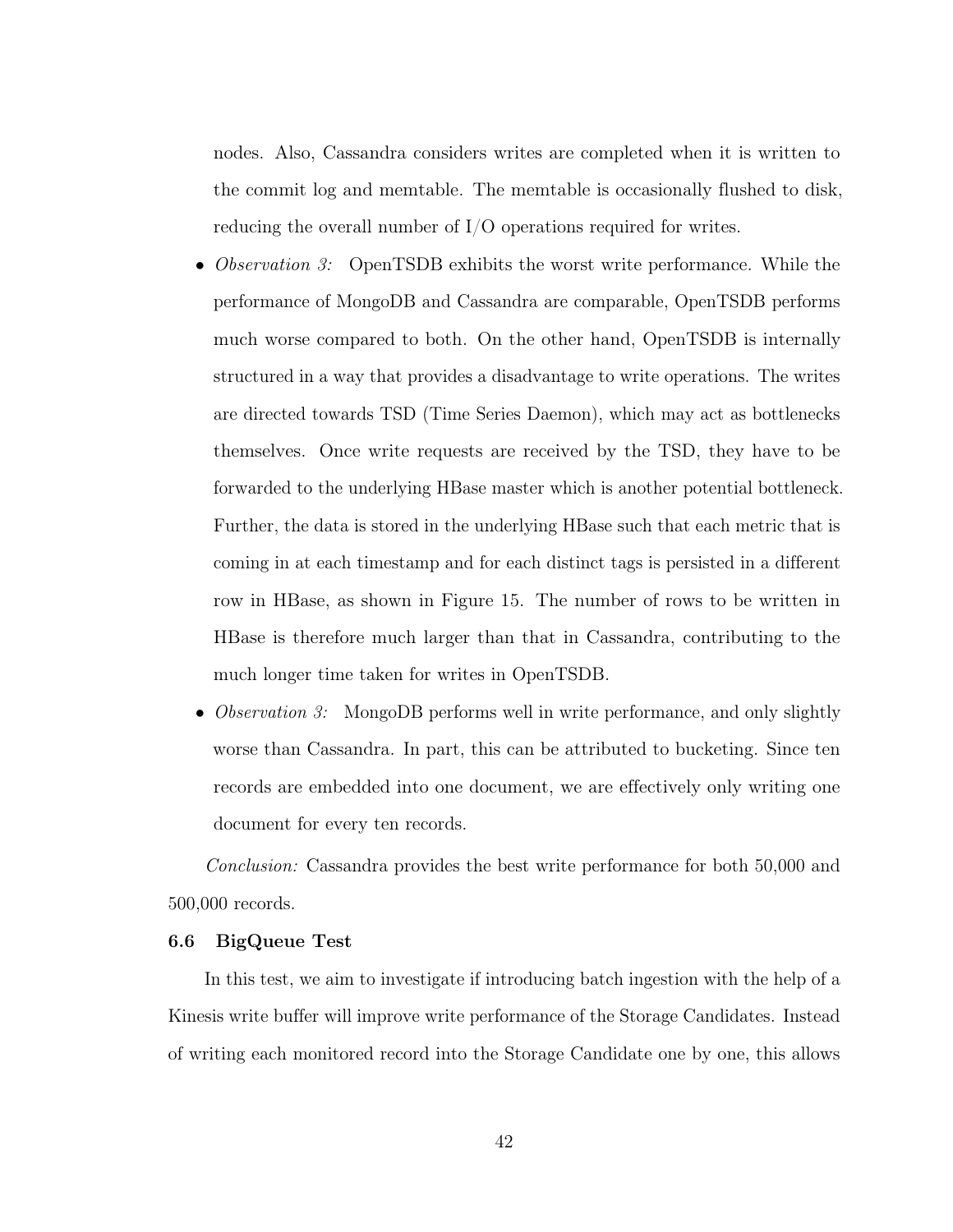nodes. Also, Cassandra considers writes are completed when it is written to the commit log and memtable. The memtable is occasionally flushed to disk, reducing the overall number of I/O operations required for writes.

- *Observation 3:* OpenTSDB exhibits the worst write performance. While the performance of MongoDB and Cassandra are comparable, OpenTSDB performs much worse compared to both. On the other hand, OpenTSDB is internally structured in a way that provides a disadvantage to write operations. The writes are directed towards TSD (Time Series Daemon), which may act as bottlenecks themselves. Once write requests are received by the TSD, they have to be forwarded to the underlying HBase master which is another potential bottleneck. Further, the data is stored in the underlying HBase such that each metric that is coming in at each timestamp and for each distinct tags is persisted in a different row in HBase, as shown in Figure 15. The number of rows to be written in HBase is therefore much larger than that in Cassandra, contributing to the much longer time taken for writes in OpenTSDB.
- *Observation 3:* MongoDB performs well in write performance, and only slightly worse than Cassandra. In part, this can be attributed to bucketing. Since ten records are embedded into one document, we are effectively only writing one document for every ten records.

*Conclusion:* Cassandra provides the best write performance for both 50,000 and 500,000 records.

### 6.6 BigQueue Test

In this test, we aim to investigate if introducing batch ingestion with the help of a Kinesis write buffer will improve write performance of the Storage Candidates. Instead of writing each monitored record into the Storage Candidate one by one, this allows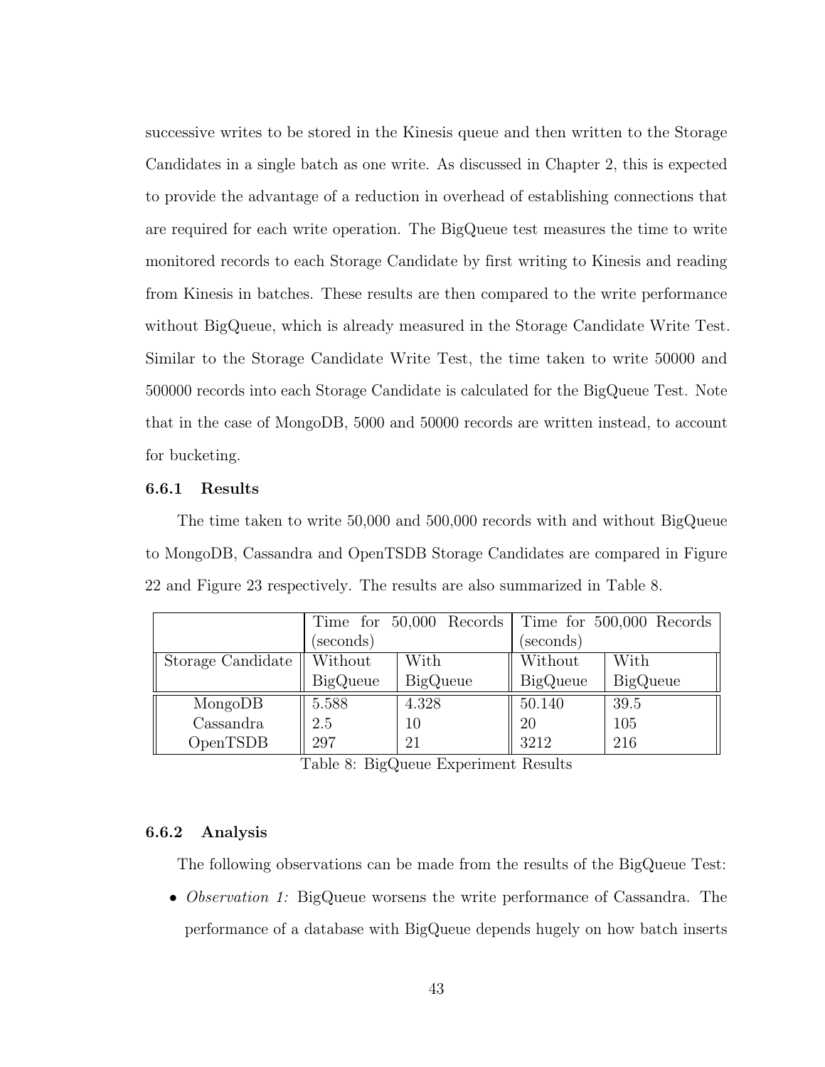successive writes to be stored in the Kinesis queue and then written to the Storage Candidates in a single batch as one write. As discussed in Chapter 2, this is expected to provide the advantage of a reduction in overhead of establishing connections that are required for each write operation. The BigQueue test measures the time to write monitored records to each Storage Candidate by first writing to Kinesis and reading from Kinesis in batches. These results are then compared to the write performance without BigQueue, which is already measured in the Storage Candidate Write Test. Similar to the Storage Candidate Write Test, the time taken to write 50000 and 500000 records into each Storage Candidate is calculated for the BigQueue Test. Note that in the case of MongoDB, 5000 and 50000 records are written instead, to account for bucketing.

### 6.6.1 Results

The time taken to write 50,000 and 500,000 records with and without BigQueue to MongoDB, Cassandra and OpenTSDB Storage Candidates are compared in Figure 22 and Figure 23 respectively. The results are also summarized in Table 8.

| | Time for 50,000 Records (seconds) | | Time for 500,000 Records (seconds) | |
|---|---|---|---|---|
| Storage Candidate | Without BigQueue | With BigQueue | Without BigQueue | With BigQueue |
| MongoDB | 5.588 | 4.328 | 50.140 | 39.5 |
| Cassandra | 2.5 | 10 | 20 | 105 |
| OpenTSDB | 297 | 21 | 3212 | 216 |

Table 8: BigQueue Experiment Results

### 6.6.2 Analysis

The following observations can be made from the results of the BigQueue Test:

- *Observation 1:* BigQueue worsens the write performance of Cassandra. The performance of a database with BigQueue depends hugely on how batch inserts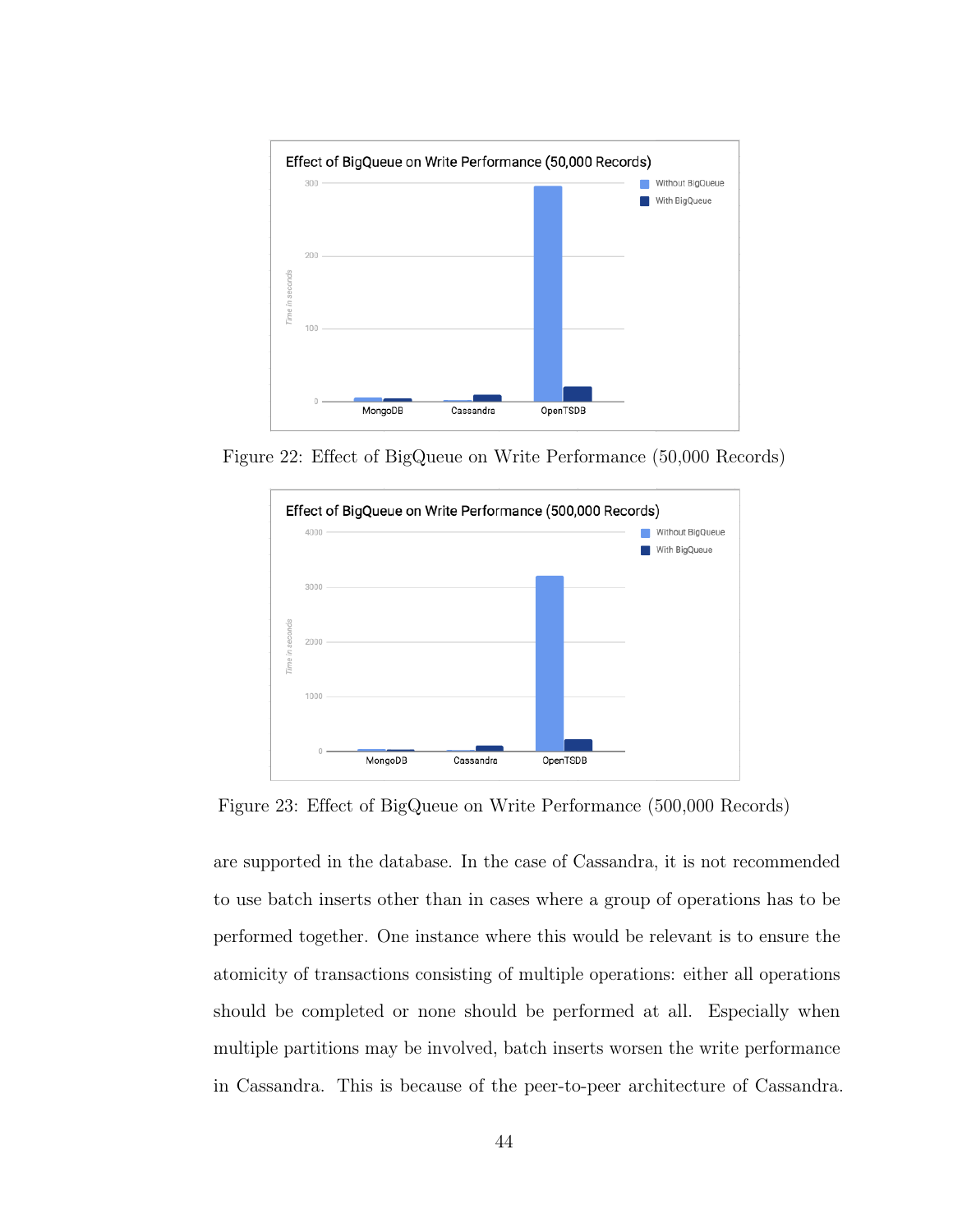Figure 22: Effect of BigQueue on Write Performance (50,000 Records)

Figure 23: Effect of BigQueue on Write Performance (500,000 Records)

are supported in the database. In the case of Cassandra, it is not recommended to use batch inserts other than in cases where a group of operations has to be performed together. One instance where this would be relevant is to ensure the atomicity of transactions consisting of multiple operations: either all operations should be completed or none should be performed at all. Especially when multiple partitions may be involved, batch inserts worsen the write performance in Cassandra. This is because of the peer-to-peer architecture of Cassandra.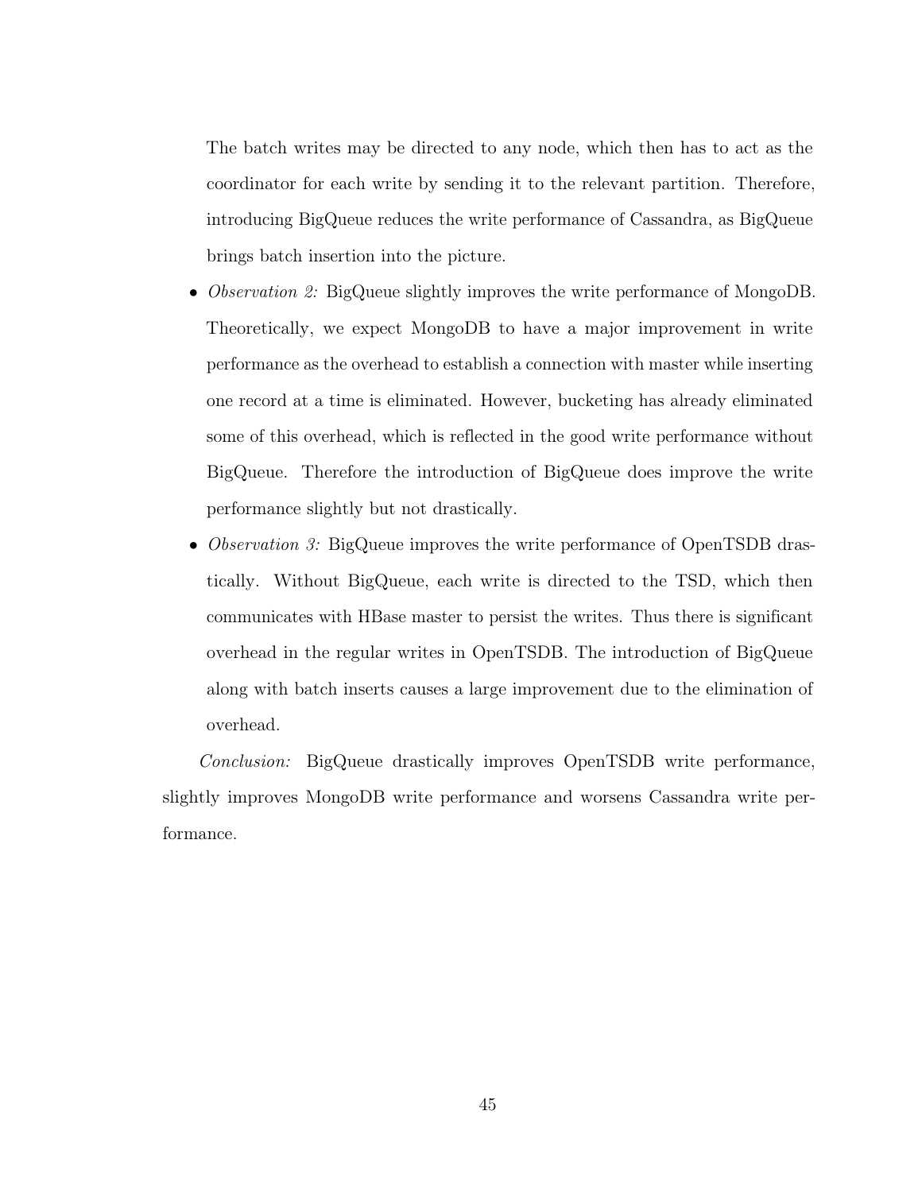The batch writes may be directed to any node, which then has to act as the coordinator for each write by sending it to the relevant partition. Therefore, introducing BigQueue reduces the write performance of Cassandra, as BigQueue brings batch insertion into the picture.

- *Observation 2:* BigQueue slightly improves the write performance of MongoDB. Theoretically, we expect MongoDB to have a major improvement in write performance as the overhead to establish a connection with master while inserting one record at a time is eliminated. However, bucketing has already eliminated some of this overhead, which is reflected in the good write performance without BigQueue. Therefore the introduction of BigQueue does improve the write performance slightly but not drastically.
- *Observation 3:* BigQueue improves the write performance of OpenTSDB drastically. Without BigQueue, each write is directed to the TSD, which then communicates with HBase master to persist the writes. Thus there is significant overhead in the regular writes in OpenTSDB. The introduction of BigQueue along with batch inserts causes a large improvement due to the elimination of overhead.

*Conclusion:* BigQueue drastically improves OpenTSDB write performance, slightly improves MongoDB write performance and worsens Cassandra write performance.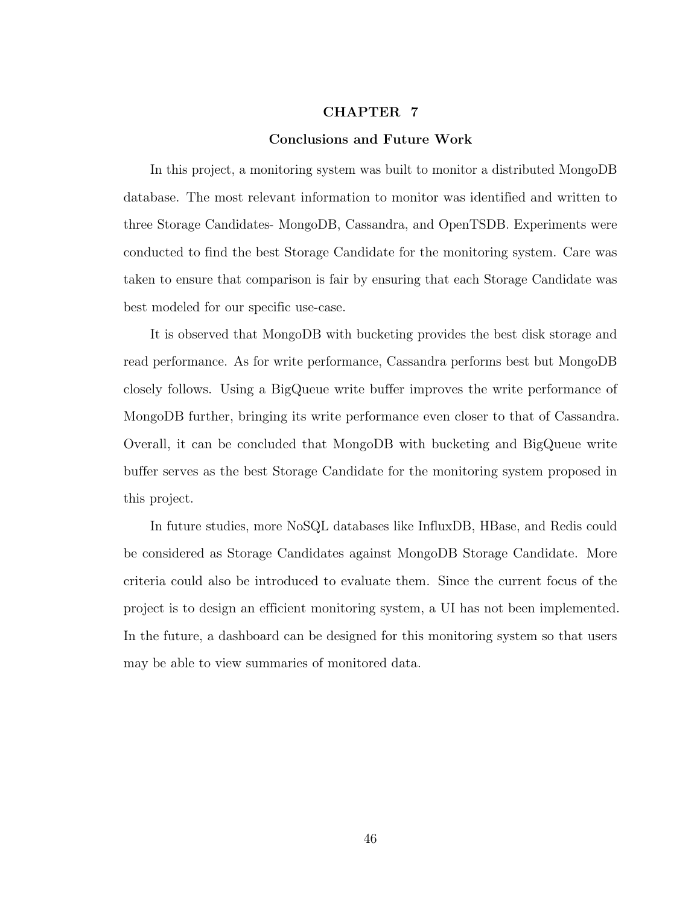# CHAPTER 7

## Conclusions and Future Work

In this project, a monitoring system was built to monitor a distributed MongoDB database. The most relevant information to monitor was identified and written to three Storage Candidates- MongoDB, Cassandra, and OpenTSDB. Experiments were conducted to find the best Storage Candidate for the monitoring system. Care was taken to ensure that comparison is fair by ensuring that each Storage Candidate was best modeled for our specific use-case.

It is observed that MongoDB with bucketing provides the best disk storage and read performance. As for write performance, Cassandra performs best but MongoDB closely follows. Using a BigQueue write buffer improves the write performance of MongoDB further, bringing its write performance even closer to that of Cassandra. Overall, it can be concluded that MongoDB with bucketing and BigQueue write buffer serves as the best Storage Candidate for the monitoring system proposed in this project.

In future studies, more NoSQL databases like InfluxDB, HBase, and Redis could be considered as Storage Candidates against MongoDB Storage Candidate. More criteria could also be introduced to evaluate them. Since the current focus of the project is to design an efficient monitoring system, a UI has not been implemented. In the future, a dashboard can be designed for this monitoring system so that users may be able to view summaries of monitored data.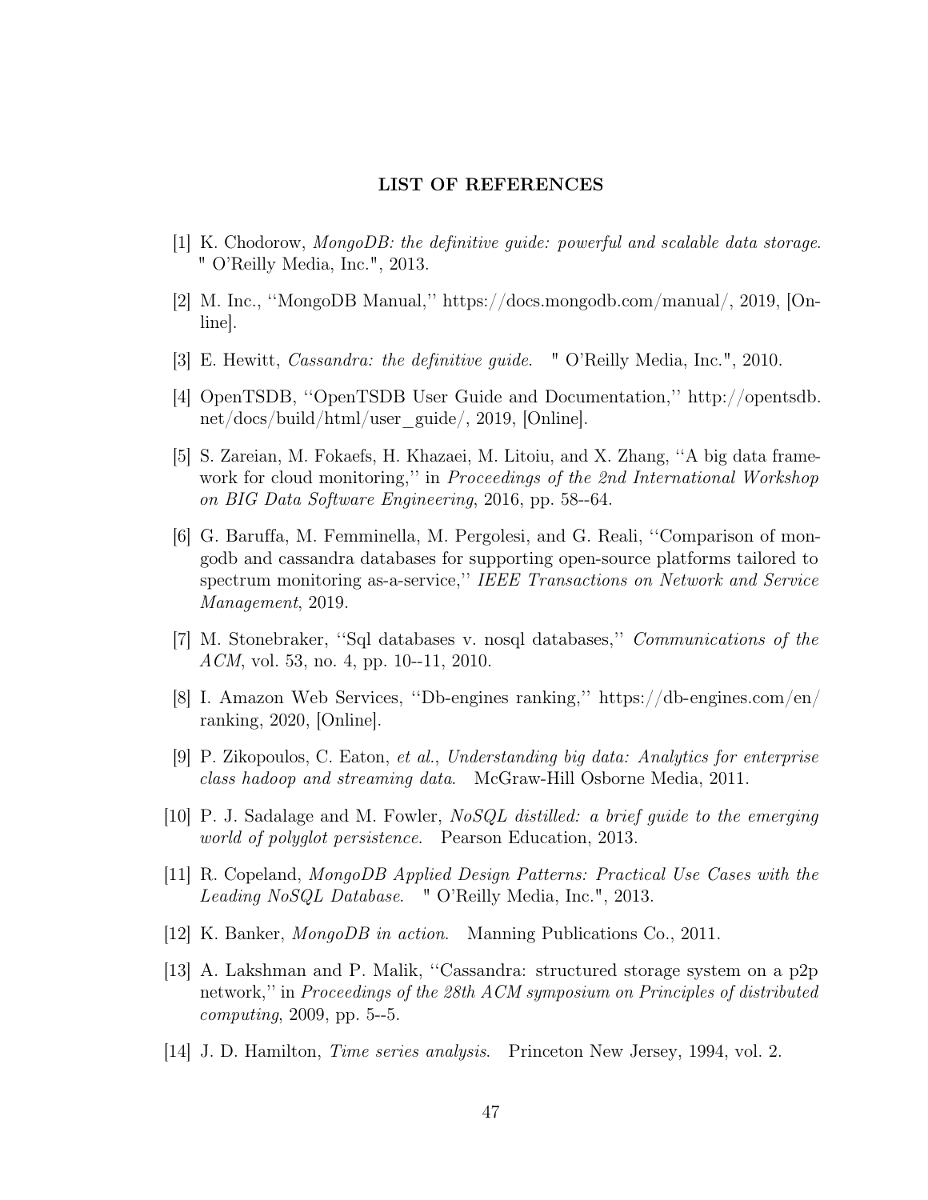# LIST OF REFERENCES

[1] K. Chodorow, *MongoDB: the definitive guide: powerful and scalable data storage*. " O'Reilly Media, Inc.", 2013.

[2] M. Inc., ''MongoDB Manual,'' https://docs.mongodb.com/manual/, 2019, [Online].

[3] E. Hewitt, *Cassandra: the definitive guide*. " O'Reilly Media, Inc.", 2010.

[4] OpenTSDB, ''OpenTSDB User Guide and Documentation,'' http://opentsdb.net/docs/build/html/user_guide/, 2019, [Online].

[5] S. Zareian, M. Fokaefs, H. Khazaei, M. Litoiu, and X. Zhang, ''A big data framework for cloud monitoring,'' in *Proceedings of the 2nd International Workshop on BIG Data Software Engineering*, 2016, pp. 58--64.

[6] G. Baruffa, M. Femminella, M. Pergolesi, and G. Reali, ''Comparison of mongodb and cassandra databases for supporting open-source platforms tailored to spectrum monitoring as-a-service,'' *IEEE Transactions on Network and Service Management*, 2019.

[7] M. Stonebraker, ''Sql databases v. nosql databases,'' *Communications of the ACM*, vol. 53, no. 4, pp. 10--11, 2010.

[8] I. Amazon Web Services, ''Db-engines ranking,'' https://db-engines.com/en/ranking, 2020, [Online].

[9] P. Zikopoulos, C. Eaton, *et al.*, *Understanding big data: Analytics for enterprise class hadoop and streaming data*. McGraw-Hill Osborne Media, 2011.

[10] P. J. Sadalage and M. Fowler, *NoSQL distilled: a brief guide to the emerging world of polyglot persistence*. Pearson Education, 2013.

[11] R. Copeland, *MongoDB Applied Design Patterns: Practical Use Cases with the Leading NoSQL Database*. " O'Reilly Media, Inc.", 2013.

[12] K. Banker, *MongoDB in action*. Manning Publications Co., 2011.

[13] A. Lakshman and P. Malik, ''Cassandra: structured storage system on a p2p network,'' in *Proceedings of the 28th ACM symposium on Principles of distributed computing*, 2009, pp. 5--5.

[14] J. D. Hamilton, *Time series analysis*. Princeton New Jersey, 1994, vol. 2.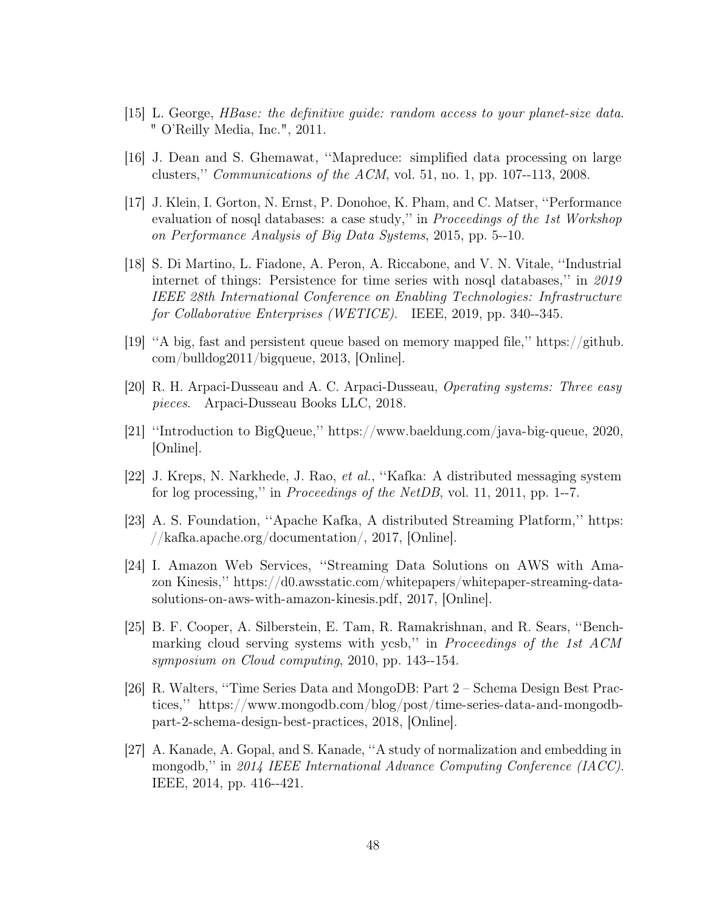[15] L. George, *HBase: the definitive guide: random access to your planet-size data*. " O'Reilly Media, Inc.", 2011.

[16] J. Dean and S. Ghemawat, ''Mapreduce: simplified data processing on large clusters,'' *Communications of the ACM*, vol. 51, no. 1, pp. 107--113, 2008.

[17] J. Klein, I. Gorton, N. Ernst, P. Donohoe, K. Pham, and C. Matser, ''Performance evaluation of nosql databases: a case study,'' in *Proceedings of the 1st Workshop on Performance Analysis of Big Data Systems*, 2015, pp. 5--10.

[18] S. Di Martino, L. Fiadone, A. Peron, A. Riccabone, and V. N. Vitale, ''Industrial internet of things: Persistence for time series with nosql databases,'' in *2019 IEEE 28th International Conference on Enabling Technologies: Infrastructure for Collaborative Enterprises (WETICE)*. IEEE, 2019, pp. 340--345.

[19] ''A big, fast and persistent queue based on memory mapped file,'' https://github.com/bulldog2011/bigqueue, 2013, [Online].

[20] R. H. Arpaci-Dusseau and A. C. Arpaci-Dusseau, *Operating systems: Three easy pieces*. Arpaci-Dusseau Books LLC, 2018.

[21] ''Introduction to BigQueue,'' https://www.baeldung.com/java-big-queue, 2020, [Online].

[22] J. Kreps, N. Narkhede, J. Rao, *et al.*, ''Kafka: A distributed messaging system for log processing,'' in *Proceedings of the NetDB*, vol. 11, 2011, pp. 1--7.

[23] A. S. Foundation, ''Apache Kafka, A distributed Streaming Platform,'' https://kafka.apache.org/documentation/, 2017, [Online].

[24] I. Amazon Web Services, ''Streaming Data Solutions on AWS with Amazon Kinesis,'' https://d0.awsstatic.com/whitepapers/whitepaper-streaming-data-solutions-on-aws-with-amazon-kinesis.pdf, 2017, [Online].

[25] B. F. Cooper, A. Silberstein, E. Tam, R. Ramakrishnan, and R. Sears, ''Benchmarking cloud serving systems with ycsb,'' in *Proceedings of the 1st ACM symposium on Cloud computing*, 2010, pp. 143--154.

[26] R. Walters, ''Time Series Data and MongoDB: Part 2 – Schema Design Best Practices,'' https://www.mongodb.com/blog/post/time-series-data-and-mongodb-part-2-schema-design-best-practices, 2018, [Online].

[27] A. Kanade, A. Gopal, and S. Kanade, ''A study of normalization and embedding in mongodb,'' in *2014 IEEE International Advance Computing Conference (IACC)*. IEEE, 2014, pp. 416--421.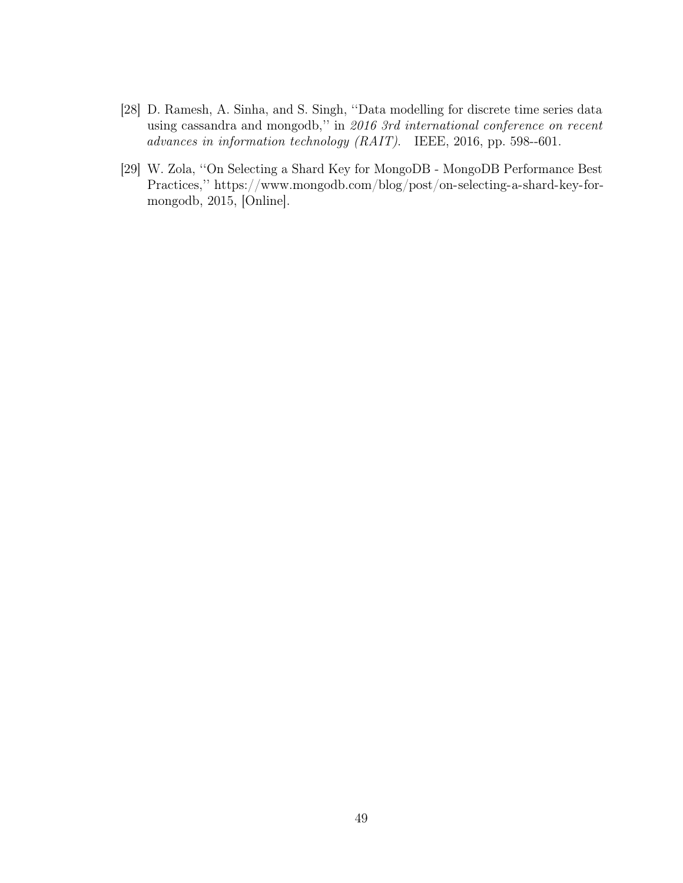[28] D. Ramesh, A. Sinha, and S. Singh, ''Data modelling for discrete time series data using cassandra and mongodb,'' in *2016 3rd international conference on recent advances in information technology (RAIT)*. IEEE, 2016, pp. 598--601.

[29] W. Zola, ''On Selecting a Shard Key for MongoDB - MongoDB Performance Best Practices,'' https://www.mongodb.com/blog/post/on-selecting-a-shard-key-for-mongodb, 2015, [Online].